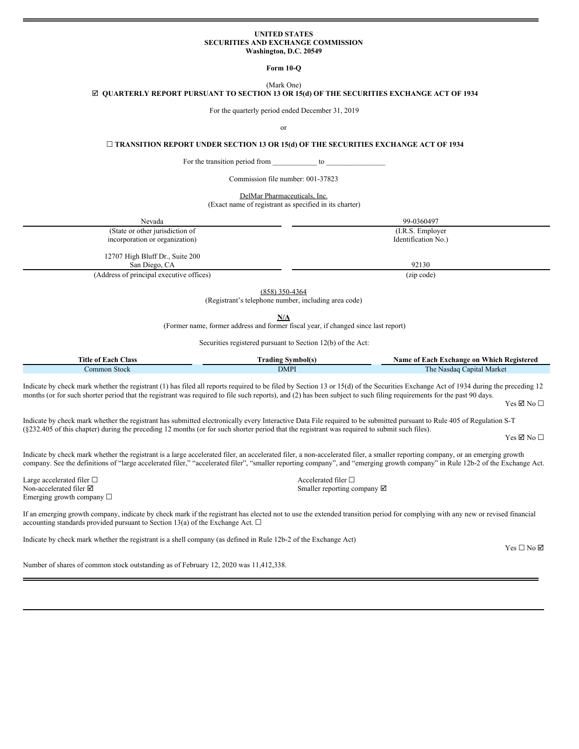**UNITED STATES**
**SECURITIES AND EXCHANGE COMMISSION**
**Washington, D.C. 20549**

**Form 10-Q**

(Mark One)

☑ **QUARTERLY REPORT PURSUANT TO SECTION 13 OR 15(d) OF THE SECURITIES EXCHANGE ACT OF 1934**

For the quarterly period ended December 31, 2019

or

☐ **TRANSITION REPORT UNDER SECTION 13 OR 15(d) OF THE SECURITIES EXCHANGE ACT OF 1934**

For the transition period from ___________ to _______________

Commission file number: 001-37823

DelMar Pharmaceuticals, Inc.
(Exact name of registrant as specified in its charter)

| Nevada | 99-0360497 |
|---|---|
| (State or other jurisdiction of incorporation or organization) | (I.R.S. Employer Identification No.) |
| 12707 High Bluff Dr., Suite 200 San Diego, CA | 92130 |
| (Address of principal executive offices) | (zip code) |

(858) 350-4364
(Registrant's telephone number, including area code)

**N/A**
(Former name, former address and former fiscal year, if changed since last report)

Securities registered pursuant to Section 12(b) of the Act:

| Title of Each Class | Trading Symbol(s) | Name of Each Exchange on Which Registered |
|---|---|---|
| Common Stock | DMPI | The Nasdaq Capital Market |

Indicate by check mark whether the registrant (1) has filed all reports required to be filed by Section 13 or 15(d) of the Securities Exchange Act of 1934 during the preceding 12 months (or for such shorter period that the registrant was required to file such reports), and (2) has been subject to such filing requirements for the past 90 days.

Yes ☑ No ☐

Indicate by check mark whether the registrant has submitted electronically every Interactive Data File required to be submitted pursuant to Rule 405 of Regulation S-T (§232.405 of this chapter) during the preceding 12 months (or for such shorter period that the registrant was required to submit such files).

Yes ☑ No ☐

Indicate by check mark whether the registrant is a large accelerated filer, an accelerated filer, a non-accelerated filer, a smaller reporting company, or an emerging growth company. See the definitions of "large accelerated filer," "accelerated filer", "smaller reporting company", and "emerging growth company" in Rule 12b-2 of the Exchange Act.

Large accelerated filer ☐
Accelerated filer ☐
Non-accelerated filer ☑
Smaller reporting company ☑
Emerging growth company ☐

If an emerging growth company, indicate by check mark if the registrant has elected not to use the extended transition period for complying with any new or revised financial accounting standards provided pursuant to Section 13(a) of the Exchange Act. ☐

Indicate by check mark whether the registrant is a shell company (as defined in Rule 12b-2 of the Exchange Act)

Yes ☐ No ☑

Number of shares of common stock outstanding as of February 12, 2020 was 11,412,338.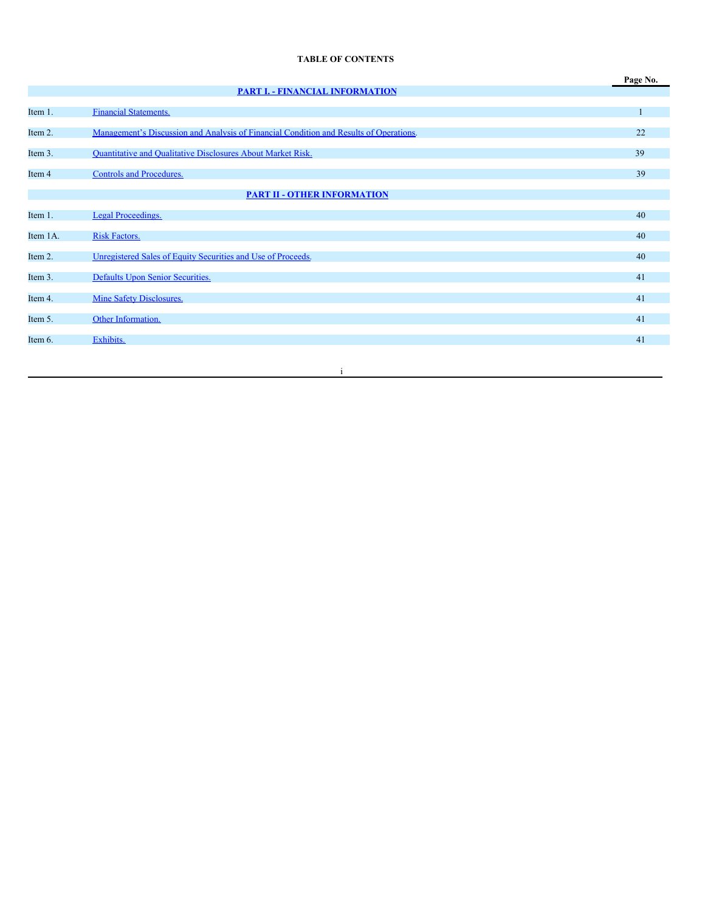# TABLE OF CONTENTS

| | | Page No. |
|---|---|---|
| | **PART I. - FINANCIAL INFORMATION** | |
| Item 1. | Financial Statements. | 1 |
| Item 2. | Management's Discussion and Analysis of Financial Condition and Results of Operations. | 22 |
| Item 3. | Quantitative and Qualitative Disclosures About Market Risk. | 39 |
| Item 4 | Controls and Procedures. | 39 |
| | **PART II - OTHER INFORMATION** | |
| Item 1. | Legal Proceedings. | 40 |
| Item 1A. | Risk Factors. | 40 |
| Item 2. | Unregistered Sales of Equity Securities and Use of Proceeds. | 40 |
| Item 3. | Defaults Upon Senior Securities. | 41 |
| Item 4. | Mine Safety Disclosures. | 41 |
| Item 5. | Other Information. | 41 |
| Item 6. | Exhibits. | 41 |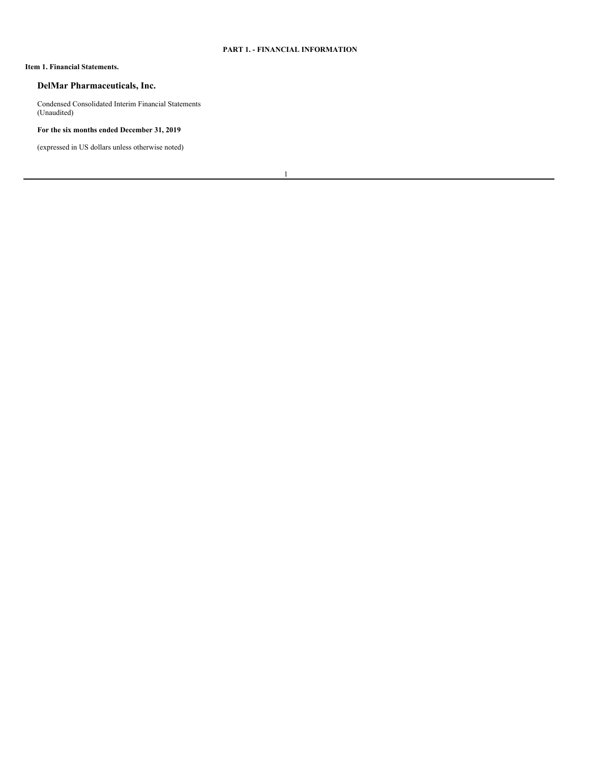**PART 1. - FINANCIAL INFORMATION**

**Item 1. Financial Statements.**

## DelMar Pharmaceuticals, Inc.

Condensed Consolidated Interim Financial Statements
(Unaudited)

**For the six months ended December 31, 2019**

(expressed in US dollars unless otherwise noted)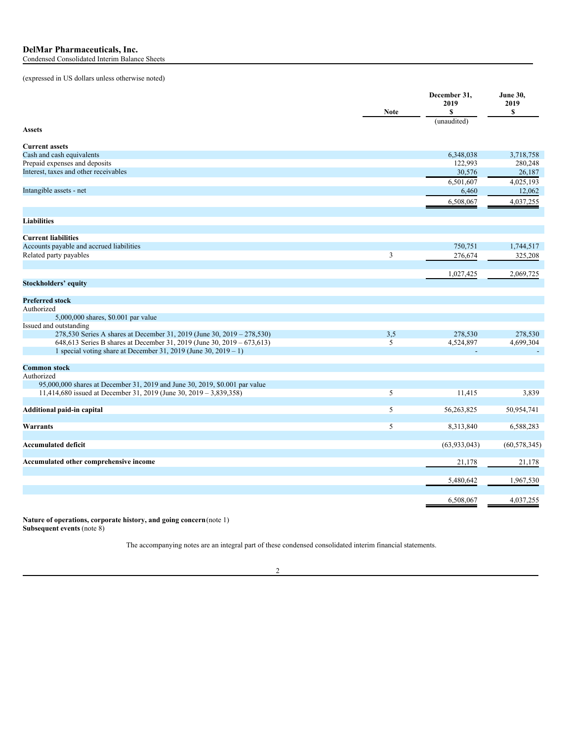# DelMar Pharmaceuticals, Inc.

Condensed Consolidated Interim Balance Sheets

(expressed in US dollars unless otherwise noted)

| | Note | December 31, 2019 $ (unaudited) | June 30, 2019 $ |
|---|---|---|---|
| **Assets** | | | |
| **Current assets** | | | |
| Cash and cash equivalents | | 6,348,038 | 3,718,758 |
| Prepaid expenses and deposits | | 122,993 | 280,248 |
| Interest, taxes and other receivables | | 30,576 | 26,187 |
| | | 6,501,607 | 4,025,193 |
| Intangible assets - net | | 6,460 | 12,062 |
| | | 6,508,067 | 4,037,255 |
| **Liabilities** | | | |
| **Current liabilities** | | | |
| Accounts payable and accrued liabilities | | 750,751 | 1,744,517 |
| Related party payables | 3 | 276,674 | 325,208 |
| | | 1,027,425 | 2,069,725 |
| **Stockholders' equity** | | | |
| **Preferred stock** | | | |
| Authorized | | | |
| 5,000,000 shares, $0.001 par value | | | |
| Issued and outstanding | | | |
| 278,530 Series A shares at December 31, 2019 (June 30, 2019 – 278,530) | 3,5 | 278,530 | 278,530 |
| 648,613 Series B shares at December 31, 2019 (June 30, 2019 – 673,613) | 5 | 4,524,897 | 4,699,304 |
| 1 special voting share at December 31, 2019 (June 30, 2019 – 1) | | - | - |
| **Common stock** | | | |
| Authorized | | | |
| 95,000,000 shares at December 31, 2019 and June 30, 2019, $0.001 par value | | | |
| 11,414,680 issued at December 31, 2019 (June 30, 2019 – 3,839,358) | 5 | 11,415 | 3,839 |
| **Additional paid-in capital** | 5 | 56,263,825 | 50,954,741 |
| **Warrants** | 5 | 8,313,840 | 6,588,283 |
| **Accumulated deficit** | | (63,933,043) | (60,578,345) |
| **Accumulated other comprehensive income** | | 21,178 | 21,178 |
| | | 5,480,642 | 1,967,530 |
| | | 6,508,067 | 4,037,255 |

**Nature of operations, corporate history, and going concern** (note 1)
**Subsequent events** (note 8)

The accompanying notes are an integral part of these condensed consolidated interim financial statements.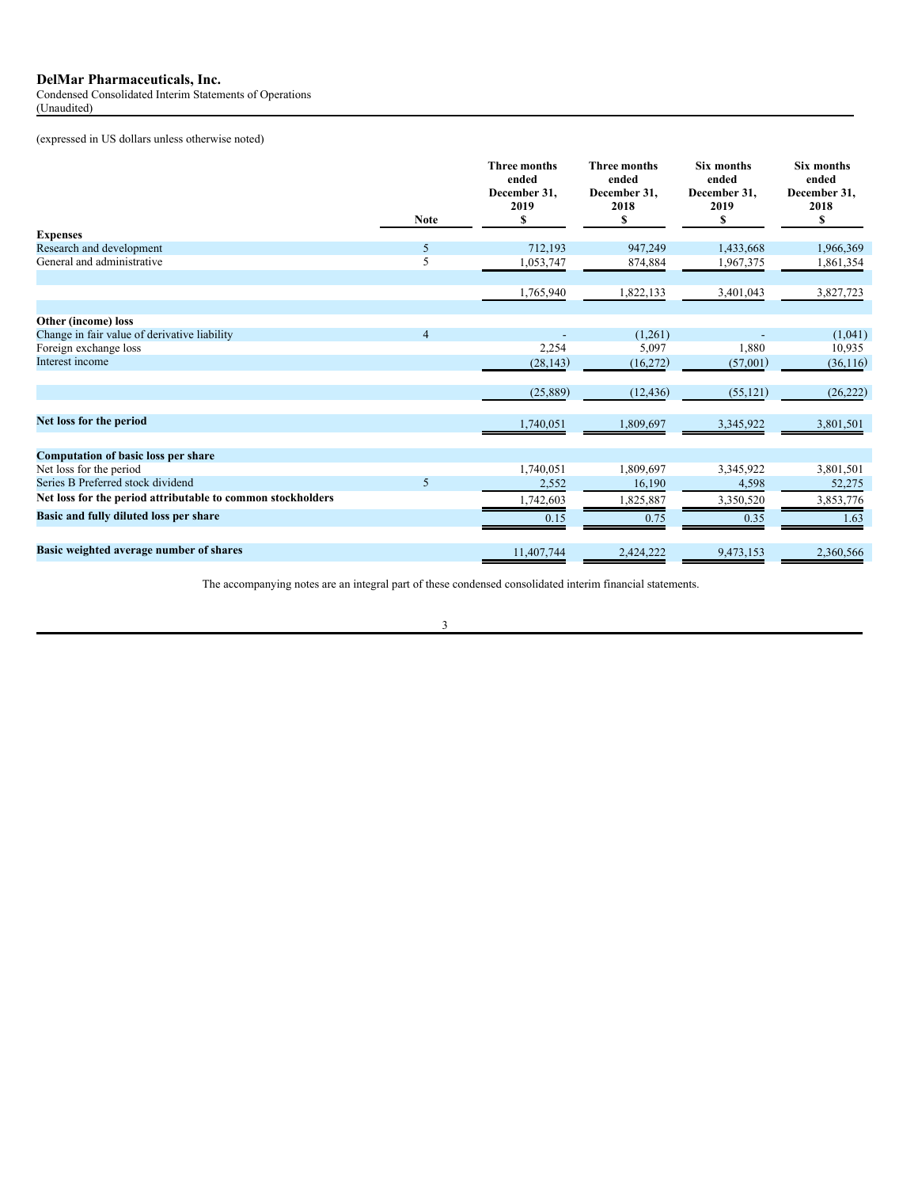**DelMar Pharmaceuticals, Inc.**

Condensed Consolidated Interim Statements of Operations

(Unaudited)

(expressed in US dollars unless otherwise noted)

| | Note | Three months ended December 31, 2019 $ | Three months ended December 31, 2018 $ | Six months ended December 31, 2019 $ | Six months ended December 31, 2018 $ |
|---|---|---|---|---|---|
| **Expenses** | | | | | |
| Research and development | 5 | 712,193 | 947,249 | 1,433,668 | 1,966,369 |
| General and administrative | 5 | 1,053,747 | 874,884 | 1,967,375 | 1,861,354 |
| | | 1,765,940 | 1,822,133 | 3,401,043 | 3,827,723 |
| **Other (income) loss** | | | | | |
| Change in fair value of derivative liability | 4 | - | (1,261) | - | (1,041) |
| Foreign exchange loss | | 2,254 | 5,097 | 1,880 | 10,935 |
| Interest income | | (28,143) | (16,272) | (57,001) | (36,116) |
| | | (25,889) | (12,436) | (55,121) | (26,222) |
| **Net loss for the period** | | 1,740,051 | 1,809,697 | 3,345,922 | 3,801,501 |
| **Computation of basic loss per share** | | | | | |
| Net loss for the period | | 1,740,051 | 1,809,697 | 3,345,922 | 3,801,501 |
| Series B Preferred stock dividend | 5 | 2,552 | 16,190 | 4,598 | 52,275 |
| **Net loss for the period attributable to common stockholders** | | 1,742,603 | 1,825,887 | 3,350,520 | 3,853,776 |
| **Basic and fully diluted loss per share** | | 0.15 | 0.75 | 0.35 | 1.63 |
| **Basic weighted average number of shares** | | 11,407,744 | 2,424,222 | 9,473,153 | 2,360,566 |

The accompanying notes are an integral part of these condensed consolidated interim financial statements.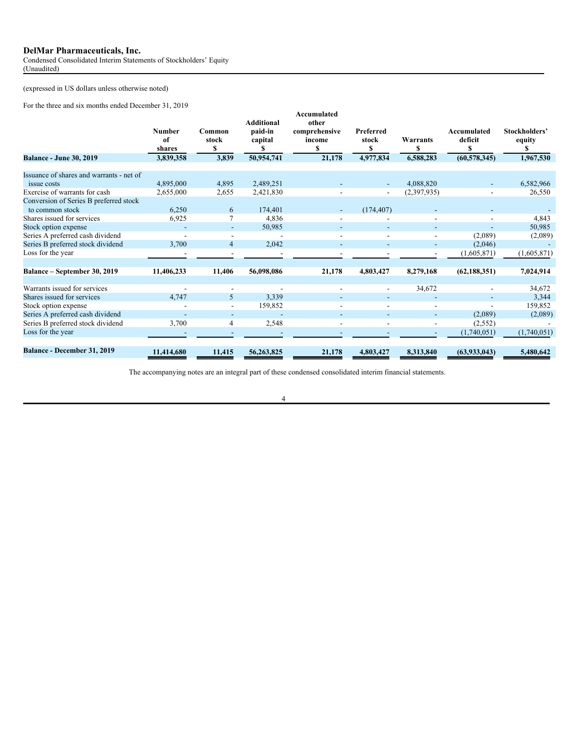# DelMar Pharmaceuticals, Inc.

Condensed Consolidated Interim Statements of Stockholders' Equity
(Unaudited)

(expressed in US dollars unless otherwise noted)

For the three and six months ended December 31, 2019

| | Number of shares | Common stock $ | Additional paid-in capital $ | Accumulated other comprehensive income $ | Preferred stock $ | Warrants $ | Accumulated deficit $ | Stockholders' equity $ |
|---|---|---|---|---|---|---|---|---|
| **Balance - June 30, 2019** | **3,839,358** | **3,839** | **50,954,741** | **21,178** | **4,977,834** | **6,588,283** | **(60,578,345)** | **1,967,530** |
| Issuance of shares and warrants - net of issue costs | 4,895,000 | 4,895 | 2,489,251 | - | - | 4,088,820 | - | 6,582,966 |
| Exercise of warrants for cash | 2,655,000 | 2,655 | 2,421,830 | - | - | (2,397,935) | - | 26,550 |
| Conversion of Series B preferred stock to common stock | 6,250 | 6 | 174,401 | - | (174,407) | - | - | - |
| Shares issued for services | 6,925 | 7 | 4,836 | - | - | - | - | 4,843 |
| Stock option expense | - | - | 50,985 | - | - | - | - | 50,985 |
| Series A preferred cash dividend | - | - | - | - | - | - | (2,089) | (2,089) |
| Series B preferred stock dividend | 3,700 | 4 | 2,042 | - | - | - | (2,046) | - |
| Loss for the year | - | - | - | - | - | - | (1,605,871) | (1,605,871) |
| **Balance – September 30, 2019** | **11,406,233** | **11,406** | **56,098,086** | **21,178** | **4,803,427** | **8,279,168** | **(62,188,351)** | **7,024,914** |
| Warrants issued for services | - | - | - | - | - | 34,672 | - | 34,672 |
| Shares issued for services | 4,747 | 5 | 3,339 | - | - | - | - | 3,344 |
| Stock option expense | - | - | 159,852 | - | - | - | - | 159,852 |
| Series A preferred cash dividend | - | - | - | - | - | - | (2,089) | (2,089) |
| Series B preferred stock dividend | 3,700 | 4 | 2,548 | - | - | - | (2,552) | - |
| Loss for the year | - | - | - | - | - | - | (1,740,051) | (1,740,051) |
| **Balance - December 31, 2019** | **11,414,680** | **11,415** | **56,263,825** | **21,178** | **4,803,427** | **8,313,840** | **(63,933,043)** | **5,480,642** |

The accompanying notes are an integral part of these condensed consolidated interim financial statements.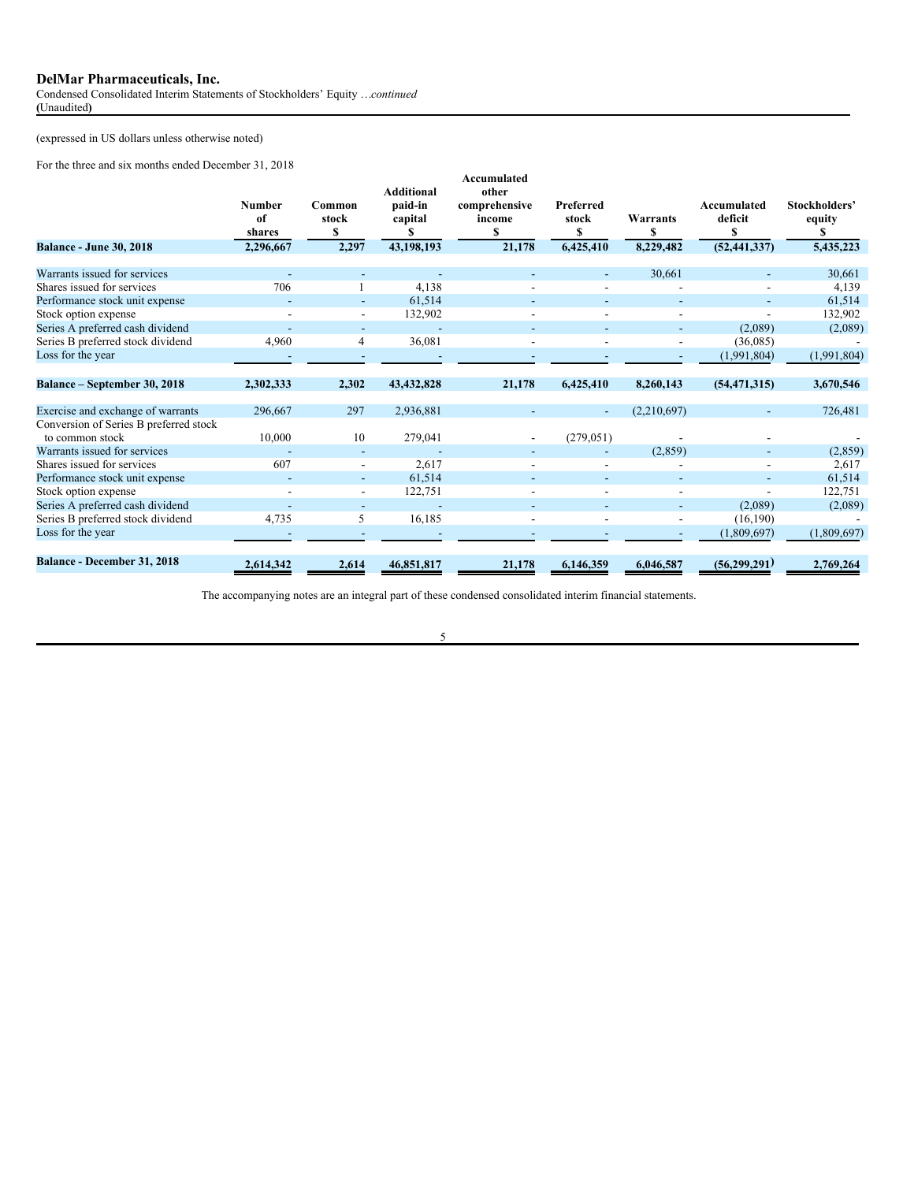## DelMar Pharmaceuticals, Inc.

Condensed Consolidated Interim Statements of Stockholders' Equity …*continued*
(Unaudited)

(expressed in US dollars unless otherwise noted)

For the three and six months ended December 31, 2018

| | Number of shares | Common stock $ | Additional paid-in capital $ | Accumulated other comprehensive income $ | Preferred stock $ | Warrants $ | Accumulated deficit $ | Stockholders' equity $ |
|---|---|---|---|---|---|---|---|---|
| **Balance - June 30, 2018** | **2,296,667** | **2,297** | **43,198,193** | **21,178** | **6,425,410** | **8,229,482** | **(52,441,337)** | **5,435,223** |
| Warrants issued for services | - | - | - | - | - | 30,661 | - | 30,661 |
| Shares issued for services | 706 | 1 | 4,138 | - | - | - | - | 4,139 |
| Performance stock unit expense | - | - | 61,514 | - | - | - | - | 61,514 |
| Stock option expense | - | - | 132,902 | - | - | - | - | 132,902 |
| Series A preferred cash dividend | - | - | - | - | - | - | (2,089) | (2,089) |
| Series B preferred stock dividend | 4,960 | 4 | 36,081 | - | - | - | (36,085) | - |
| Loss for the year | - | - | - | - | - | - | (1,991,804) | (1,991,804) |
| **Balance – September 30, 2018** | **2,302,333** | **2,302** | **43,432,828** | **21,178** | **6,425,410** | **8,260,143** | **(54,471,315)** | **3,670,546** |
| Exercise and exchange of warrants | 296,667 | 297 | 2,936,881 | - | - | (2,210,697) | - | 726,481 |
| Conversion of Series B preferred stock to common stock | 10,000 | 10 | 279,041 | - | (279,051) | - | - | - |
| Warrants issued for services | - | - | - | - | - | (2,859) | - | (2,859) |
| Shares issued for services | 607 | - | 2,617 | - | - | - | - | 2,617 |
| Performance stock unit expense | - | - | 61,514 | - | - | - | - | 61,514 |
| Stock option expense | - | - | 122,751 | - | - | - | - | 122,751 |
| Series A preferred cash dividend | - | - | - | - | - | - | (2,089) | (2,089) |
| Series B preferred stock dividend | 4,735 | 5 | 16,185 | - | - | - | (16,190) | - |
| Loss for the year | - | - | - | - | - | - | (1,809,697) | (1,809,697) |
| **Balance - December 31, 2018** | **2,614,342** | **2,614** | **46,851,817** | **21,178** | **6,146,359** | **6,046,587** | **(56,299,291)** | **2,769,264** |

The accompanying notes are an integral part of these condensed consolidated interim financial statements.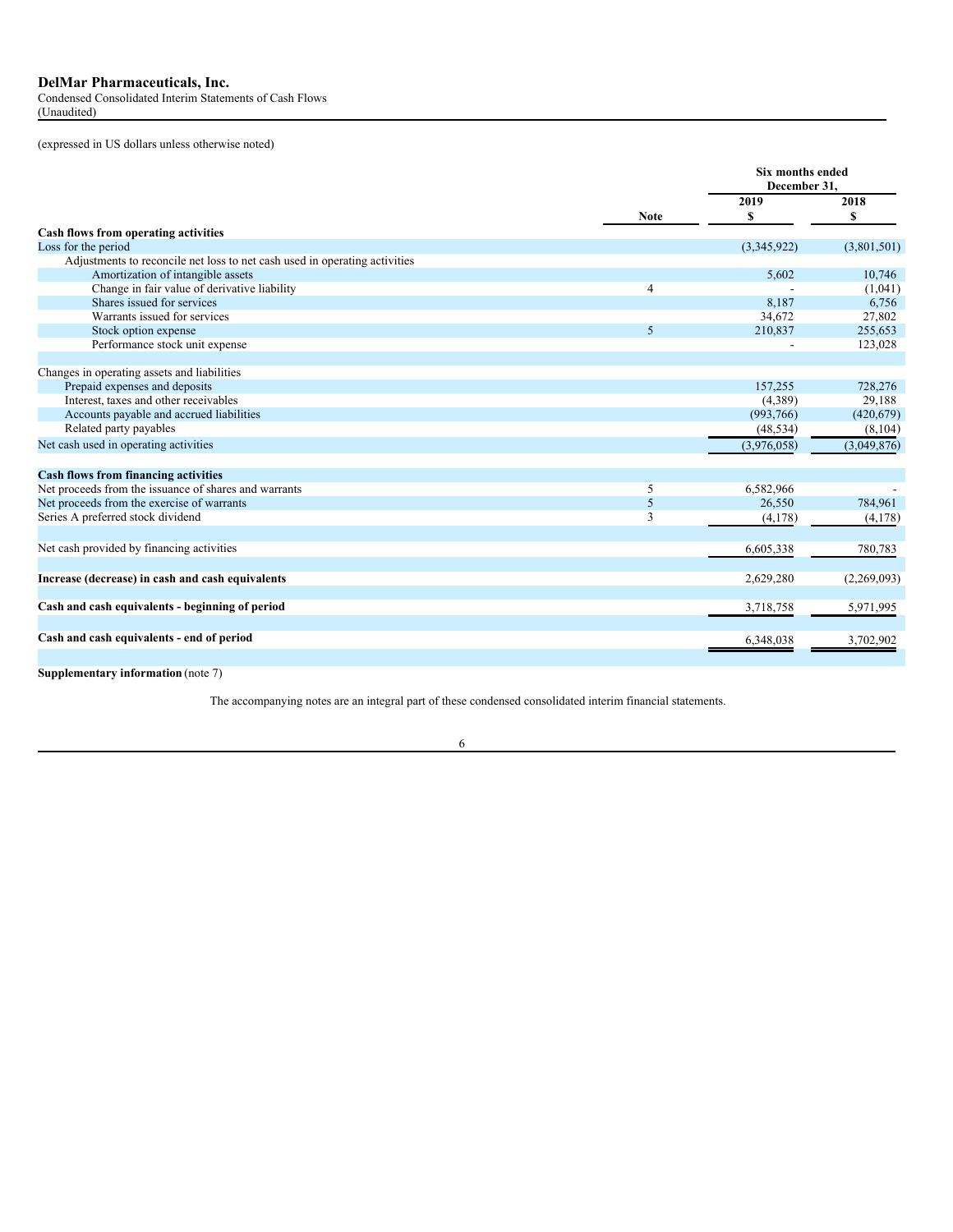**DelMar Pharmaceuticals, Inc.**
Condensed Consolidated Interim Statements of Cash Flows
(Unaudited)

(expressed in US dollars unless otherwise noted)

| | Note | Six months ended December 31, 2019 $ | 2018 $ |
|---|---|---|---|
| **Cash flows from operating activities** | | | |
| Loss for the period | | (3,345,922) | (3,801,501) |
| Adjustments to reconcile net loss to net cash used in operating activities | | | |
| Amortization of intangible assets | | 5,602 | 10,746 |
| Change in fair value of derivative liability | 4 | - | (1,041) |
| Shares issued for services | | 8,187 | 6,756 |
| Warrants issued for services | | 34,672 | 27,802 |
| Stock option expense | 5 | 210,837 | 255,653 |
| Performance stock unit expense | | - | 123,028 |
| | | | |
| Changes in operating assets and liabilities | | | |
| Prepaid expenses and deposits | | 157,255 | 728,276 |
| Interest, taxes and other receivables | | (4,389) | 29,188 |
| Accounts payable and accrued liabilities | | (993,766) | (420,679) |
| Related party payables | | (48,534) | (8,104) |
| Net cash used in operating activities | | (3,976,058) | (3,049,876) |
| | | | |
| **Cash flows from financing activities** | | | |
| Net proceeds from the issuance of shares and warrants | 5 | 6,582,966 | - |
| Net proceeds from the exercise of warrants | 5 | 26,550 | 784,961 |
| Series A preferred stock dividend | 3 | (4,178) | (4,178) |
| | | | |
| Net cash provided by financing activities | | 6,605,338 | 780,783 |
| | | | |
| **Increase (decrease) in cash and cash equivalents** | | 2,629,280 | (2,269,093) |
| | | | |
| **Cash and cash equivalents - beginning of period** | | 3,718,758 | 5,971,995 |
| | | | |
| **Cash and cash equivalents - end of period** | | 6,348,038 | 3,702,902 |

**Supplementary information** (note 7)

The accompanying notes are an integral part of these condensed consolidated interim financial statements.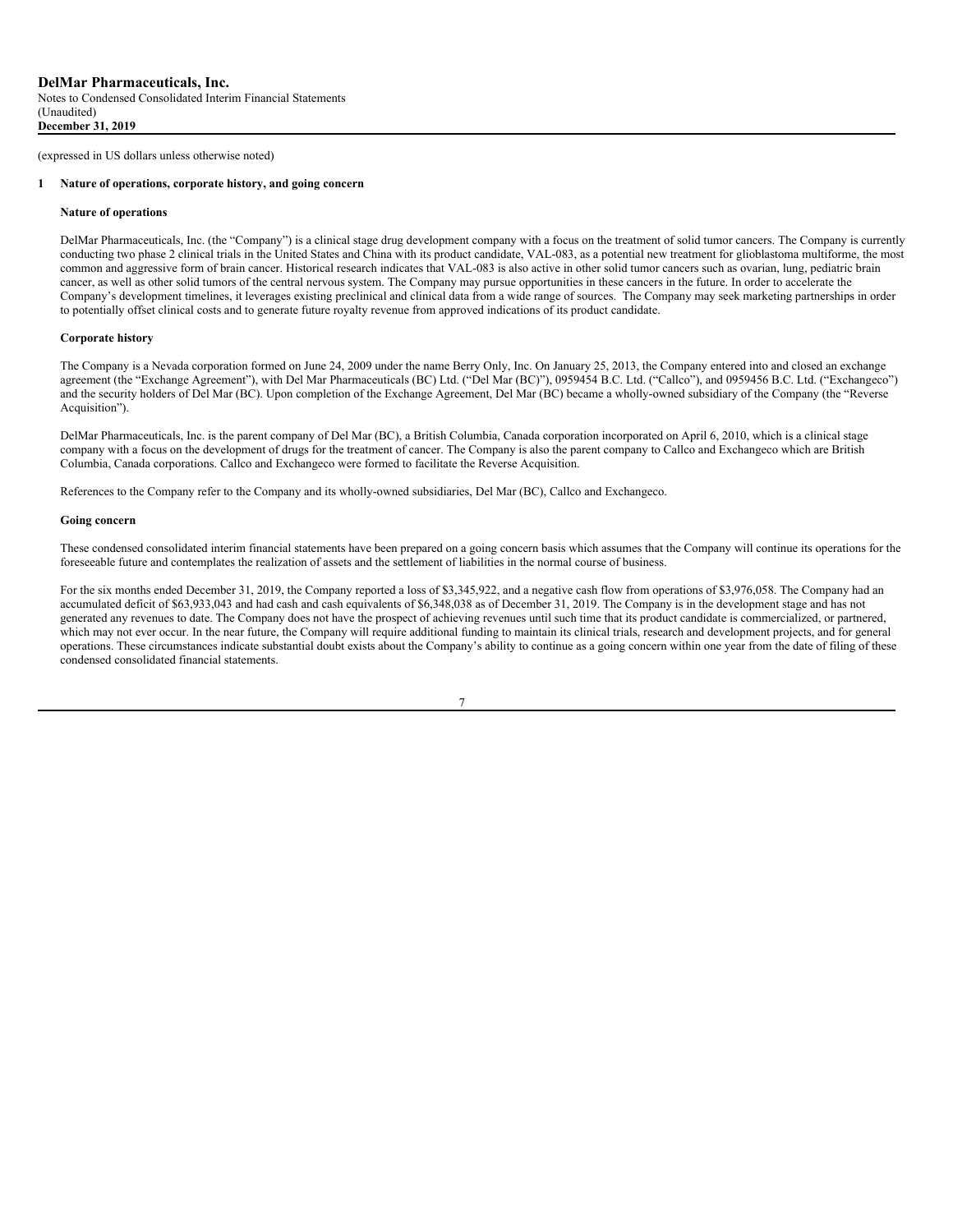**DelMar Pharmaceuticals, Inc.**
Notes to Condensed Consolidated Interim Financial Statements
(Unaudited)
**December 31, 2019**

(expressed in US dollars unless otherwise noted)

## 1 Nature of operations, corporate history, and going concern

### Nature of operations

DelMar Pharmaceuticals, Inc. (the "Company") is a clinical stage drug development company with a focus on the treatment of solid tumor cancers. The Company is currently conducting two phase 2 clinical trials in the United States and China with its product candidate, VAL-083, as a potential new treatment for glioblastoma multiforme, the most common and aggressive form of brain cancer. Historical research indicates that VAL-083 is also active in other solid tumor cancers such as ovarian, lung, pediatric brain cancer, as well as other solid tumors of the central nervous system. The Company may pursue opportunities in these cancers in the future. In order to accelerate the Company's development timelines, it leverages existing preclinical and clinical data from a wide range of sources. The Company may seek marketing partnerships in order to potentially offset clinical costs and to generate future royalty revenue from approved indications of its product candidate.

### Corporate history

The Company is a Nevada corporation formed on June 24, 2009 under the name Berry Only, Inc. On January 25, 2013, the Company entered into and closed an exchange agreement (the "Exchange Agreement"), with Del Mar Pharmaceuticals (BC) Ltd. ("Del Mar (BC)"), 0959454 B.C. Ltd. ("Callco"), and 0959456 B.C. Ltd. ("Exchangeco") and the security holders of Del Mar (BC). Upon completion of the Exchange Agreement, Del Mar (BC) became a wholly-owned subsidiary of the Company (the "Reverse Acquisition").

DelMar Pharmaceuticals, Inc. is the parent company of Del Mar (BC), a British Columbia, Canada corporation incorporated on April 6, 2010, which is a clinical stage company with a focus on the development of drugs for the treatment of cancer. The Company is also the parent company to Callco and Exchangeco which are British Columbia, Canada corporations. Callco and Exchangeco were formed to facilitate the Reverse Acquisition.

References to the Company refer to the Company and its wholly-owned subsidiaries, Del Mar (BC), Callco and Exchangeco.

### Going concern

These condensed consolidated interim financial statements have been prepared on a going concern basis which assumes that the Company will continue its operations for the foreseeable future and contemplates the realization of assets and the settlement of liabilities in the normal course of business.

For the six months ended December 31, 2019, the Company reported a loss of $3,345,922, and a negative cash flow from operations of $3,976,058. The Company had an accumulated deficit of $63,933,043 and had cash and cash equivalents of $6,348,038 as of December 31, 2019. The Company is in the development stage and has not generated any revenues to date. The Company does not have the prospect of achieving revenues until such time that its product candidate is commercialized, or partnered, which may not ever occur. In the near future, the Company will require additional funding to maintain its clinical trials, research and development projects, and for general operations. These circumstances indicate substantial doubt exists about the Company's ability to continue as a going concern within one year from the date of filing of these condensed consolidated financial statements.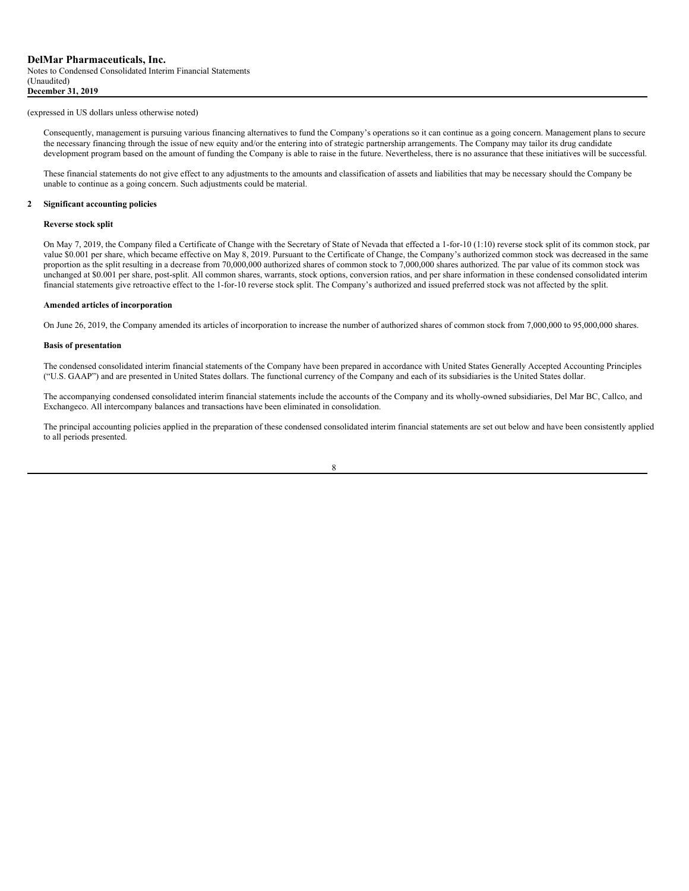(expressed in US dollars unless otherwise noted)

Consequently, management is pursuing various financing alternatives to fund the Company's operations so it can continue as a going concern. Management plans to secure the necessary financing through the issue of new equity and/or the entering into of strategic partnership arrangements. The Company may tailor its drug candidate development program based on the amount of funding the Company is able to raise in the future. Nevertheless, there is no assurance that these initiatives will be successful.

These financial statements do not give effect to any adjustments to the amounts and classification of assets and liabilities that may be necessary should the Company be unable to continue as a going concern. Such adjustments could be material.

## 2 Significant accounting policies

### Reverse stock split

On May 7, 2019, the Company filed a Certificate of Change with the Secretary of State of Nevada that effected a 1-for-10 (1:10) reverse stock split of its common stock, par value $0.001 per share, which became effective on May 8, 2019. Pursuant to the Certificate of Change, the Company's authorized common stock was decreased in the same proportion as the split resulting in a decrease from 70,000,000 authorized shares of common stock to 7,000,000 shares authorized. The par value of its common stock was unchanged at $0.001 per share, post-split. All common shares, warrants, stock options, conversion ratios, and per share information in these condensed consolidated interim financial statements give retroactive effect to the 1-for-10 reverse stock split. The Company's authorized and issued preferred stock was not affected by the split.

### Amended articles of incorporation

On June 26, 2019, the Company amended its articles of incorporation to increase the number of authorized shares of common stock from 7,000,000 to 95,000,000 shares.

### Basis of presentation

The condensed consolidated interim financial statements of the Company have been prepared in accordance with United States Generally Accepted Accounting Principles ("U.S. GAAP") and are presented in United States dollars. The functional currency of the Company and each of its subsidiaries is the United States dollar.

The accompanying condensed consolidated interim financial statements include the accounts of the Company and its wholly-owned subsidiaries, Del Mar BC, Callco, and Exchangeco. All intercompany balances and transactions have been eliminated in consolidation.

The principal accounting policies applied in the preparation of these condensed consolidated interim financial statements are set out below and have been consistently applied to all periods presented.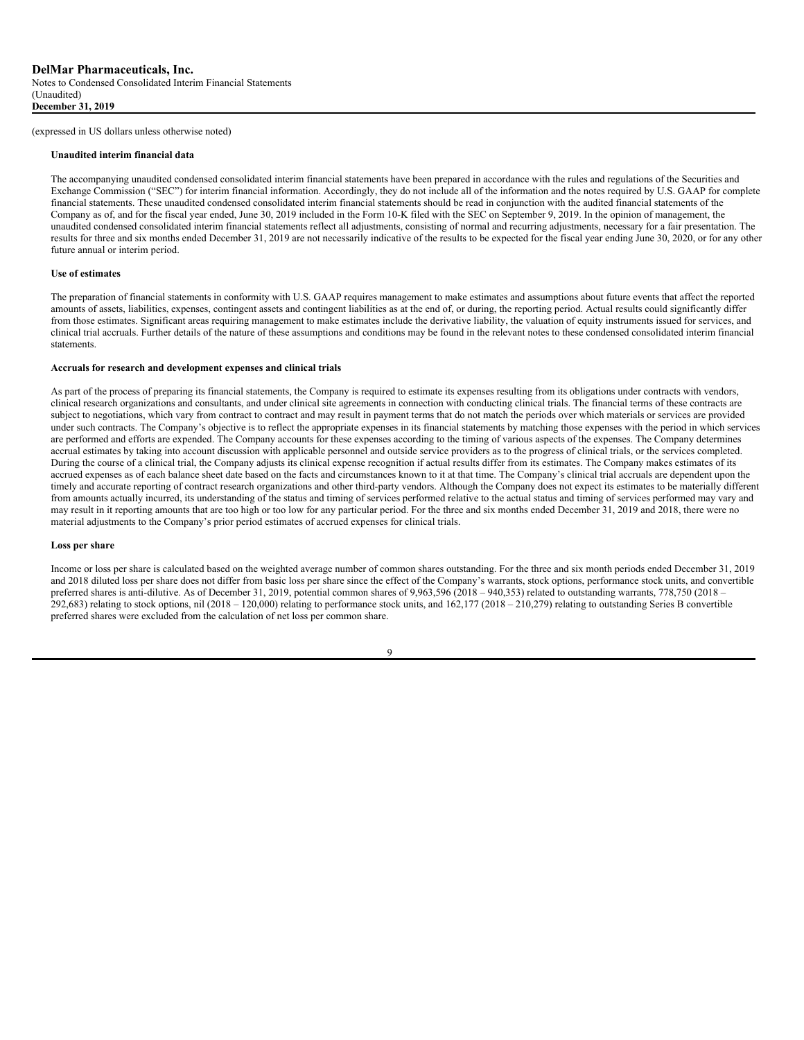(expressed in US dollars unless otherwise noted)

**Unaudited interim financial data**

The accompanying unaudited condensed consolidated interim financial statements have been prepared in accordance with the rules and regulations of the Securities and Exchange Commission ("SEC") for interim financial information. Accordingly, they do not include all of the information and the notes required by U.S. GAAP for complete financial statements. These unaudited condensed consolidated interim financial statements should be read in conjunction with the audited financial statements of the Company as of, and for the fiscal year ended, June 30, 2019 included in the Form 10-K filed with the SEC on September 9, 2019. In the opinion of management, the unaudited condensed consolidated interim financial statements reflect all adjustments, consisting of normal and recurring adjustments, necessary for a fair presentation. The results for three and six months ended December 31, 2019 are not necessarily indicative of the results to be expected for the fiscal year ending June 30, 2020, or for any other future annual or interim period.

**Use of estimates**

The preparation of financial statements in conformity with U.S. GAAP requires management to make estimates and assumptions about future events that affect the reported amounts of assets, liabilities, expenses, contingent assets and contingent liabilities as at the end of, or during, the reporting period. Actual results could significantly differ from those estimates. Significant areas requiring management to make estimates include the derivative liability, the valuation of equity instruments issued for services, and clinical trial accruals. Further details of the nature of these assumptions and conditions may be found in the relevant notes to these condensed consolidated interim financial statements.

**Accruals for research and development expenses and clinical trials**

As part of the process of preparing its financial statements, the Company is required to estimate its expenses resulting from its obligations under contracts with vendors, clinical research organizations and consultants, and under clinical site agreements in connection with conducting clinical trials. The financial terms of these contracts are subject to negotiations, which vary from contract to contract and may result in payment terms that do not match the periods over which materials or services are provided under such contracts. The Company's objective is to reflect the appropriate expenses in its financial statements by matching those expenses with the period in which services are performed and efforts are expended. The Company accounts for these expenses according to the timing of various aspects of the expenses. The Company determines accrual estimates by taking into account discussion with applicable personnel and outside service providers as to the progress of clinical trials, or the services completed. During the course of a clinical trial, the Company adjusts its clinical expense recognition if actual results differ from its estimates. The Company makes estimates of its accrued expenses as of each balance sheet date based on the facts and circumstances known to it at that time. The Company's clinical trial accruals are dependent upon the timely and accurate reporting of contract research organizations and other third-party vendors. Although the Company does not expect its estimates to be materially different from amounts actually incurred, its understanding of the status and timing of services performed relative to the actual status and timing of services performed may vary and may result in it reporting amounts that are too high or too low for any particular period. For the three and six months ended December 31, 2019 and 2018, there were no material adjustments to the Company's prior period estimates of accrued expenses for clinical trials.

**Loss per share**

Income or loss per share is calculated based on the weighted average number of common shares outstanding. For the three and six month periods ended December 31, 2019 and 2018 diluted loss per share does not differ from basic loss per share since the effect of the Company's warrants, stock options, performance stock units, and convertible preferred shares is anti-dilutive. As of December 31, 2019, potential common shares of 9,963,596 (2018 – 940,353) related to outstanding warrants, 778,750 (2018 – 292,683) relating to stock options, nil (2018 – 120,000) relating to performance stock units, and 162,177 (2018 – 210,279) relating to outstanding Series B convertible preferred shares were excluded from the calculation of net loss per common share.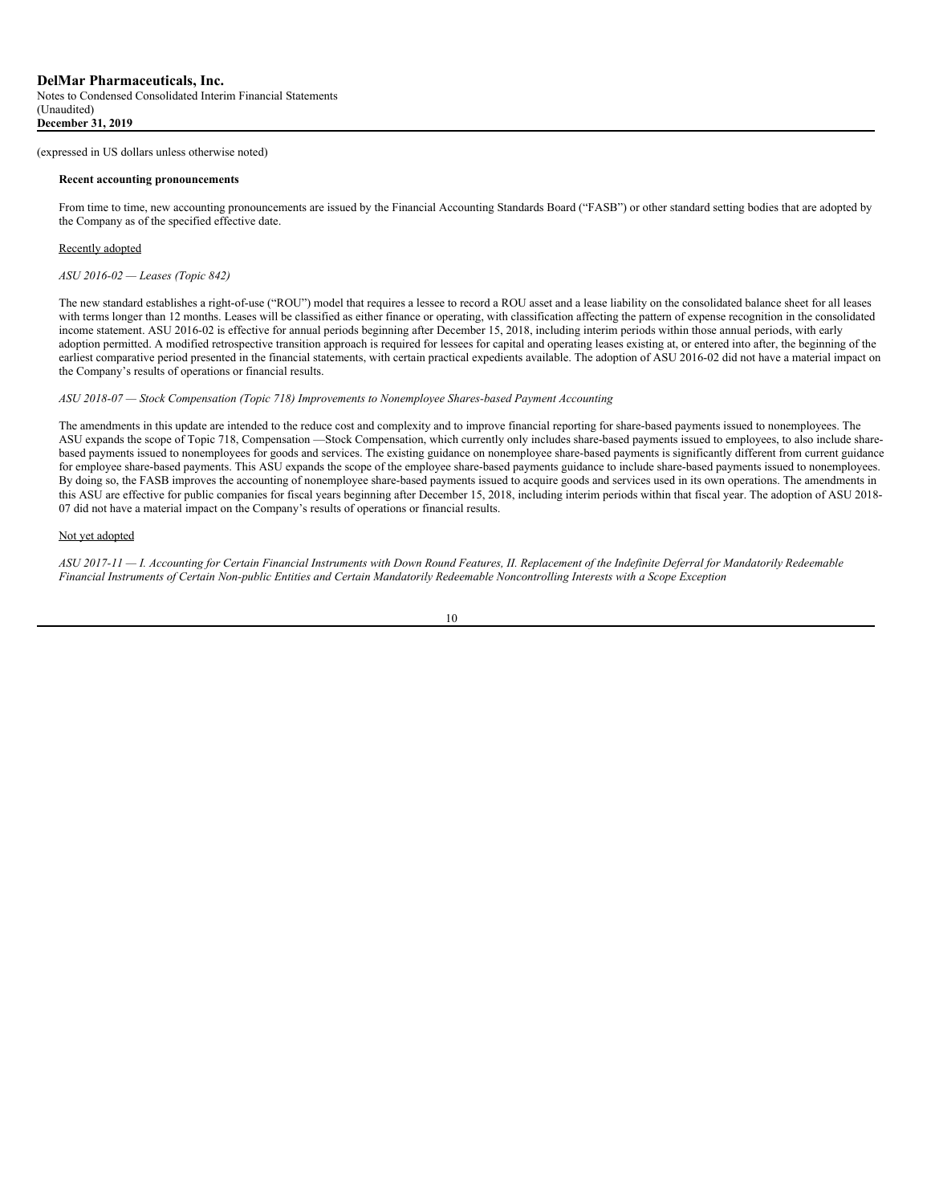(expressed in US dollars unless otherwise noted)

**Recent accounting pronouncements**

From time to time, new accounting pronouncements are issued by the Financial Accounting Standards Board ("FASB") or other standard setting bodies that are adopted by the Company as of the specified effective date.

Recently adopted

*ASU 2016-02 — Leases (Topic 842)*

The new standard establishes a right-of-use ("ROU") model that requires a lessee to record a ROU asset and a lease liability on the consolidated balance sheet for all leases with terms longer than 12 months. Leases will be classified as either finance or operating, with classification affecting the pattern of expense recognition in the consolidated income statement. ASU 2016-02 is effective for annual periods beginning after December 15, 2018, including interim periods within those annual periods, with early adoption permitted. A modified retrospective transition approach is required for lessees for capital and operating leases existing at, or entered into after, the beginning of the earliest comparative period presented in the financial statements, with certain practical expedients available. The adoption of ASU 2016-02 did not have a material impact on the Company's results of operations or financial results.

*ASU 2018-07 — Stock Compensation (Topic 718) Improvements to Nonemployee Shares-based Payment Accounting*

The amendments in this update are intended to the reduce cost and complexity and to improve financial reporting for share-based payments issued to nonemployees. The ASU expands the scope of Topic 718, Compensation —Stock Compensation, which currently only includes share-based payments issued to employees, to also include share-based payments issued to nonemployees for goods and services. The existing guidance on nonemployee share-based payments is significantly different from current guidance for employee share-based payments. This ASU expands the scope of the employee share-based payments guidance to include share-based payments issued to nonemployees. By doing so, the FASB improves the accounting of nonemployee share-based payments issued to acquire goods and services used in its own operations. The amendments in this ASU are effective for public companies for fiscal years beginning after December 15, 2018, including interim periods within that fiscal year. The adoption of ASU 2018-07 did not have a material impact on the Company's results of operations or financial results.

Not yet adopted

*ASU 2017-11 — I. Accounting for Certain Financial Instruments with Down Round Features, II. Replacement of the Indefinite Deferral for Mandatorily Redeemable Financial Instruments of Certain Non-public Entities and Certain Mandatorily Redeemable Noncontrolling Interests with a Scope Exception*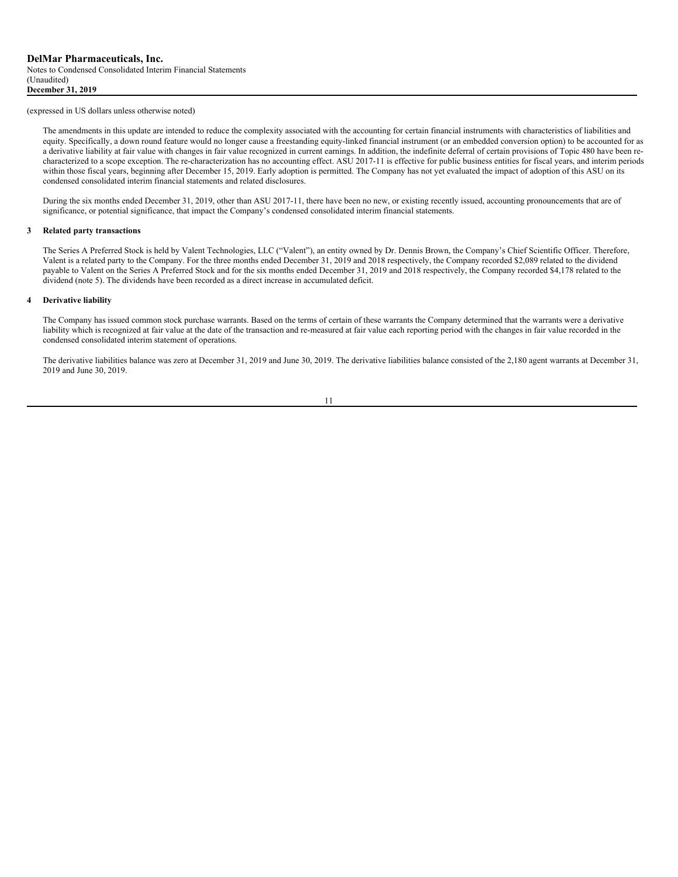(expressed in US dollars unless otherwise noted)

The amendments in this update are intended to reduce the complexity associated with the accounting for certain financial instruments with characteristics of liabilities and equity. Specifically, a down round feature would no longer cause a freestanding equity-linked financial instrument (or an embedded conversion option) to be accounted for as a derivative liability at fair value with changes in fair value recognized in current earnings. In addition, the indefinite deferral of certain provisions of Topic 480 have been re-characterized to a scope exception. The re-characterization has no accounting effect. ASU 2017-11 is effective for public business entities for fiscal years, and interim periods within those fiscal years, beginning after December 15, 2019. Early adoption is permitted. The Company has not yet evaluated the impact of adoption of this ASU on its condensed consolidated interim financial statements and related disclosures.

During the six months ended December 31, 2019, other than ASU 2017-11, there have been no new, or existing recently issued, accounting pronouncements that are of significance, or potential significance, that impact the Company's condensed consolidated interim financial statements.

## 3 Related party transactions

The Series A Preferred Stock is held by Valent Technologies, LLC ("Valent"), an entity owned by Dr. Dennis Brown, the Company's Chief Scientific Officer. Therefore, Valent is a related party to the Company. For the three months ended December 31, 2019 and 2018 respectively, the Company recorded $2,089 related to the dividend payable to Valent on the Series A Preferred Stock and for the six months ended December 31, 2019 and 2018 respectively, the Company recorded $4,178 related to the dividend (note 5). The dividends have been recorded as a direct increase in accumulated deficit.

## 4 Derivative liability

The Company has issued common stock purchase warrants. Based on the terms of certain of these warrants the Company determined that the warrants were a derivative liability which is recognized at fair value at the date of the transaction and re-measured at fair value each reporting period with the changes in fair value recorded in the condensed consolidated interim statement of operations.

The derivative liabilities balance was zero at December 31, 2019 and June 30, 2019. The derivative liabilities balance consisted of the 2,180 agent warrants at December 31, 2019 and June 30, 2019.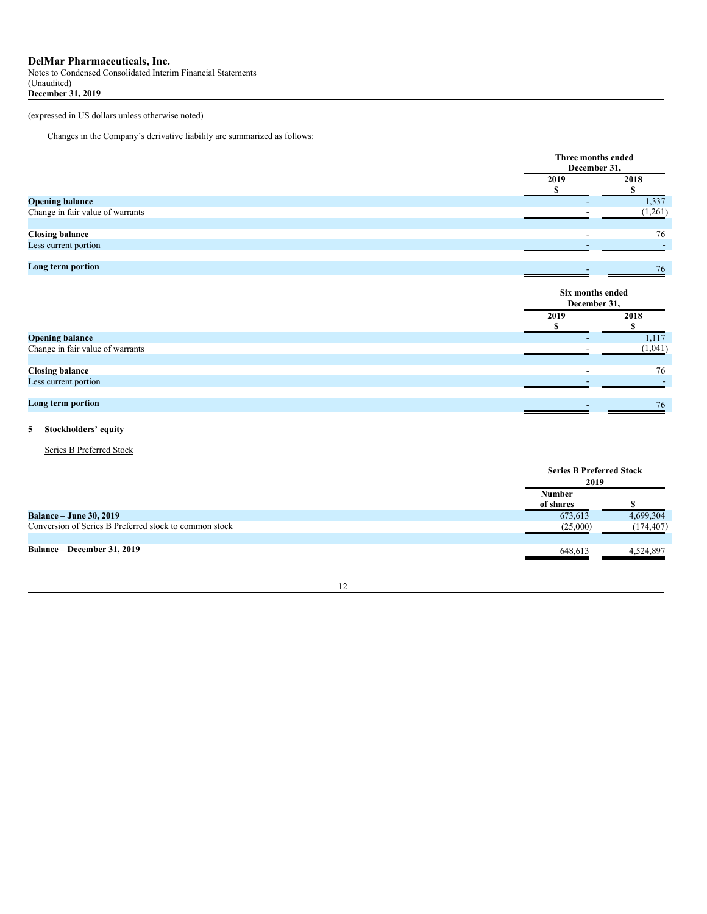(expressed in US dollars unless otherwise noted)

Changes in the Company's derivative liability are summarized as follows:

| | Three months ended December 31, | |
|---|---|---|
| | 2019 $ | 2018 $ |
| **Opening balance** | - | 1,337 |
| Change in fair value of warrants | - | (1,261) |
| **Closing balance** | - | 76 |
| Less current portion | - | - |
| **Long term portion** | - | 76 |

| | Six months ended December 31, | |
|---|---|---|
| | 2019 $ | 2018 $ |
| **Opening balance** | - | 1,117 |
| Change in fair value of warrants | - | (1,041) |
| **Closing balance** | - | 76 |
| Less current portion | - | - |
| **Long term portion** | - | 76 |

## 5 Stockholders' equity

Series B Preferred Stock

| | Series B Preferred Stock 2019 | |
|---|---|---|
| | Number of shares | $ |
| **Balance – June 30, 2019** | 673,613 | 4,699,304 |
| Conversion of Series B Preferred stock to common stock | (25,000) | (174,407) |
| **Balance – December 31, 2019** | 648,613 | 4,524,897 |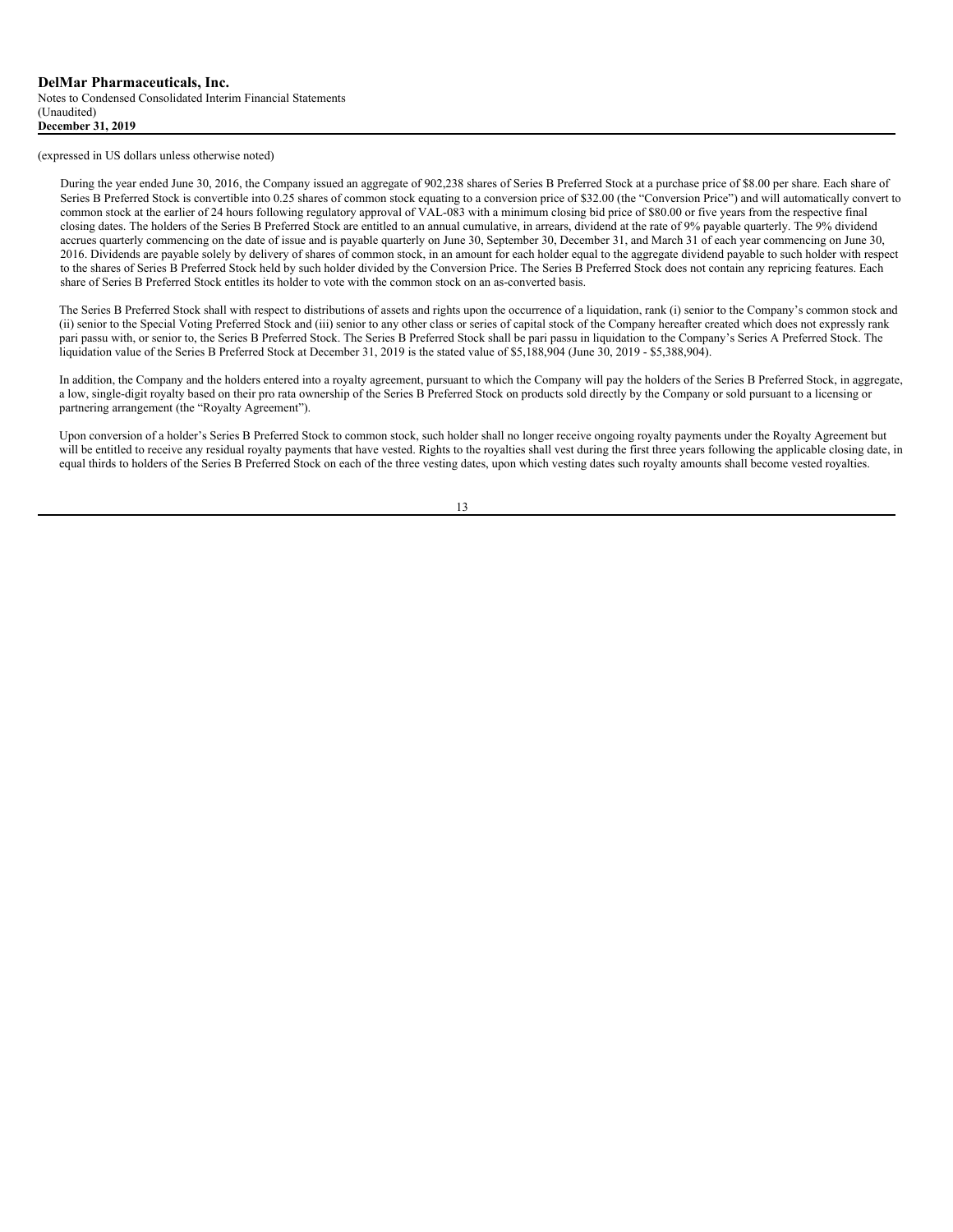(expressed in US dollars unless otherwise noted)

During the year ended June 30, 2016, the Company issued an aggregate of 902,238 shares of Series B Preferred Stock at a purchase price of $8.00 per share. Each share of Series B Preferred Stock is convertible into 0.25 shares of common stock equating to a conversion price of $32.00 (the "Conversion Price") and will automatically convert to common stock at the earlier of 24 hours following regulatory approval of VAL-083 with a minimum closing bid price of $80.00 or five years from the respective final closing dates. The holders of the Series B Preferred Stock are entitled to an annual cumulative, in arrears, dividend at the rate of 9% payable quarterly. The 9% dividend accrues quarterly commencing on the date of issue and is payable quarterly on June 30, September 30, December 31, and March 31 of each year commencing on June 30, 2016. Dividends are payable solely by delivery of shares of common stock, in an amount for each holder equal to the aggregate dividend payable to such holder with respect to the shares of Series B Preferred Stock held by such holder divided by the Conversion Price. The Series B Preferred Stock does not contain any repricing features. Each share of Series B Preferred Stock entitles its holder to vote with the common stock on an as-converted basis.

The Series B Preferred Stock shall with respect to distributions of assets and rights upon the occurrence of a liquidation, rank (i) senior to the Company's common stock and (ii) senior to the Special Voting Preferred Stock and (iii) senior to any other class or series of capital stock of the Company hereafter created which does not expressly rank pari passu with, or senior to, the Series B Preferred Stock. The Series B Preferred Stock shall be pari passu in liquidation to the Company's Series A Preferred Stock. The liquidation value of the Series B Preferred Stock at December 31, 2019 is the stated value of $5,188,904 (June 30, 2019 - $5,388,904).

In addition, the Company and the holders entered into a royalty agreement, pursuant to which the Company will pay the holders of the Series B Preferred Stock, in aggregate, a low, single-digit royalty based on their pro rata ownership of the Series B Preferred Stock on products sold directly by the Company or sold pursuant to a licensing or partnering arrangement (the "Royalty Agreement").

Upon conversion of a holder's Series B Preferred Stock to common stock, such holder shall no longer receive ongoing royalty payments under the Royalty Agreement but will be entitled to receive any residual royalty payments that have vested. Rights to the royalties shall vest during the first three years following the applicable closing date, in equal thirds to holders of the Series B Preferred Stock on each of the three vesting dates, upon which vesting dates such royalty amounts shall become vested royalties.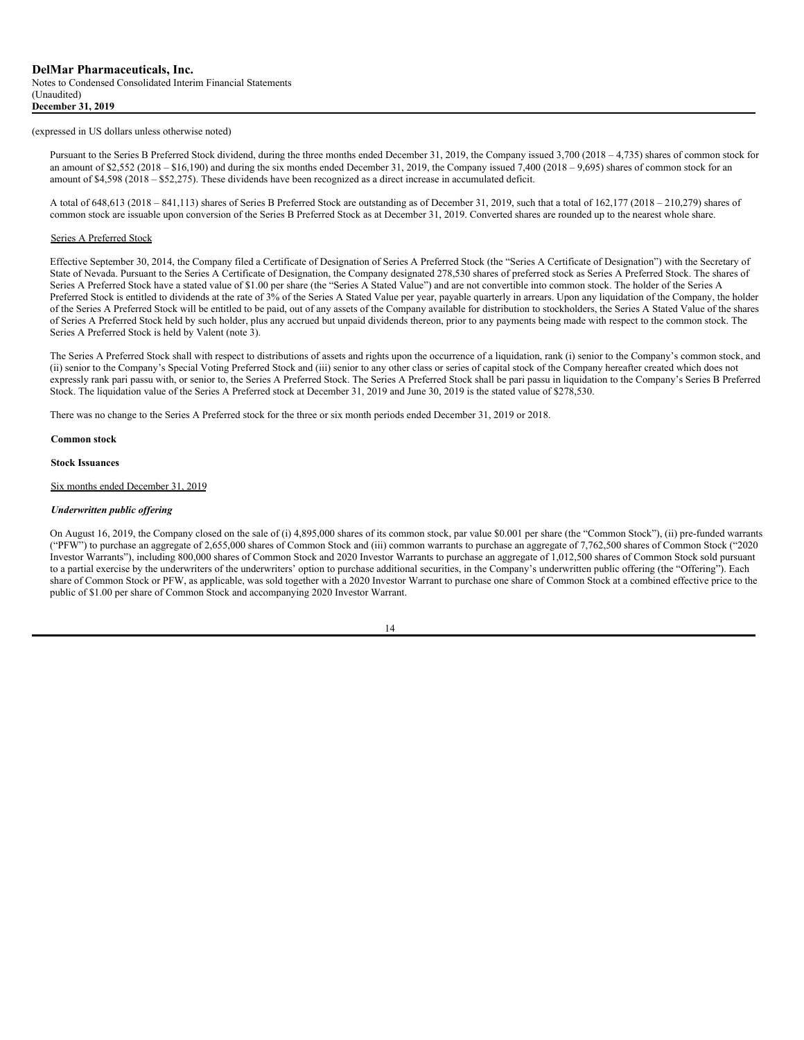(expressed in US dollars unless otherwise noted)

Pursuant to the Series B Preferred Stock dividend, during the three months ended December 31, 2019, the Company issued 3,700 (2018 – 4,735) shares of common stock for an amount of $2,552 (2018 – $16,190) and during the six months ended December 31, 2019, the Company issued 7,400 (2018 – 9,695) shares of common stock for an amount of $4,598 (2018 – $52,275). These dividends have been recognized as a direct increase in accumulated deficit.

A total of 648,613 (2018 – 841,113) shares of Series B Preferred Stock are outstanding as of December 31, 2019, such that a total of 162,177 (2018 – 210,279) shares of common stock are issuable upon conversion of the Series B Preferred Stock as at December 31, 2019. Converted shares are rounded up to the nearest whole share.

Series A Preferred Stock

Effective September 30, 2014, the Company filed a Certificate of Designation of Series A Preferred Stock (the "Series A Certificate of Designation") with the Secretary of State of Nevada. Pursuant to the Series A Certificate of Designation, the Company designated 278,530 shares of preferred stock as Series A Preferred Stock. The shares of Series A Preferred Stock have a stated value of $1.00 per share (the "Series A Stated Value") and are not convertible into common stock. The holder of the Series A Preferred Stock is entitled to dividends at the rate of 3% of the Series A Stated Value per year, payable quarterly in arrears. Upon any liquidation of the Company, the holder of the Series A Preferred Stock will be entitled to be paid, out of any assets of the Company available for distribution to stockholders, the Series A Stated Value of the shares of Series A Preferred Stock held by such holder, plus any accrued but unpaid dividends thereon, prior to any payments being made with respect to the common stock. The Series A Preferred Stock is held by Valent (note 3).

The Series A Preferred Stock shall with respect to distributions of assets and rights upon the occurrence of a liquidation, rank (i) senior to the Company's common stock, and (ii) senior to the Company's Special Voting Preferred Stock and (iii) senior to any other class or series of capital stock of the Company hereafter created which does not expressly rank pari passu with, or senior to, the Series A Preferred Stock. The Series A Preferred Stock shall be pari passu in liquidation to the Company's Series B Preferred Stock. The liquidation value of the Series A Preferred stock at December 31, 2019 and June 30, 2019 is the stated value of $278,530.

There was no change to the Series A Preferred stock for the three or six month periods ended December 31, 2019 or 2018.

**Common stock**

**Stock Issuances**

Six months ended December 31, 2019

***Underwritten public offering***

On August 16, 2019, the Company closed on the sale of (i) 4,895,000 shares of its common stock, par value $0.001 per share (the "Common Stock"), (ii) pre-funded warrants ("PFW") to purchase an aggregate of 2,655,000 shares of Common Stock and (iii) common warrants to purchase an aggregate of 7,762,500 shares of Common Stock ("2020 Investor Warrants"), including 800,000 shares of Common Stock and 2020 Investor Warrants to purchase an aggregate of 1,012,500 shares of Common Stock sold pursuant to a partial exercise by the underwriters of the underwriters' option to purchase additional securities, in the Company's underwritten public offering (the "Offering"). Each share of Common Stock or PFW, as applicable, was sold together with a 2020 Investor Warrant to purchase one share of Common Stock at a combined effective price to the public of $1.00 per share of Common Stock and accompanying 2020 Investor Warrant.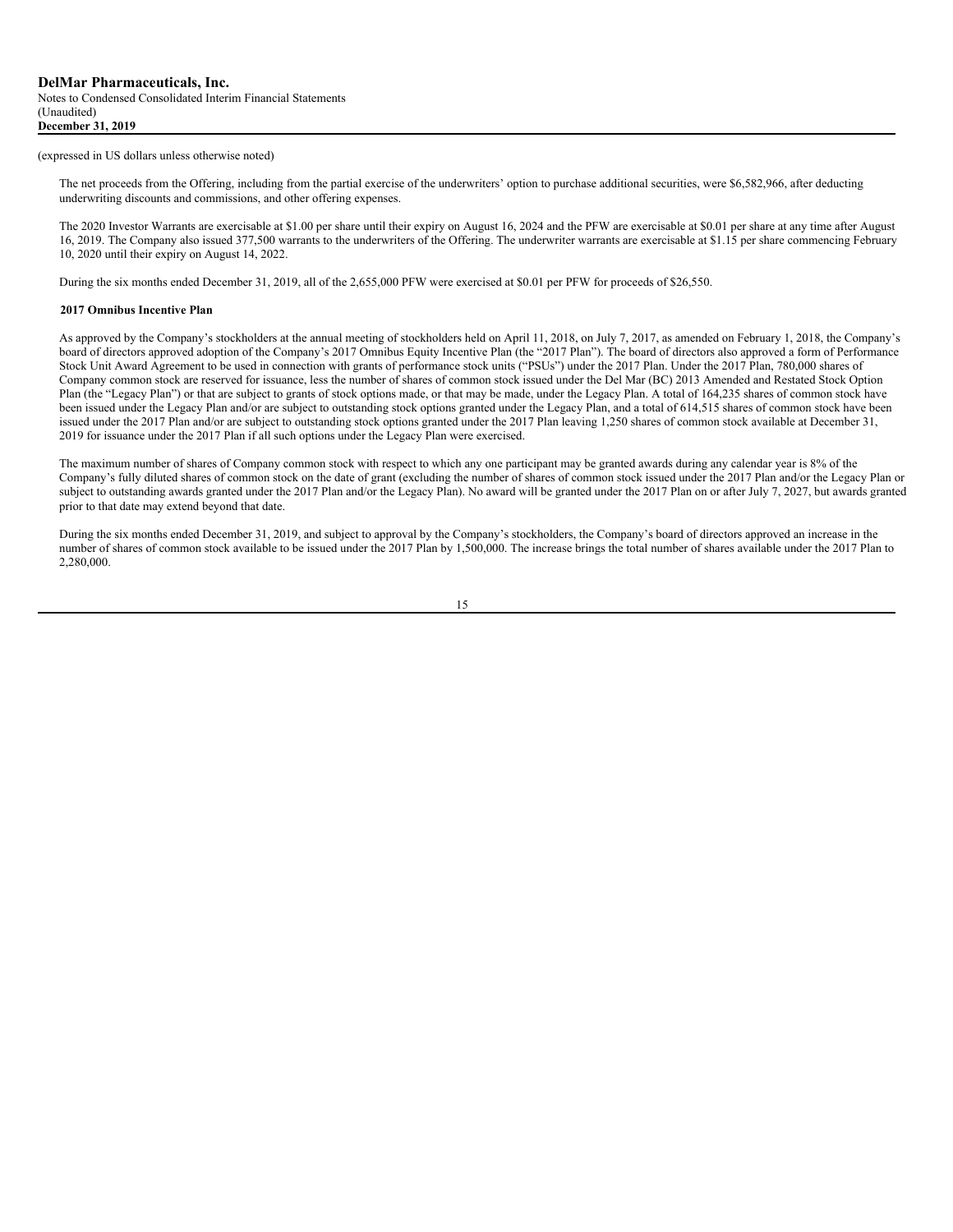(expressed in US dollars unless otherwise noted)

The net proceeds from the Offering, including from the partial exercise of the underwriters' option to purchase additional securities, were $6,582,966, after deducting underwriting discounts and commissions, and other offering expenses.

The 2020 Investor Warrants are exercisable at $1.00 per share until their expiry on August 16, 2024 and the PFW are exercisable at $0.01 per share at any time after August 16, 2019. The Company also issued 377,500 warrants to the underwriters of the Offering. The underwriter warrants are exercisable at $1.15 per share commencing February 10, 2020 until their expiry on August 14, 2022.

During the six months ended December 31, 2019, all of the 2,655,000 PFW were exercised at $0.01 per PFW for proceeds of $26,550.

**2017 Omnibus Incentive Plan**

As approved by the Company's stockholders at the annual meeting of stockholders held on April 11, 2018, on July 7, 2017, as amended on February 1, 2018, the Company's board of directors approved adoption of the Company's 2017 Omnibus Equity Incentive Plan (the "2017 Plan"). The board of directors also approved a form of Performance Stock Unit Award Agreement to be used in connection with grants of performance stock units ("PSUs") under the 2017 Plan. Under the 2017 Plan, 780,000 shares of Company common stock are reserved for issuance, less the number of shares of common stock issued under the Del Mar (BC) 2013 Amended and Restated Stock Option Plan (the "Legacy Plan") or that are subject to grants of stock options made, or that may be made, under the Legacy Plan. A total of 164,235 shares of common stock have been issued under the Legacy Plan and/or are subject to outstanding stock options granted under the Legacy Plan, and a total of 614,515 shares of common stock have been issued under the 2017 Plan and/or are subject to outstanding stock options granted under the 2017 Plan leaving 1,250 shares of common stock available at December 31, 2019 for issuance under the 2017 Plan if all such options under the Legacy Plan were exercised.

The maximum number of shares of Company common stock with respect to which any one participant may be granted awards during any calendar year is 8% of the Company's fully diluted shares of common stock on the date of grant (excluding the number of shares of common stock issued under the 2017 Plan and/or the Legacy Plan or subject to outstanding awards granted under the 2017 Plan and/or the Legacy Plan). No award will be granted under the 2017 Plan on or after July 7, 2027, but awards granted prior to that date may extend beyond that date.

During the six months ended December 31, 2019, and subject to approval by the Company's stockholders, the Company's board of directors approved an increase in the number of shares of common stock available to be issued under the 2017 Plan by 1,500,000. The increase brings the total number of shares available under the 2017 Plan to 2,280,000.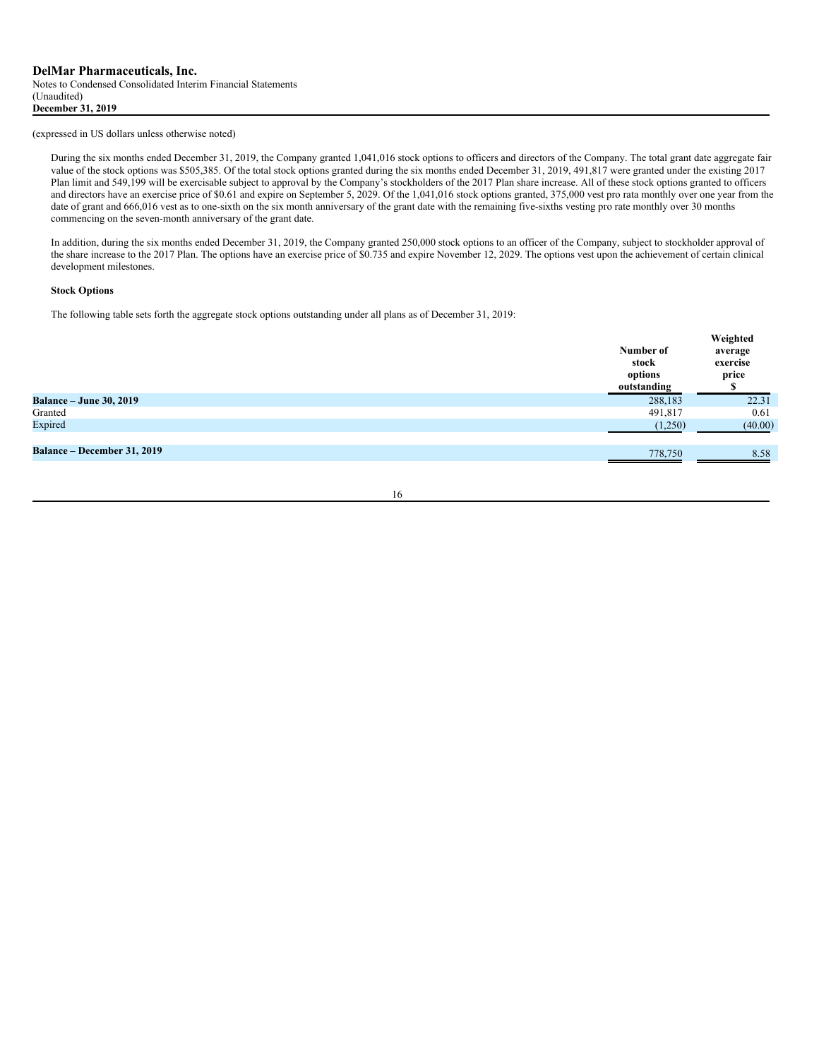(expressed in US dollars unless otherwise noted)

During the six months ended December 31, 2019, the Company granted 1,041,016 stock options to officers and directors of the Company. The total grant date aggregate fair value of the stock options was $505,385. Of the total stock options granted during the six months ended December 31, 2019, 491,817 were granted under the existing 2017 Plan limit and 549,199 will be exercisable subject to approval by the Company's stockholders of the 2017 Plan share increase. All of these stock options granted to officers and directors have an exercise price of $0.61 and expire on September 5, 2029. Of the 1,041,016 stock options granted, 375,000 vest pro rata monthly over one year from the date of grant and 666,016 vest as to one-sixth on the six month anniversary of the grant date with the remaining five-sixths vesting pro rate monthly over 30 months commencing on the seven-month anniversary of the grant date.

In addition, during the six months ended December 31, 2019, the Company granted 250,000 stock options to an officer of the Company, subject to stockholder approval of the share increase to the 2017 Plan. The options have an exercise price of $0.735 and expire November 12, 2029. The options vest upon the achievement of certain clinical development milestones.

**Stock Options**

The following table sets forth the aggregate stock options outstanding under all plans as of December 31, 2019:

| | Number of stock options outstanding | Weighted average exercise price $ |
|---|---|---|
| **Balance – June 30, 2019** | 288,183 | 22.31 |
| Granted | 491,817 | 0.61 |
| Expired | (1,250) | (40.00) |
| **Balance – December 31, 2019** | 778,750 | 8.58 |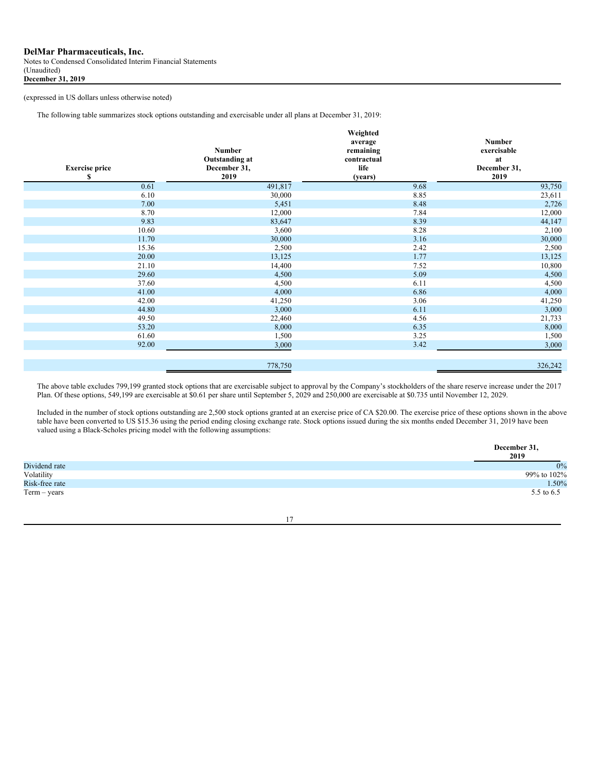(expressed in US dollars unless otherwise noted)

The following table summarizes stock options outstanding and exercisable under all plans at December 31, 2019:

| Exercise price $ | Number Outstanding at December 31, 2019 | Weighted average remaining contractual life (years) | Number exercisable at December 31, 2019 |
|---|---|---|---|
| 0.61 | 491,817 | 9.68 | 93,750 |
| 6.10 | 30,000 | 8.85 | 23,611 |
| 7.00 | 5,451 | 8.48 | 2,726 |
| 8.70 | 12,000 | 7.84 | 12,000 |
| 9.83 | 83,647 | 8.39 | 44,147 |
| 10.60 | 3,600 | 8.28 | 2,100 |
| 11.70 | 30,000 | 3.16 | 30,000 |
| 15.36 | 2,500 | 2.42 | 2,500 |
| 20.00 | 13,125 | 1.77 | 13,125 |
| 21.10 | 14,400 | 7.52 | 10,800 |
| 29.60 | 4,500 | 5.09 | 4,500 |
| 37.60 | 4,500 | 6.11 | 4,500 |
| 41.00 | 4,000 | 6.86 | 4,000 |
| 42.00 | 41,250 | 3.06 | 41,250 |
| 44.80 | 3,000 | 6.11 | 3,000 |
| 49.50 | 22,460 | 4.56 | 21,733 |
| 53.20 | 8,000 | 6.35 | 8,000 |
| 61.60 | 1,500 | 3.25 | 1,500 |
| 92.00 | 3,000 | 3.42 | 3,000 |
| | 778,750 | | 326,242 |

The above table excludes 799,199 granted stock options that are exercisable subject to approval by the Company's stockholders of the share reserve increase under the 2017 Plan. Of these options, 549,199 are exercisable at $0.61 per share until September 5, 2029 and 250,000 are exercisable at $0.735 until November 12, 2029.

Included in the number of stock options outstanding are 2,500 stock options granted at an exercise price of CA $20.00. The exercise price of these options shown in the above table have been converted to US $15.36 using the period ending closing exchange rate. Stock options issued during the six months ended December 31, 2019 have been valued using a Black-Scholes pricing model with the following assumptions:

| | December 31, 2019 |
|---|---|
| Dividend rate | 0% |
| Volatility | 99% to 102% |
| Risk-free rate | 1.50% |
| Term – years | 5.5 to 6.5 |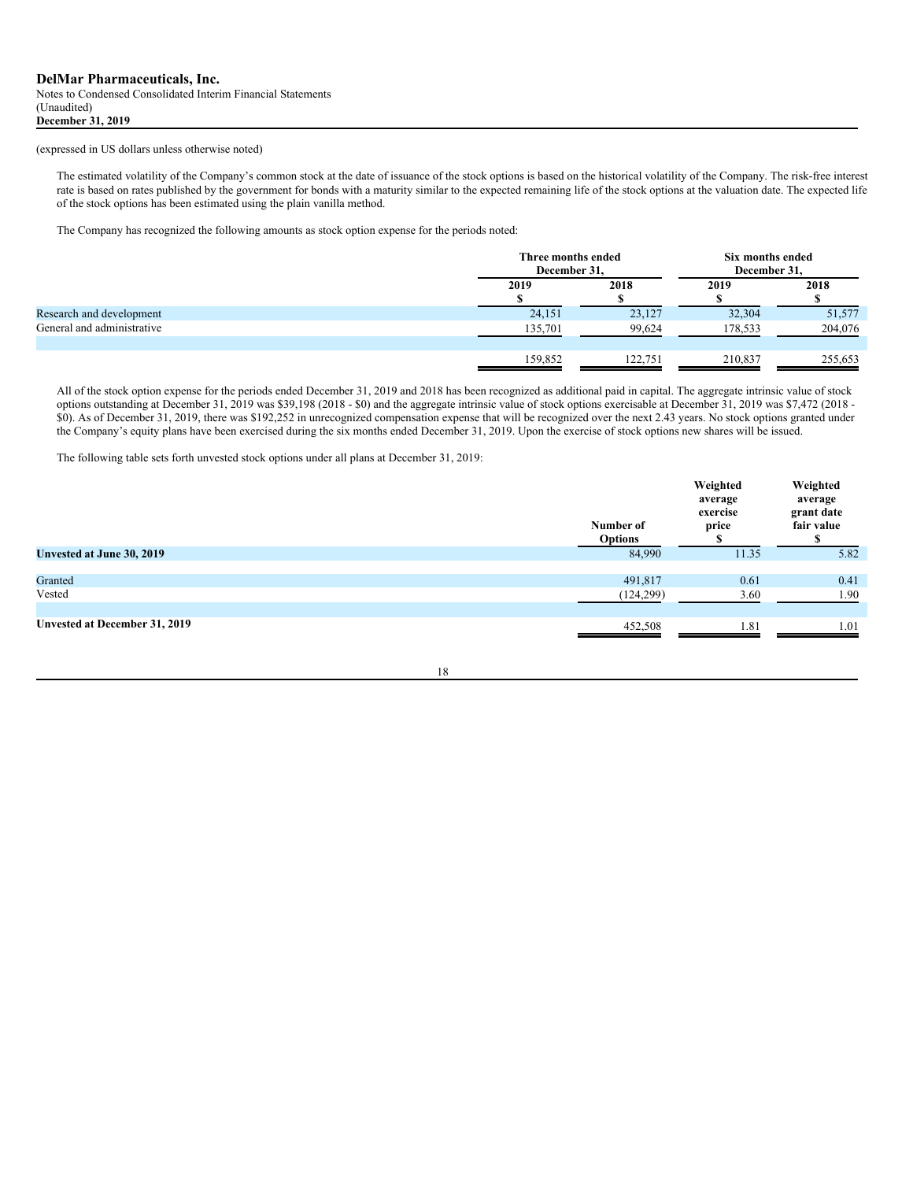(expressed in US dollars unless otherwise noted)

The estimated volatility of the Company's common stock at the date of issuance of the stock options is based on the historical volatility of the Company. The risk-free interest rate is based on rates published by the government for bonds with a maturity similar to the expected remaining life of the stock options at the valuation date. The expected life of the stock options has been estimated using the plain vanilla method.

The Company has recognized the following amounts as stock option expense for the periods noted:

| | Three months ended December 31, | | Six months ended December 31, | |
|---|---|---|---|---|
| | 2019 | 2018 | 2019 | 2018 |
| | $ | $ | $ | $ |
| Research and development | 24,151 | 23,127 | 32,304 | 51,577 |
| General and administrative | 135,701 | 99,624 | 178,533 | 204,076 |
| | 159,852 | 122,751 | 210,837 | 255,653 |

All of the stock option expense for the periods ended December 31, 2019 and 2018 has been recognized as additional paid in capital. The aggregate intrinsic value of stock options outstanding at December 31, 2019 was $39,198 (2018 - $0) and the aggregate intrinsic value of stock options exercisable at December 31, 2019 was $7,472 (2018 - $0). As of December 31, 2019, there was $192,252 in unrecognized compensation expense that will be recognized over the next 2.43 years. No stock options granted under the Company's equity plans have been exercised during the six months ended December 31, 2019. Upon the exercise of stock options new shares will be issued.

The following table sets forth unvested stock options under all plans at December 31, 2019:

| | Number of Options | Weighted average exercise price $ | Weighted average grant date fair value $ |
|---|---|---|---|
| **Unvested at June 30, 2019** | 84,990 | 11.35 | 5.82 |
| Granted | 491,817 | 0.61 | 0.41 |
| Vested | (124,299) | 3.60 | 1.90 |
| **Unvested at December 31, 2019** | 452,508 | 1.81 | 1.01 |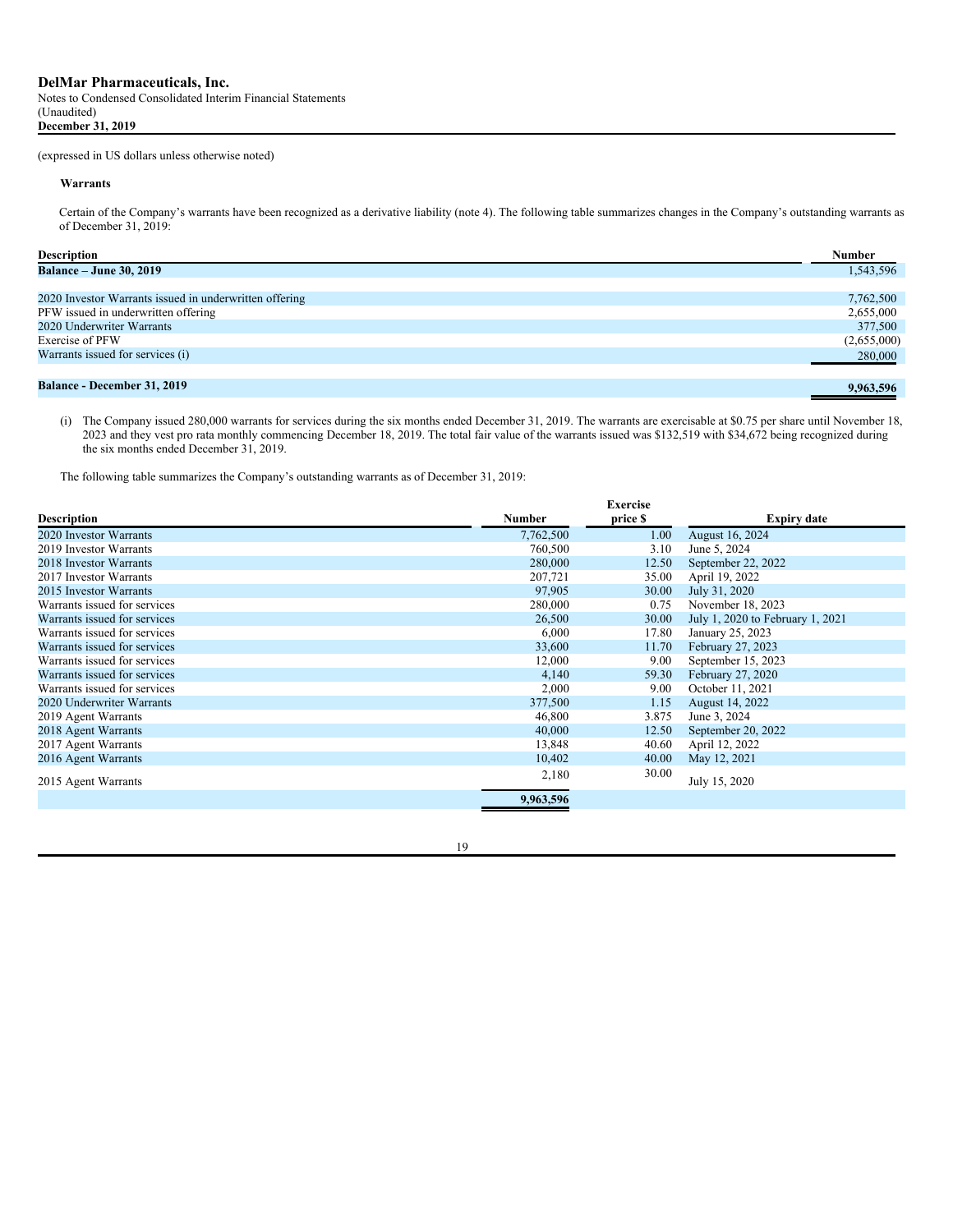(expressed in US dollars unless otherwise noted)

**Warrants**

Certain of the Company's warrants have been recognized as a derivative liability (note 4). The following table summarizes changes in the Company's outstanding warrants as of December 31, 2019:

| Description | Number |
|---|---|
| **Balance – June 30, 2019** | 1,543,596 |
| | |
| 2020 Investor Warrants issued in underwritten offering | 7,762,500 |
| PFW issued in underwritten offering | 2,655,000 |
| 2020 Underwriter Warrants | 377,500 |
| Exercise of PFW | (2,655,000) |
| Warrants issued for services (i) | 280,000 |
| | |
| **Balance - December 31, 2019** | **9,963,596** |

(i) The Company issued 280,000 warrants for services during the six months ended December 31, 2019. The warrants are exercisable at $0.75 per share until November 18, 2023 and they vest pro rata monthly commencing December 18, 2019. The total fair value of the warrants issued was $132,519 with $34,672 being recognized during the six months ended December 31, 2019.

The following table summarizes the Company's outstanding warrants as of December 31, 2019:

| Description | Number | Exercise price $ | Expiry date |
|---|---|---|---|
| 2020 Investor Warrants | 7,762,500 | 1.00 | August 16, 2024 |
| 2019 Investor Warrants | 760,500 | 3.10 | June 5, 2024 |
| 2018 Investor Warrants | 280,000 | 12.50 | September 22, 2022 |
| 2017 Investor Warrants | 207,721 | 35.00 | April 19, 2022 |
| 2015 Investor Warrants | 97,905 | 30.00 | July 31, 2020 |
| Warrants issued for services | 280,000 | 0.75 | November 18, 2023 |
| Warrants issued for services | 26,500 | 30.00 | July 1, 2020 to February 1, 2021 |
| Warrants issued for services | 6,000 | 17.80 | January 25, 2023 |
| Warrants issued for services | 33,600 | 11.70 | February 27, 2023 |
| Warrants issued for services | 12,000 | 9.00 | September 15, 2023 |
| Warrants issued for services | 4,140 | 59.30 | February 27, 2020 |
| Warrants issued for services | 2,000 | 9.00 | October 11, 2021 |
| 2020 Underwriter Warrants | 377,500 | 1.15 | August 14, 2022 |
| 2019 Agent Warrants | 46,800 | 3.875 | June 3, 2024 |
| 2018 Agent Warrants | 40,000 | 12.50 | September 20, 2022 |
| 2017 Agent Warrants | 13,848 | 40.60 | April 12, 2022 |
| 2016 Agent Warrants | 10,402 | 40.00 | May 12, 2021 |
| 2015 Agent Warrants | 2,180 | 30.00 | July 15, 2020 |
| | **9,963,596** | | |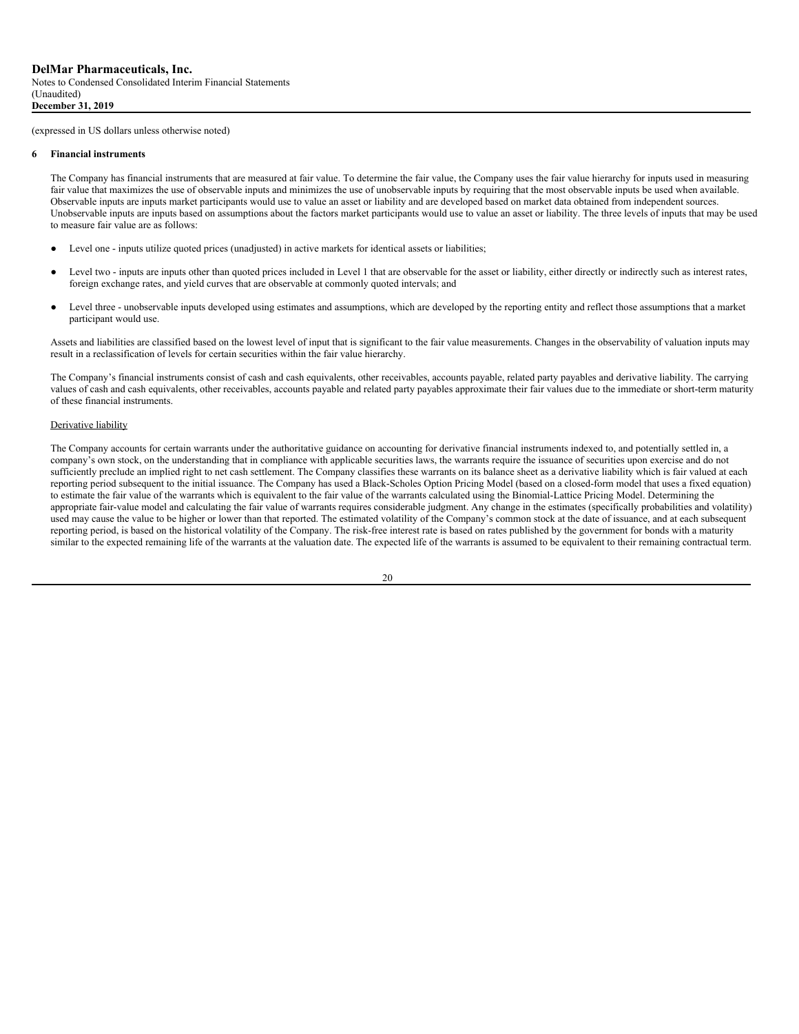(expressed in US dollars unless otherwise noted)

## 6 Financial instruments

The Company has financial instruments that are measured at fair value. To determine the fair value, the Company uses the fair value hierarchy for inputs used in measuring fair value that maximizes the use of observable inputs and minimizes the use of unobservable inputs by requiring that the most observable inputs be used when available. Observable inputs are inputs market participants would use to value an asset or liability and are developed based on market data obtained from independent sources. Unobservable inputs are inputs based on assumptions about the factors market participants would use to value an asset or liability. The three levels of inputs that may be used to measure fair value are as follows:

- Level one - inputs utilize quoted prices (unadjusted) in active markets for identical assets or liabilities;
- Level two - inputs are inputs other than quoted prices included in Level 1 that are observable for the asset or liability, either directly or indirectly such as interest rates, foreign exchange rates, and yield curves that are observable at commonly quoted intervals; and
- Level three - unobservable inputs developed using estimates and assumptions, which are developed by the reporting entity and reflect those assumptions that a market participant would use.

Assets and liabilities are classified based on the lowest level of input that is significant to the fair value measurements. Changes in the observability of valuation inputs may result in a reclassification of levels for certain securities within the fair value hierarchy.

The Company's financial instruments consist of cash and cash equivalents, other receivables, accounts payable, related party payables and derivative liability. The carrying values of cash and cash equivalents, other receivables, accounts payable and related party payables approximate their fair values due to the immediate or short-term maturity of these financial instruments.

Derivative liability

The Company accounts for certain warrants under the authoritative guidance on accounting for derivative financial instruments indexed to, and potentially settled in, a company's own stock, on the understanding that in compliance with applicable securities laws, the warrants require the issuance of securities upon exercise and do not sufficiently preclude an implied right to net cash settlement. The Company classifies these warrants on its balance sheet as a derivative liability which is fair valued at each reporting period subsequent to the initial issuance. The Company has used a Black-Scholes Option Pricing Model (based on a closed-form model that uses a fixed equation) to estimate the fair value of the warrants which is equivalent to the fair value of the warrants calculated using the Binomial-Lattice Pricing Model. Determining the appropriate fair-value model and calculating the fair value of warrants requires considerable judgment. Any change in the estimates (specifically probabilities and volatility) used may cause the value to be higher or lower than that reported. The estimated volatility of the Company's common stock at the date of issuance, and at each subsequent reporting period, is based on the historical volatility of the Company. The risk-free interest rate is based on rates published by the government for bonds with a maturity similar to the expected remaining life of the warrants at the valuation date. The expected life of the warrants is assumed to be equivalent to their remaining contractual term.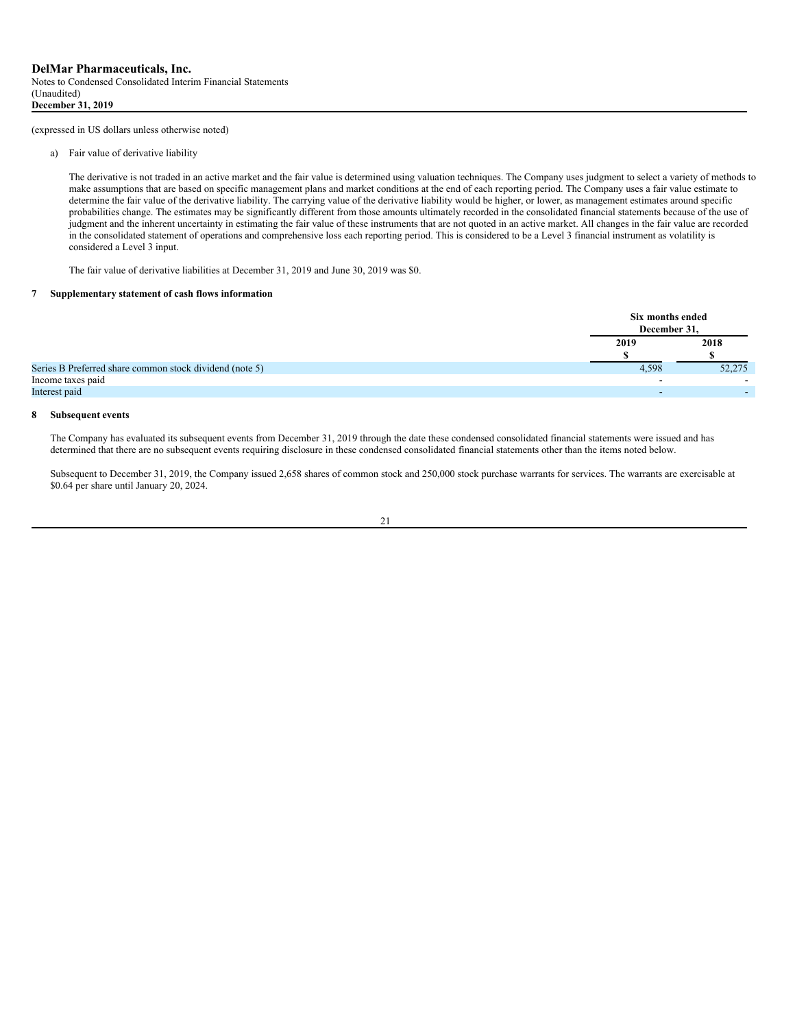(expressed in US dollars unless otherwise noted)

a) Fair value of derivative liability

The derivative is not traded in an active market and the fair value is determined using valuation techniques. The Company uses judgment to select a variety of methods to make assumptions that are based on specific management plans and market conditions at the end of each reporting period. The Company uses a fair value estimate to determine the fair value of the derivative liability. The carrying value of the derivative liability would be higher, or lower, as management estimates around specific probabilities change. The estimates may be significantly different from those amounts ultimately recorded in the consolidated financial statements because of the use of judgment and the inherent uncertainty in estimating the fair value of these instruments that are not quoted in an active market. All changes in the fair value are recorded in the consolidated statement of operations and comprehensive loss each reporting period. This is considered to be a Level 3 financial instrument as volatility is considered a Level 3 input.

The fair value of derivative liabilities at December 31, 2019 and June 30, 2019 was $0.

## 7 Supplementary statement of cash flows information

| | Six months ended December 31, | |
|---|---|---|
| | 2019 | 2018 |
| | $ | $ |
| Series B Preferred share common stock dividend (note 5) | 4,598 | 52,275 |
| Income taxes paid | - | - |
| Interest paid | - | - |

## 8 Subsequent events

The Company has evaluated its subsequent events from December 31, 2019 through the date these condensed consolidated financial statements were issued and has determined that there are no subsequent events requiring disclosure in these condensed consolidated financial statements other than the items noted below.

Subsequent to December 31, 2019, the Company issued 2,658 shares of common stock and 250,000 stock purchase warrants for services. The warrants are exercisable at $0.64 per share until January 20, 2024.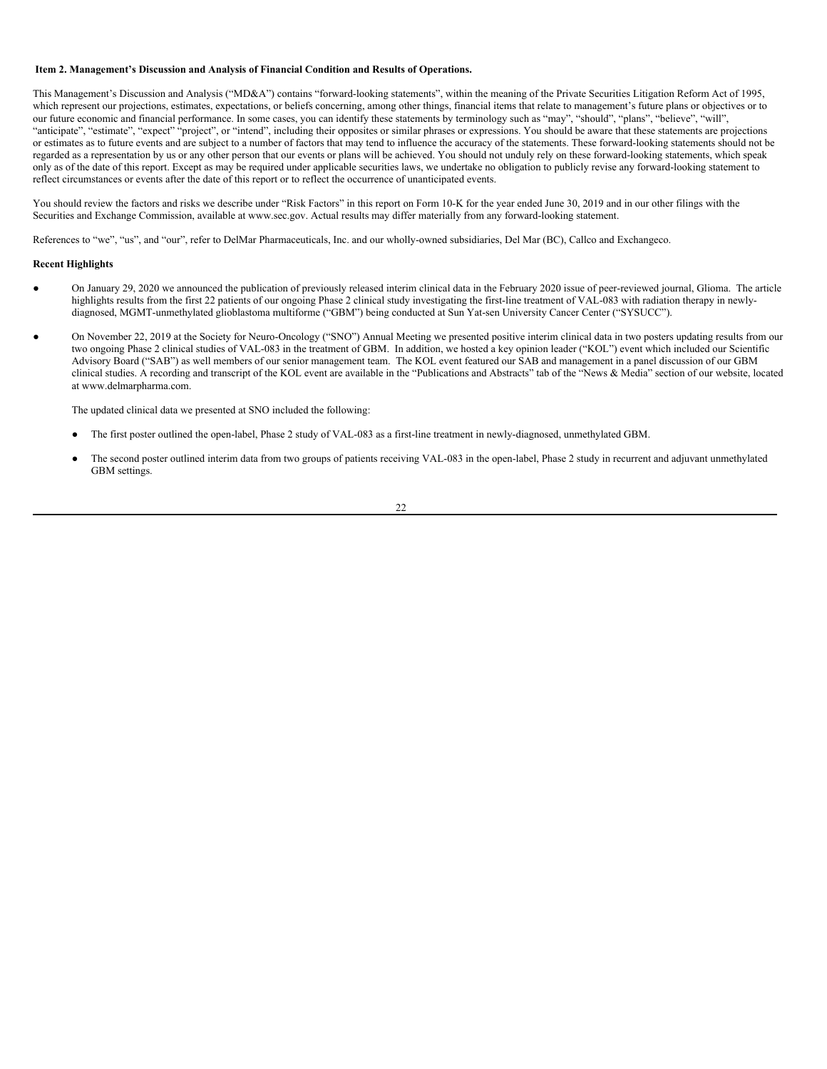### Item 2. Management's Discussion and Analysis of Financial Condition and Results of Operations.

This Management's Discussion and Analysis ("MD&A") contains "forward-looking statements", within the meaning of the Private Securities Litigation Reform Act of 1995, which represent our projections, estimates, expectations, or beliefs concerning, among other things, financial items that relate to management's future plans or objectives or to our future economic and financial performance. In some cases, you can identify these statements by terminology such as "may", "should", "plans", "believe", "will", "anticipate", "estimate", "expect" "project", or "intend", including their opposites or similar phrases or expressions. You should be aware that these statements are projections or estimates as to future events and are subject to a number of factors that may tend to influence the accuracy of the statements. These forward-looking statements should not be regarded as a representation by us or any other person that our events or plans will be achieved. You should not unduly rely on these forward-looking statements, which speak only as of the date of this report. Except as may be required under applicable securities laws, we undertake no obligation to publicly revise any forward-looking statement to reflect circumstances or events after the date of this report or to reflect the occurrence of unanticipated events.

You should review the factors and risks we describe under "Risk Factors" in this report on Form 10-K for the year ended June 30, 2019 and in our other filings with the Securities and Exchange Commission, available at www.sec.gov. Actual results may differ materially from any forward-looking statement.

References to "we", "us", and "our", refer to DelMar Pharmaceuticals, Inc. and our wholly-owned subsidiaries, Del Mar (BC), Callco and Exchangeco.

**Recent Highlights**

- On January 29, 2020 we announced the publication of previously released interim clinical data in the February 2020 issue of peer-reviewed journal, Glioma. The article highlights results from the first 22 patients of our ongoing Phase 2 clinical study investigating the first-line treatment of VAL-083 with radiation therapy in newly-diagnosed, MGMT-unmethylated glioblastoma multiforme ("GBM") being conducted at Sun Yat-sen University Cancer Center ("SYSUCC").

- On November 22, 2019 at the Society for Neuro-Oncology ("SNO") Annual Meeting we presented positive interim clinical data in two posters updating results from our two ongoing Phase 2 clinical studies of VAL-083 in the treatment of GBM. In addition, we hosted a key opinion leader ("KOL") event which included our Scientific Advisory Board ("SAB") as well members of our senior management team. The KOL event featured our SAB and management in a panel discussion of our GBM clinical studies. A recording and transcript of the KOL event are available in the "Publications and Abstracts" tab of the "News & Media" section of our website, located at www.delmarpharma.com.

  The updated clinical data we presented at SNO included the following:

  - The first poster outlined the open-label, Phase 2 study of VAL-083 as a first-line treatment in newly-diagnosed, unmethylated GBM.

  - The second poster outlined interim data from two groups of patients receiving VAL-083 in the open-label, Phase 2 study in recurrent and adjuvant unmethylated GBM settings.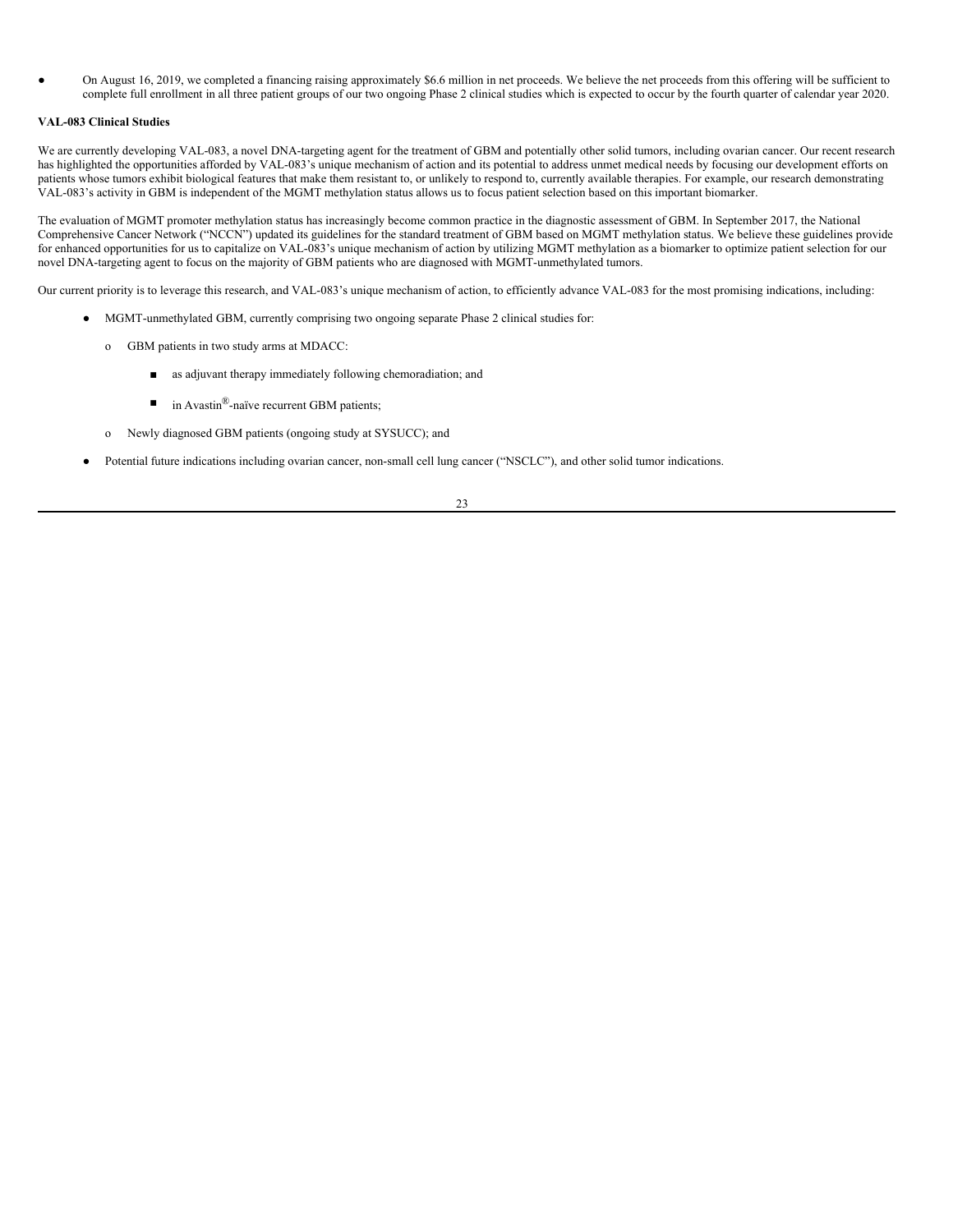- On August 16, 2019, we completed a financing raising approximately $6.6 million in net proceeds. We believe the net proceeds from this offering will be sufficient to complete full enrollment in all three patient groups of our two ongoing Phase 2 clinical studies which is expected to occur by the fourth quarter of calendar year 2020.

**VAL-083 Clinical Studies**

We are currently developing VAL-083, a novel DNA-targeting agent for the treatment of GBM and potentially other solid tumors, including ovarian cancer. Our recent research has highlighted the opportunities afforded by VAL-083's unique mechanism of action and its potential to address unmet medical needs by focusing our development efforts on patients whose tumors exhibit biological features that make them resistant to, or unlikely to respond to, currently available therapies. For example, our research demonstrating VAL-083's activity in GBM is independent of the MGMT methylation status allows us to focus patient selection based on this important biomarker.

The evaluation of MGMT promoter methylation status has increasingly become common practice in the diagnostic assessment of GBM. In September 2017, the National Comprehensive Cancer Network ("NCCN") updated its guidelines for the standard treatment of GBM based on MGMT methylation status. We believe these guidelines provide for enhanced opportunities for us to capitalize on VAL-083's unique mechanism of action by utilizing MGMT methylation as a biomarker to optimize patient selection for our novel DNA-targeting agent to focus on the majority of GBM patients who are diagnosed with MGMT-unmethylated tumors.

Our current priority is to leverage this research, and VAL-083's unique mechanism of action, to efficiently advance VAL-083 for the most promising indications, including:

- MGMT-unmethylated GBM, currently comprising two ongoing separate Phase 2 clinical studies for:
  - GBM patients in two study arms at MDACC:
    - as adjuvant therapy immediately following chemoradiation; and
    - in Avastin®-naïve recurrent GBM patients;
  - Newly diagnosed GBM patients (ongoing study at SYSUCC); and
- Potential future indications including ovarian cancer, non-small cell lung cancer ("NSCLC"), and other solid tumor indications.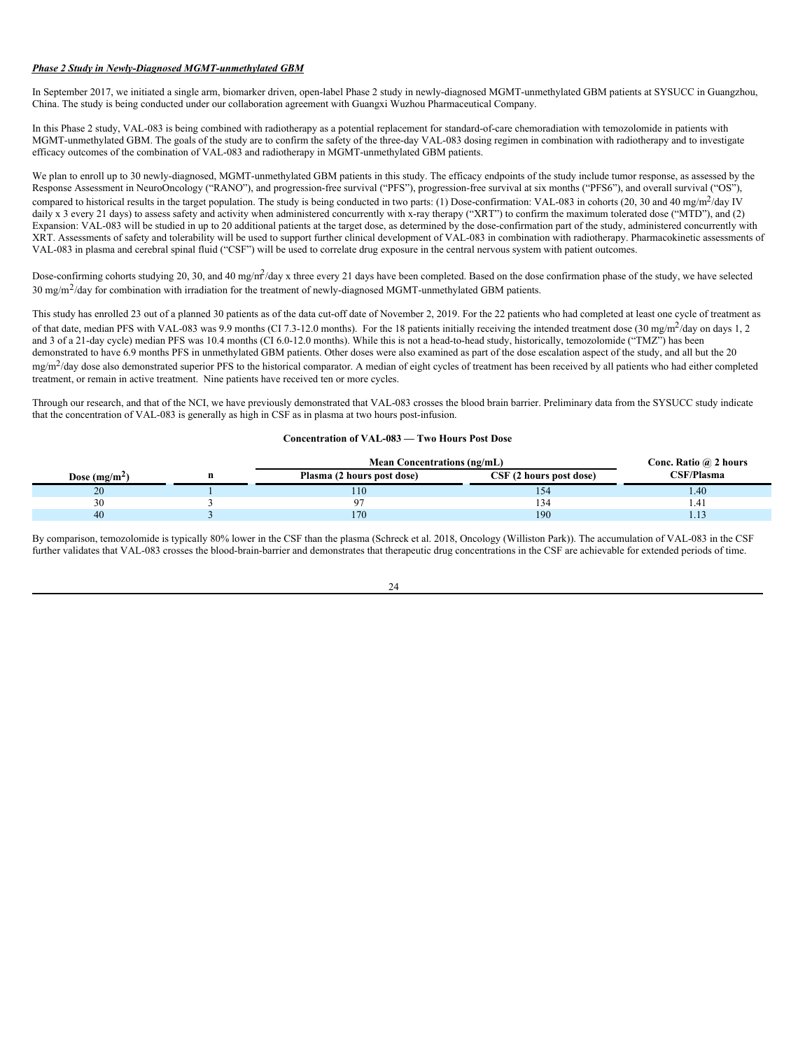***Phase 2 Study in Newly-Diagnosed MGMT-unmethylated GBM***

In September 2017, we initiated a single arm, biomarker driven, open-label Phase 2 study in newly-diagnosed MGMT-unmethylated GBM patients at SYSUCC in Guangzhou, China. The study is being conducted under our collaboration agreement with Guangxi Wuzhou Pharmaceutical Company.

In this Phase 2 study, VAL-083 is being combined with radiotherapy as a potential replacement for standard-of-care chemoradiation with temozolomide in patients with MGMT-unmethylated GBM. The goals of the study are to confirm the safety of the three-day VAL-083 dosing regimen in combination with radiotherapy and to investigate efficacy outcomes of the combination of VAL-083 and radiotherapy in MGMT-unmethylated GBM patients.

We plan to enroll up to 30 newly-diagnosed, MGMT-unmethylated GBM patients in this study. The efficacy endpoints of the study include tumor response, as assessed by the Response Assessment in NeuroOncology ("RANO"), and progression-free survival ("PFS"), progression-free survival at six months ("PFS6"), and overall survival ("OS"), compared to historical results in the target population. The study is being conducted in two parts: (1) Dose-confirmation: VAL-083 in cohorts (20, 30 and 40 mg/m$^2$/day IV daily x 3 every 21 days) to assess safety and activity when administered concurrently with x-ray therapy ("XRT") to confirm the maximum tolerated dose ("MTD"), and (2) Expansion: VAL-083 will be studied in up to 20 additional patients at the target dose, as determined by the dose-confirmation part of the study, administered concurrently with XRT. Assessments of safety and tolerability will be used to support further clinical development of VAL-083 in combination with radiotherapy. Pharmacokinetic assessments of VAL-083 in plasma and cerebral spinal fluid ("CSF") will be used to correlate drug exposure in the central nervous system with patient outcomes.

Dose-confirming cohorts studying 20, 30, and 40 mg/m$^2$/day x three every 21 days have been completed. Based on the dose confirmation phase of the study, we have selected 30 mg/m$^2$/day for combination with irradiation for the treatment of newly-diagnosed MGMT-unmethylated GBM patients.

This study has enrolled 23 out of a planned 30 patients as of the data cut-off date of November 2, 2019. For the 22 patients who had completed at least one cycle of treatment as of that date, median PFS with VAL-083 was 9.9 months (CI 7.3-12.0 months). For the 18 patients initially receiving the intended treatment dose (30 mg/m$^2$/day on days 1, 2 and 3 of a 21-day cycle) median PFS was 10.4 months (CI 6.0-12.0 months). While this is not a head-to-head study, historically, temozolomide ("TMZ") has been demonstrated to have 6.9 months PFS in unmethylated GBM patients. Other doses were also examined as part of the dose escalation aspect of the study, and all but the 20 mg/m$^2$/day dose also demonstrated superior PFS to the historical comparator. A median of eight cycles of treatment has been received by all patients who had either completed treatment, or remain in active treatment. Nine patients have received ten or more cycles.

Through our research, and that of the NCI, we have previously demonstrated that VAL-083 crosses the blood brain barrier. Preliminary data from the SYSUCC study indicate that the concentration of VAL-083 is generally as high in CSF as in plasma at two hours post-infusion.

**Concentration of VAL-083 — Two Hours Post Dose**

| Dose (mg/m$^2$) | n | Mean Concentrations (ng/mL) Plasma (2 hours post dose) | Mean Concentrations (ng/mL) CSF (2 hours post dose) | Conc. Ratio @ 2 hours CSF/Plasma |
|---|---|---|---|---|
| 20 | 1 | 110 | 154 | 1.40 |
| 30 | 3 | 97 | 134 | 1.41 |
| 40 | 3 | 170 | 190 | 1.13 |

By comparison, temozolomide is typically 80% lower in the CSF than the plasma (Schreck et al. 2018, Oncology (Williston Park)). The accumulation of VAL-083 in the CSF further validates that VAL-083 crosses the blood-brain-barrier and demonstrates that therapeutic drug concentrations in the CSF are achievable for extended periods of time.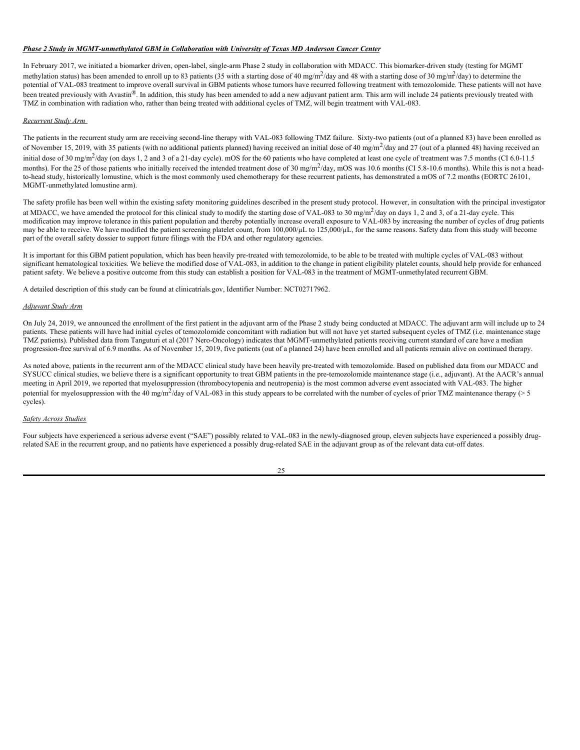***Phase 2 Study in MGMT-unmethylated GBM in Collaboration with University of Texas MD Anderson Cancer Center***

In February 2017, we initiated a biomarker driven, open-label, single-arm Phase 2 study in collaboration with MDACC. This biomarker-driven study (testing for MGMT methylation status) has been amended to enroll up to 83 patients (35 with a starting dose of 40 mg/$m^2$/day and 48 with a starting dose of 30 mg/$m^2$/day) to determine the potential of VAL-083 treatment to improve overall survival in GBM patients whose tumors have recurred following treatment with temozolomide. These patients will not have been treated previously with Avastin®. In addition, this study has been amended to add a new adjuvant patient arm. This arm will include 24 patients previously treated with TMZ in combination with radiation who, rather than being treated with additional cycles of TMZ, will begin treatment with VAL-083.

*Recurrent Study Arm*

The patients in the recurrent study arm are receiving second-line therapy with VAL-083 following TMZ failure. Sixty-two patients (out of a planned 83) have been enrolled as of November 15, 2019, with 35 patients (with no additional patients planned) having received an initial dose of 40 mg/$m^2$/day and 27 (out of a planned 48) having received an initial dose of 30 mg/$m^2$/day (on days 1, 2 and 3 of a 21-day cycle). mOS for the 60 patients who have completed at least one cycle of treatment was 7.5 months (CI 6.0-11.5 months). For the 25 of those patients who initially received the intended treatment dose of 30 mg/$m^2$/day, mOS was 10.6 months (CI 5.8-10.6 months). While this is not a head-to-head study, historically lomustine, which is the most commonly used chemotherapy for these recurrent patients, has demonstrated a mOS of 7.2 months (EORTC 26101, MGMT-unmethylated lomustine arm).

The safety profile has been well within the existing safety monitoring guidelines described in the present study protocol. However, in consultation with the principal investigator at MDACC, we have amended the protocol for this clinical study to modify the starting dose of VAL-083 to 30 mg/$m^2$/day on days 1, 2 and 3, of a 21-day cycle. This modification may improve tolerance in this patient population and thereby potentially increase overall exposure to VAL-083 by increasing the number of cycles of drug patients may be able to receive. We have modified the patient screening platelet count, from 100,000/µL to 125,000/µL, for the same reasons. Safety data from this study will become part of the overall safety dossier to support future filings with the FDA and other regulatory agencies.

It is important for this GBM patient population, which has been heavily pre-treated with temozolomide, to be able to be treated with multiple cycles of VAL-083 without significant hematological toxicities. We believe the modified dose of VAL-083, in addition to the change in patient eligibility platelet counts, should help provide for enhanced patient safety. We believe a positive outcome from this study can establish a position for VAL-083 in the treatment of MGMT-unmethylated recurrent GBM.

A detailed description of this study can be found at clinicatrials.gov, Identifier Number: NCT02717962.

*Adjuvant Study Arm*

On July 24, 2019, we announced the enrollment of the first patient in the adjuvant arm of the Phase 2 study being conducted at MDACC. The adjuvant arm will include up to 24 patients. These patients will have had initial cycles of temozolomide concomitant with radiation but will not have yet started subsequent cycles of TMZ (i.e. maintenance stage TMZ patients). Published data from Tanguturi et al (2017 Nero-Oncology) indicates that MGMT-unmethylated patients receiving current standard of care have a median progression-free survival of 6.9 months. As of November 15, 2019, five patients (out of a planned 24) have been enrolled and all patients remain alive on continued therapy.

As noted above, patients in the recurrent arm of the MDACC clinical study have been heavily pre-treated with temozolomide. Based on published data from our MDACC and SYSUCC clinical studies, we believe there is a significant opportunity to treat GBM patients in the pre-temozolomide maintenance stage (i.e., adjuvant). At the AACR's annual meeting in April 2019, we reported that myelosuppression (thrombocytopenia and neutropenia) is the most common adverse event associated with VAL-083. The higher potential for myelosuppression with the 40 mg/$m^2$/day of VAL-083 in this study appears to be correlated with the number of cycles of prior TMZ maintenance therapy (> 5 cycles).

*Safety Across Studies*

Four subjects have experienced a serious adverse event ("SAE") possibly related to VAL-083 in the newly-diagnosed group, eleven subjects have experienced a possibly drug-related SAE in the recurrent group, and no patients have experienced a possibly drug-related SAE in the adjuvant group as of the relevant data cut-off dates.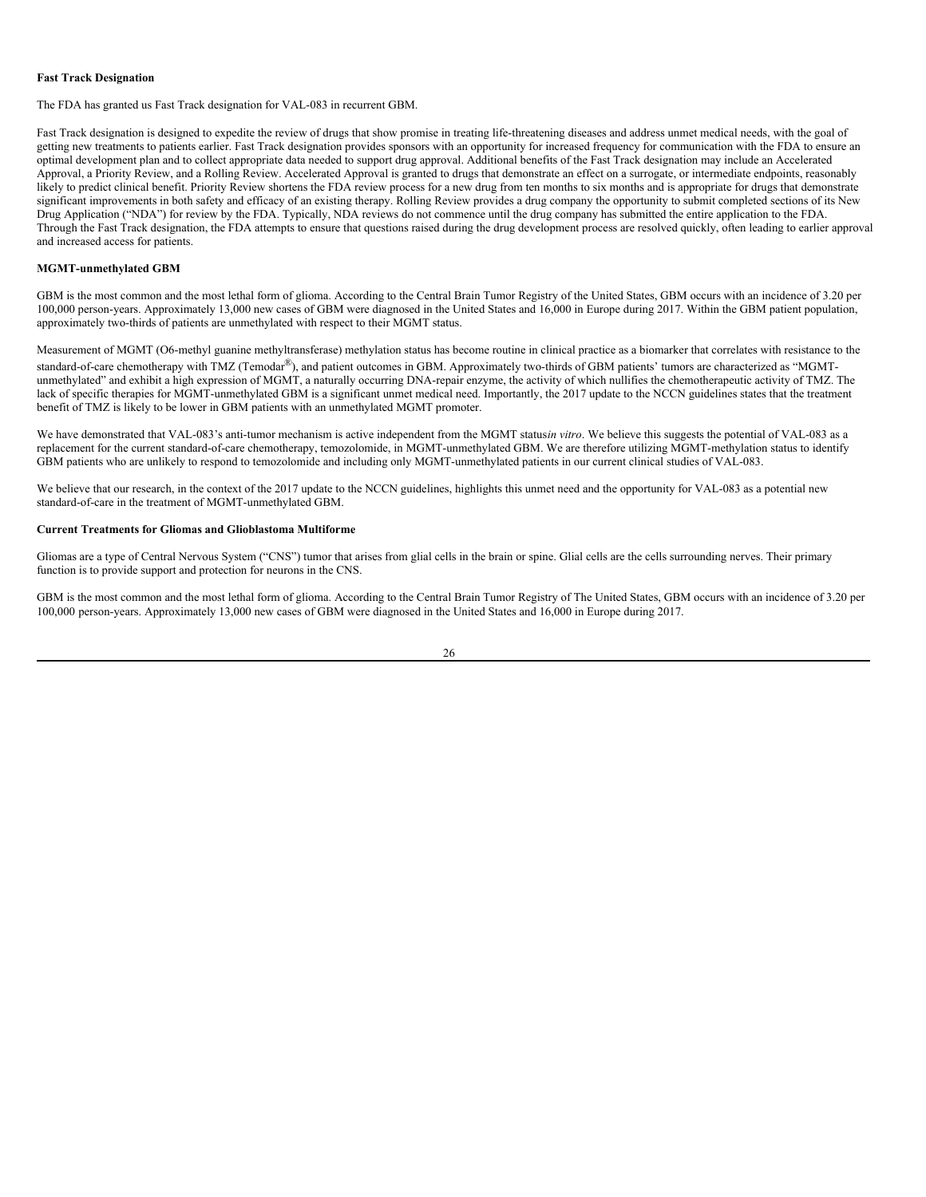**Fast Track Designation**

The FDA has granted us Fast Track designation for VAL-083 in recurrent GBM.

Fast Track designation is designed to expedite the review of drugs that show promise in treating life-threatening diseases and address unmet medical needs, with the goal of getting new treatments to patients earlier. Fast Track designation provides sponsors with an opportunity for increased frequency for communication with the FDA to ensure an optimal development plan and to collect appropriate data needed to support drug approval. Additional benefits of the Fast Track designation may include an Accelerated Approval, a Priority Review, and a Rolling Review. Accelerated Approval is granted to drugs that demonstrate an effect on a surrogate, or intermediate endpoints, reasonably likely to predict clinical benefit. Priority Review shortens the FDA review process for a new drug from ten months to six months and is appropriate for drugs that demonstrate significant improvements in both safety and efficacy of an existing therapy. Rolling Review provides a drug company the opportunity to submit completed sections of its New Drug Application ("NDA") for review by the FDA. Typically, NDA reviews do not commence until the drug company has submitted the entire application to the FDA. Through the Fast Track designation, the FDA attempts to ensure that questions raised during the drug development process are resolved quickly, often leading to earlier approval and increased access for patients.

**MGMT-unmethylated GBM**

GBM is the most common and the most lethal form of glioma. According to the Central Brain Tumor Registry of the United States, GBM occurs with an incidence of 3.20 per 100,000 person-years. Approximately 13,000 new cases of GBM were diagnosed in the United States and 16,000 in Europe during 2017. Within the GBM patient population, approximately two-thirds of patients are unmethylated with respect to their MGMT status.

Measurement of MGMT (O6-methyl guanine methyltransferase) methylation status has become routine in clinical practice as a biomarker that correlates with resistance to the standard-of-care chemotherapy with TMZ (Temodar®), and patient outcomes in GBM. Approximately two-thirds of GBM patients' tumors are characterized as "MGMT-unmethylated" and exhibit a high expression of MGMT, a naturally occurring DNA-repair enzyme, the activity of which nullifies the chemotherapeutic activity of TMZ. The lack of specific therapies for MGMT-unmethylated GBM is a significant unmet medical need. Importantly, the 2017 update to the NCCN guidelines states that the treatment benefit of TMZ is likely to be lower in GBM patients with an unmethylated MGMT promoter.

We have demonstrated that VAL-083's anti-tumor mechanism is active independent from the MGMT status *in vitro*. We believe this suggests the potential of VAL-083 as a replacement for the current standard-of-care chemotherapy, temozolomide, in MGMT-unmethylated GBM. We are therefore utilizing MGMT-methylation status to identify GBM patients who are unlikely to respond to temozolomide and including only MGMT-unmethylated patients in our current clinical studies of VAL-083.

We believe that our research, in the context of the 2017 update to the NCCN guidelines, highlights this unmet need and the opportunity for VAL-083 as a potential new standard-of-care in the treatment of MGMT-unmethylated GBM.

**Current Treatments for Gliomas and Glioblastoma Multiforme**

Gliomas are a type of Central Nervous System ("CNS") tumor that arises from glial cells in the brain or spine. Glial cells are the cells surrounding nerves. Their primary function is to provide support and protection for neurons in the CNS.

GBM is the most common and the most lethal form of glioma. According to the Central Brain Tumor Registry of The United States, GBM occurs with an incidence of 3.20 per 100,000 person-years. Approximately 13,000 new cases of GBM were diagnosed in the United States and 16,000 in Europe during 2017.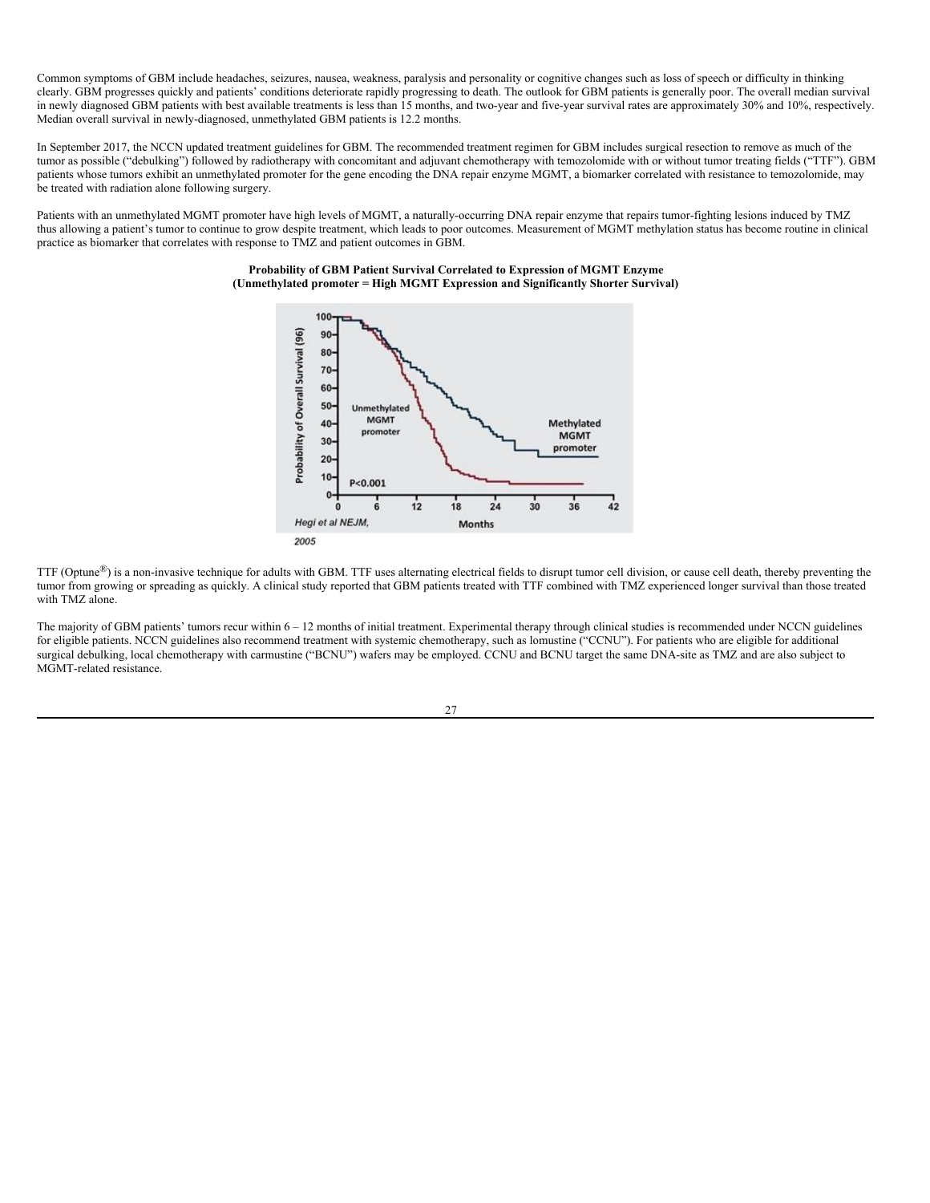Common symptoms of GBM include headaches, seizures, nausea, weakness, paralysis and personality or cognitive changes such as loss of speech or difficulty in thinking clearly. GBM progresses quickly and patients' conditions deteriorate rapidly progressing to death. The outlook for GBM patients is generally poor. The overall median survival in newly diagnosed GBM patients with best available treatments is less than 15 months, and two-year and five-year survival rates are approximately 30% and 10%, respectively. Median overall survival in newly-diagnosed, unmethylated GBM patients is 12.2 months.

In September 2017, the NCCN updated treatment guidelines for GBM. The recommended treatment regimen for GBM includes surgical resection to remove as much of the tumor as possible ("debulking") followed by radiotherapy with concomitant and adjuvant chemotherapy with temozolomide with or without tumor treating fields ("TTF"). GBM patients whose tumors exhibit an unmethylated promoter for the gene encoding the DNA repair enzyme MGMT, a biomarker correlated with resistance to temozolomide, may be treated with radiation alone following surgery.

Patients with an unmethylated MGMT promoter have high levels of MGMT, a naturally-occurring DNA repair enzyme that repairs tumor-fighting lesions induced by TMZ thus allowing a patient's tumor to continue to grow despite treatment, which leads to poor outcomes. Measurement of MGMT methylation status has become routine in clinical practice as biomarker that correlates with response to TMZ and patient outcomes in GBM.

**Probability of GBM Patient Survival Correlated to Expression of MGMT Enzyme**
**(Unmethylated promoter = High MGMT Expression and Significantly Shorter Survival)**

Hegi et al NEJM, 2005

TTF (Optune®) is a non-invasive technique for adults with GBM. TTF uses alternating electrical fields to disrupt tumor cell division, or cause cell death, thereby preventing the tumor from growing or spreading as quickly. A clinical study reported that GBM patients treated with TTF combined with TMZ experienced longer survival than those treated with TMZ alone.

The majority of GBM patients' tumors recur within 6 – 12 months of initial treatment. Experimental therapy through clinical studies is recommended under NCCN guidelines for eligible patients. NCCN guidelines also recommend treatment with systemic chemotherapy, such as lomustine ("CCNU"). For patients who are eligible for additional surgical debulking, local chemotherapy with carmustine ("BCNU") wafers may be employed. CCNU and BCNU target the same DNA-site as TMZ and are also subject to MGMT-related resistance.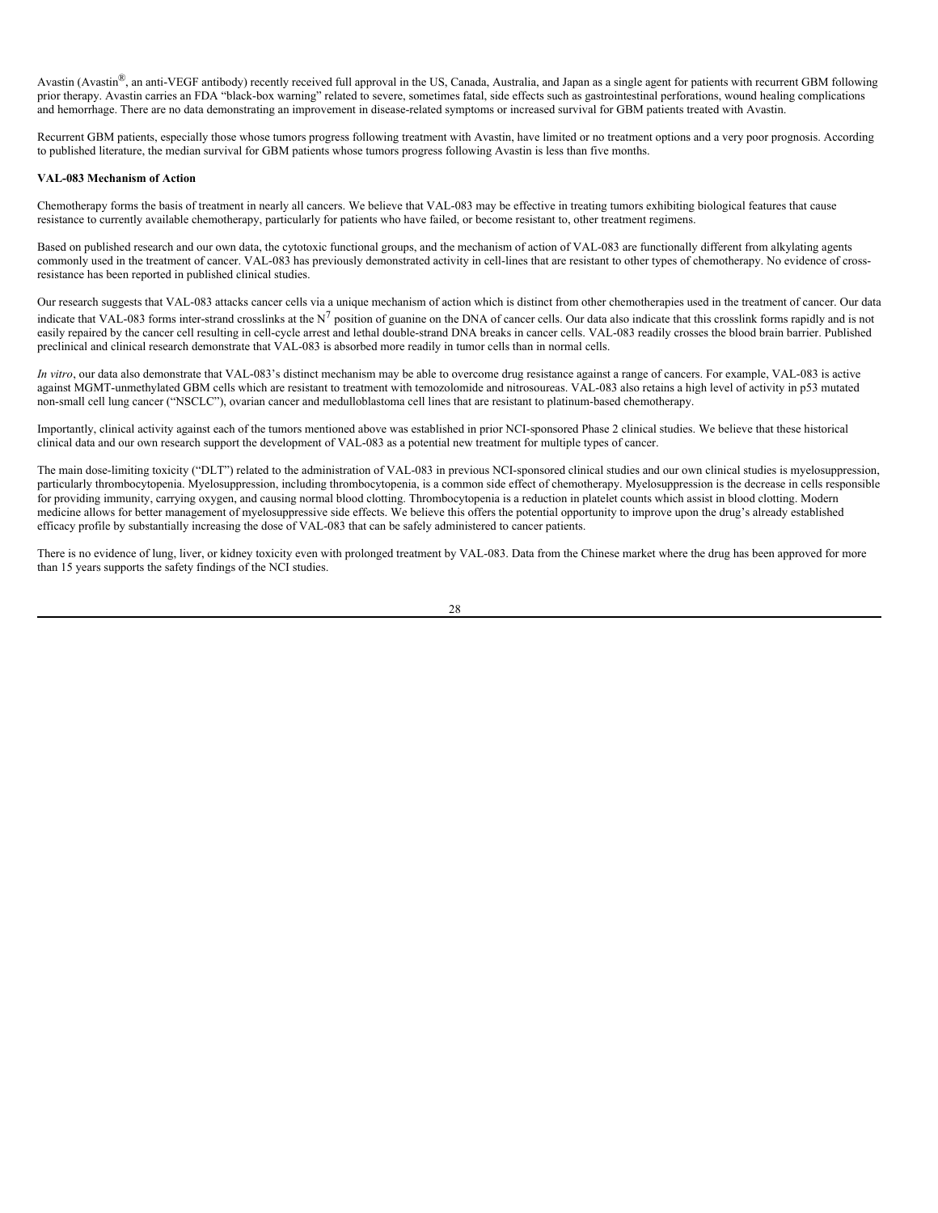Avastin (Avastin®, an anti-VEGF antibody) recently received full approval in the US, Canada, Australia, and Japan as a single agent for patients with recurrent GBM following prior therapy. Avastin carries an FDA "black-box warning" related to severe, sometimes fatal, side effects such as gastrointestinal perforations, wound healing complications and hemorrhage. There are no data demonstrating an improvement in disease-related symptoms or increased survival for GBM patients treated with Avastin.

Recurrent GBM patients, especially those whose tumors progress following treatment with Avastin, have limited or no treatment options and a very poor prognosis. According to published literature, the median survival for GBM patients whose tumors progress following Avastin is less than five months.

**VAL-083 Mechanism of Action**

Chemotherapy forms the basis of treatment in nearly all cancers. We believe that VAL-083 may be effective in treating tumors exhibiting biological features that cause resistance to currently available chemotherapy, particularly for patients who have failed, or become resistant to, other treatment regimens.

Based on published research and our own data, the cytotoxic functional groups, and the mechanism of action of VAL-083 are functionally different from alkylating agents commonly used in the treatment of cancer. VAL-083 has previously demonstrated activity in cell-lines that are resistant to other types of chemotherapy. No evidence of cross-resistance has been reported in published clinical studies.

Our research suggests that VAL-083 attacks cancer cells via a unique mechanism of action which is distinct from other chemotherapies used in the treatment of cancer. Our data indicate that VAL-083 forms inter-strand crosslinks at the $N^7$ position of guanine on the DNA of cancer cells. Our data also indicate that this crosslink forms rapidly and is not easily repaired by the cancer cell resulting in cell-cycle arrest and lethal double-strand DNA breaks in cancer cells. VAL-083 readily crosses the blood brain barrier. Published preclinical and clinical research demonstrate that VAL-083 is absorbed more readily in tumor cells than in normal cells.

*In vitro*, our data also demonstrate that VAL-083's distinct mechanism may be able to overcome drug resistance against a range of cancers. For example, VAL-083 is active against MGMT-unmethylated GBM cells which are resistant to treatment with temozolomide and nitrosoureas. VAL-083 also retains a high level of activity in p53 mutated non-small cell lung cancer ("NSCLC"), ovarian cancer and medulloblastoma cell lines that are resistant to platinum-based chemotherapy.

Importantly, clinical activity against each of the tumors mentioned above was established in prior NCI-sponsored Phase 2 clinical studies. We believe that these historical clinical data and our own research support the development of VAL-083 as a potential new treatment for multiple types of cancer.

The main dose-limiting toxicity ("DLT") related to the administration of VAL-083 in previous NCI-sponsored clinical studies and our own clinical studies is myelosuppression, particularly thrombocytopenia. Myelosuppression, including thrombocytopenia, is a common side effect of chemotherapy. Myelosuppression is the decrease in cells responsible for providing immunity, carrying oxygen, and causing normal blood clotting. Thrombocytopenia is a reduction in platelet counts which assist in blood clotting. Modern medicine allows for better management of myelosuppressive side effects. We believe this offers the potential opportunity to improve upon the drug's already established efficacy profile by substantially increasing the dose of VAL-083 that can be safely administered to cancer patients.

There is no evidence of lung, liver, or kidney toxicity even with prolonged treatment by VAL-083. Data from the Chinese market where the drug has been approved for more than 15 years supports the safety findings of the NCI studies.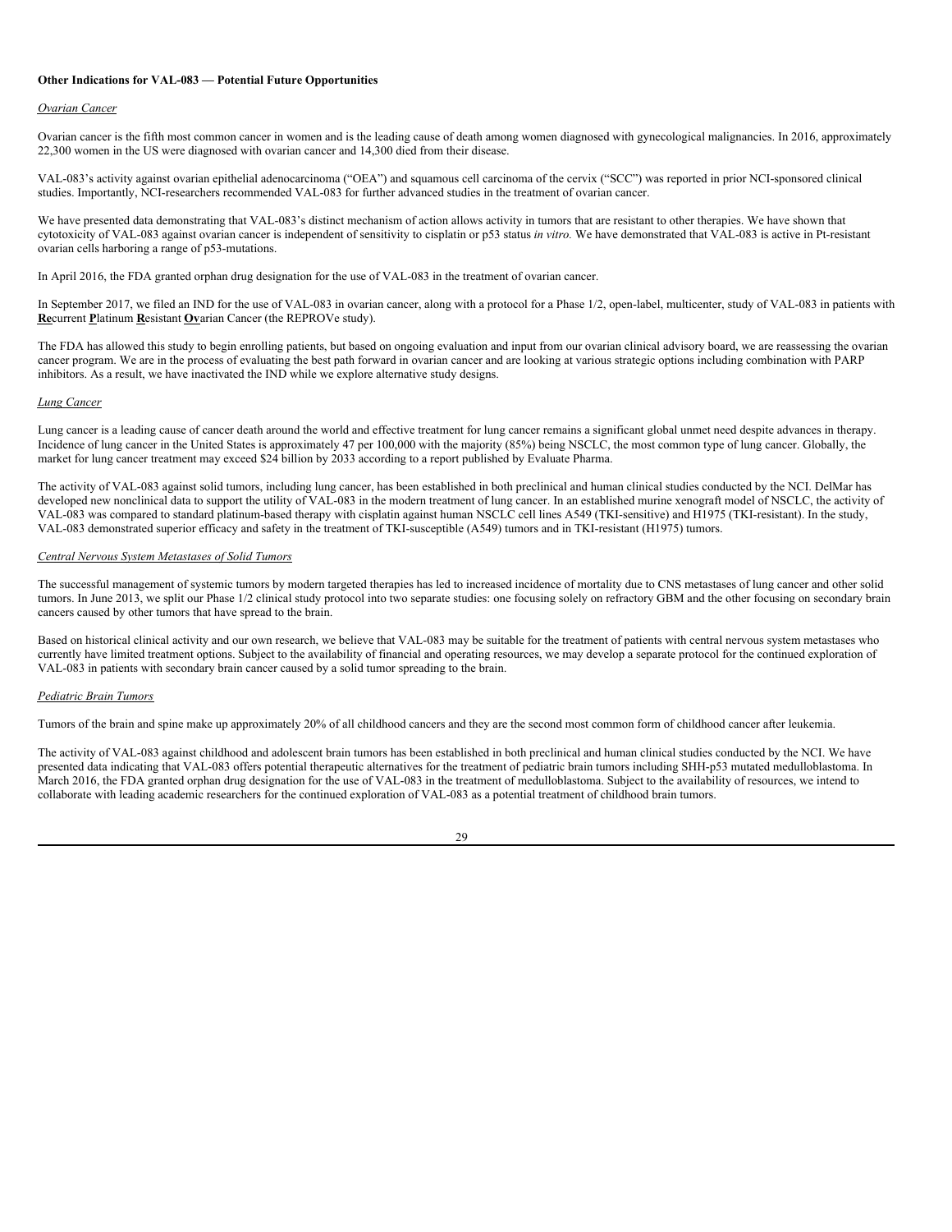**Other Indications for VAL-083 — Potential Future Opportunities**

*Ovarian Cancer*

Ovarian cancer is the fifth most common cancer in women and is the leading cause of death among women diagnosed with gynecological malignancies. In 2016, approximately 22,300 women in the US were diagnosed with ovarian cancer and 14,300 died from their disease.

VAL-083's activity against ovarian epithelial adenocarcinoma ("OEA") and squamous cell carcinoma of the cervix ("SCC") was reported in prior NCI-sponsored clinical studies. Importantly, NCI-researchers recommended VAL-083 for further advanced studies in the treatment of ovarian cancer.

We have presented data demonstrating that VAL-083's distinct mechanism of action allows activity in tumors that are resistant to other therapies. We have shown that cytotoxicity of VAL-083 against ovarian cancer is independent of sensitivity to cisplatin or p53 status *in vitro.* We have demonstrated that VAL-083 is active in Pt-resistant ovarian cells harboring a range of p53-mutations.

In April 2016, the FDA granted orphan drug designation for the use of VAL-083 in the treatment of ovarian cancer.

In September 2017, we filed an IND for the use of VAL-083 in ovarian cancer, along with a protocol for a Phase 1/2, open-label, multicenter, study of VAL-083 in patients with **Re**current **P**latinum **R**esistant **Ov**arian Cancer (the REPROVe study).

The FDA has allowed this study to begin enrolling patients, but based on ongoing evaluation and input from our ovarian clinical advisory board, we are reassessing the ovarian cancer program. We are in the process of evaluating the best path forward in ovarian cancer and are looking at various strategic options including combination with PARP inhibitors. As a result, we have inactivated the IND while we explore alternative study designs.

*Lung Cancer*

Lung cancer is a leading cause of cancer death around the world and effective treatment for lung cancer remains a significant global unmet need despite advances in therapy. Incidence of lung cancer in the United States is approximately 47 per 100,000 with the majority (85%) being NSCLC, the most common type of lung cancer. Globally, the market for lung cancer treatment may exceed $24 billion by 2033 according to a report published by Evaluate Pharma.

The activity of VAL-083 against solid tumors, including lung cancer, has been established in both preclinical and human clinical studies conducted by the NCI. DelMar has developed new nonclinical data to support the utility of VAL-083 in the modern treatment of lung cancer. In an established murine xenograft model of NSCLC, the activity of VAL-083 was compared to standard platinum-based therapy with cisplatin against human NSCLC cell lines A549 (TKI-sensitive) and H1975 (TKI-resistant). In the study, VAL-083 demonstrated superior efficacy and safety in the treatment of TKI-susceptible (A549) tumors and in TKI-resistant (H1975) tumors.

*Central Nervous System Metastases of Solid Tumors*

The successful management of systemic tumors by modern targeted therapies has led to increased incidence of mortality due to CNS metastases of lung cancer and other solid tumors. In June 2013, we split our Phase 1/2 clinical study protocol into two separate studies: one focusing solely on refractory GBM and the other focusing on secondary brain cancers caused by other tumors that have spread to the brain.

Based on historical clinical activity and our own research, we believe that VAL-083 may be suitable for the treatment of patients with central nervous system metastases who currently have limited treatment options. Subject to the availability of financial and operating resources, we may develop a separate protocol for the continued exploration of VAL-083 in patients with secondary brain cancer caused by a solid tumor spreading to the brain.

*Pediatric Brain Tumors*

Tumors of the brain and spine make up approximately 20% of all childhood cancers and they are the second most common form of childhood cancer after leukemia.

The activity of VAL-083 against childhood and adolescent brain tumors has been established in both preclinical and human clinical studies conducted by the NCI. We have presented data indicating that VAL-083 offers potential therapeutic alternatives for the treatment of pediatric brain tumors including SHH-p53 mutated medulloblastoma. In March 2016, the FDA granted orphan drug designation for the use of VAL-083 in the treatment of medulloblastoma. Subject to the availability of resources, we intend to collaborate with leading academic researchers for the continued exploration of VAL-083 as a potential treatment of childhood brain tumors.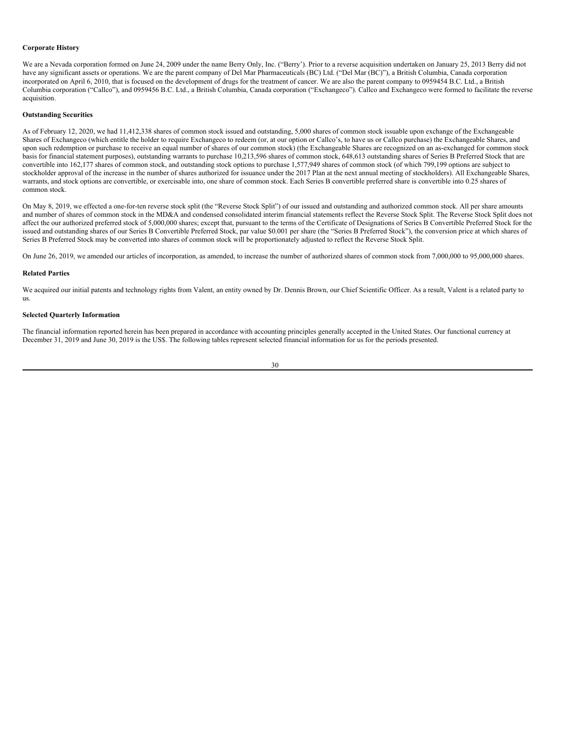**Corporate History**

We are a Nevada corporation formed on June 24, 2009 under the name Berry Only, Inc. ("Berry'). Prior to a reverse acquisition undertaken on January 25, 2013 Berry did not have any significant assets or operations. We are the parent company of Del Mar Pharmaceuticals (BC) Ltd. ("Del Mar (BC)"), a British Columbia, Canada corporation incorporated on April 6, 2010, that is focused on the development of drugs for the treatment of cancer. We are also the parent company to 0959454 B.C. Ltd., a British Columbia corporation ("Callco"), and 0959456 B.C. Ltd., a British Columbia, Canada corporation ("Exchangeco"). Callco and Exchangeco were formed to facilitate the reverse acquisition.

**Outstanding Securities**

As of February 12, 2020, we had 11,412,338 shares of common stock issued and outstanding, 5,000 shares of common stock issuable upon exchange of the Exchangeable Shares of Exchangeco (which entitle the holder to require Exchangeco to redeem (or, at our option or Callco's, to have us or Callco purchase) the Exchangeable Shares, and upon such redemption or purchase to receive an equal number of shares of our common stock) (the Exchangeable Shares are recognized on an as-exchanged for common stock basis for financial statement purposes), outstanding warrants to purchase 10,213,596 shares of common stock, 648,613 outstanding shares of Series B Preferred Stock that are convertible into 162,177 shares of common stock, and outstanding stock options to purchase 1,577,949 shares of common stock (of which 799,199 options are subject to stockholder approval of the increase in the number of shares authorized for issuance under the 2017 Plan at the next annual meeting of stockholders). All Exchangeable Shares, warrants, and stock options are convertible, or exercisable into, one share of common stock. Each Series B convertible preferred share is convertible into 0.25 shares of common stock.

On May 8, 2019, we effected a one-for-ten reverse stock split (the "Reverse Stock Split") of our issued and outstanding and authorized common stock. All per share amounts and number of shares of common stock in the MD&A and condensed consolidated interim financial statements reflect the Reverse Stock Split. The Reverse Stock Split does not affect the our authorized preferred stock of 5,000,000 shares; except that, pursuant to the terms of the Certificate of Designations of Series B Convertible Preferred Stock for the issued and outstanding shares of our Series B Convertible Preferred Stock, par value $0.001 per share (the "Series B Preferred Stock"), the conversion price at which shares of Series B Preferred Stock may be converted into shares of common stock will be proportionately adjusted to reflect the Reverse Stock Split.

On June 26, 2019, we amended our articles of incorporation, as amended, to increase the number of authorized shares of common stock from 7,000,000 to 95,000,000 shares.

**Related Parties**

We acquired our initial patents and technology rights from Valent, an entity owned by Dr. Dennis Brown, our Chief Scientific Officer. As a result, Valent is a related party to us.

**Selected Quarterly Information**

The financial information reported herein has been prepared in accordance with accounting principles generally accepted in the United States. Our functional currency at December 31, 2019 and June 30, 2019 is the US$. The following tables represent selected financial information for us for the periods presented.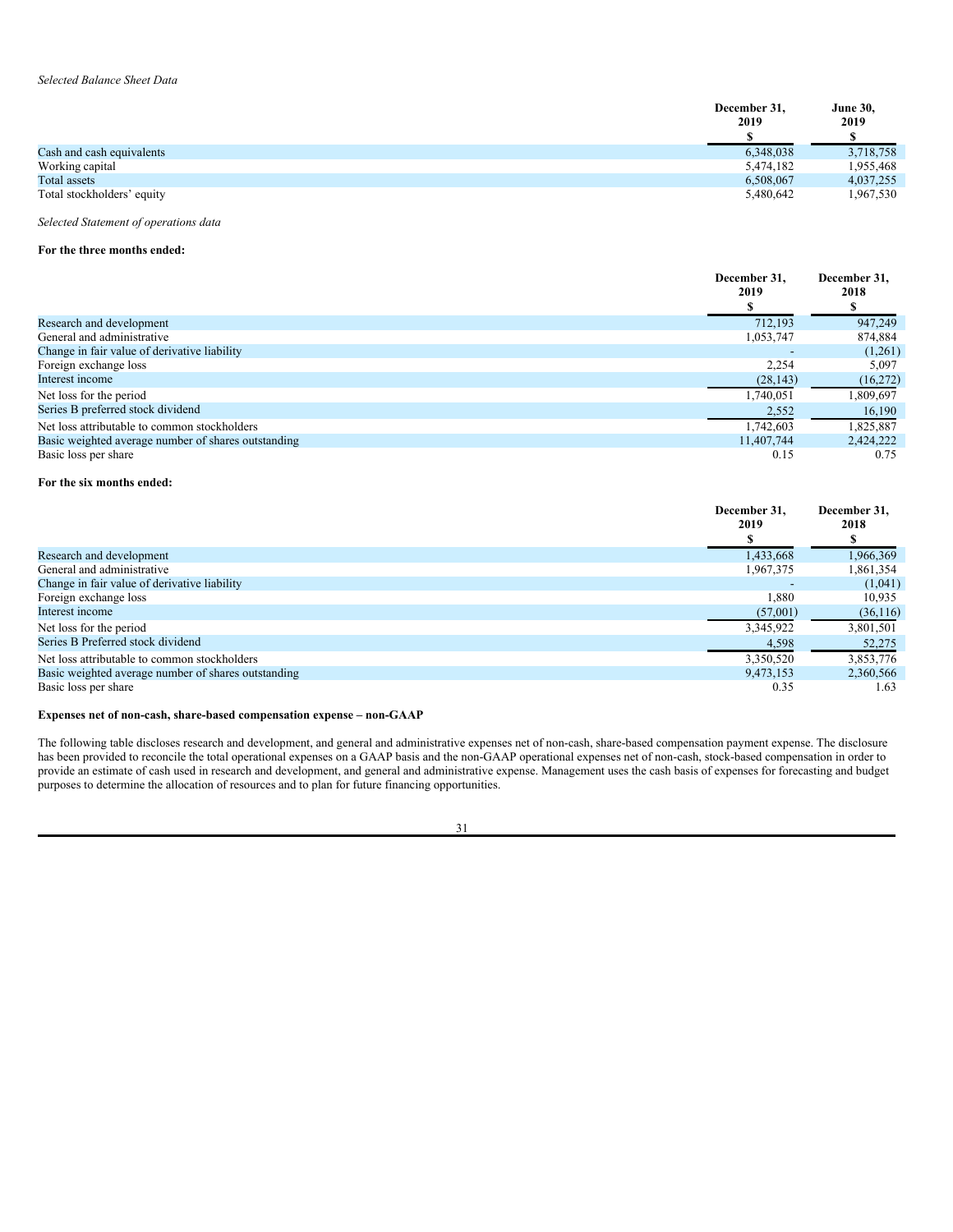*Selected Balance Sheet Data*

| | December 31, 2019 | June 30, 2019 |
|---|---|---|
| | $ | $ |
| Cash and cash equivalents | 6,348,038 | 3,718,758 |
| Working capital | 5,474,182 | 1,955,468 |
| Total assets | 6,508,067 | 4,037,255 |
| Total stockholders' equity | 5,480,642 | 1,967,530 |

*Selected Statement of operations data*

**For the three months ended:**

| | December 31, 2019 | December 31, 2018 |
|---|---|---|
| | $ | $ |
| Research and development | 712,193 | 947,249 |
| General and administrative | 1,053,747 | 874,884 |
| Change in fair value of derivative liability | - | (1,261) |
| Foreign exchange loss | 2,254 | 5,097 |
| Interest income | (28,143) | (16,272) |
| Net loss for the period | 1,740,051 | 1,809,697 |
| Series B preferred stock dividend | 2,552 | 16,190 |
| Net loss attributable to common stockholders | 1,742,603 | 1,825,887 |
| Basic weighted average number of shares outstanding | 11,407,744 | 2,424,222 |
| Basic loss per share | 0.15 | 0.75 |

**For the six months ended:**

| | December 31, 2019 | December 31, 2018 |
|---|---|---|
| | $ | $ |
| Research and development | 1,433,668 | 1,966,369 |
| General and administrative | 1,967,375 | 1,861,354 |
| Change in fair value of derivative liability | - | (1,041) |
| Foreign exchange loss | 1,880 | 10,935 |
| Interest income | (57,001) | (36,116) |
| Net loss for the period | 3,345,922 | 3,801,501 |
| Series B Preferred stock dividend | 4,598 | 52,275 |
| Net loss attributable to common stockholders | 3,350,520 | 3,853,776 |
| Basic weighted average number of shares outstanding | 9,473,153 | 2,360,566 |
| Basic loss per share | 0.35 | 1.63 |

**Expenses net of non-cash, share-based compensation expense – non-GAAP**

The following table discloses research and development, and general and administrative expenses net of non-cash, share-based compensation payment expense. The disclosure has been provided to reconcile the total operational expenses on a GAAP basis and the non-GAAP operational expenses net of non-cash, stock-based compensation in order to provide an estimate of cash used in research and development, and general and administrative expense. Management uses the cash basis of expenses for forecasting and budget purposes to determine the allocation of resources and to plan for future financing opportunities.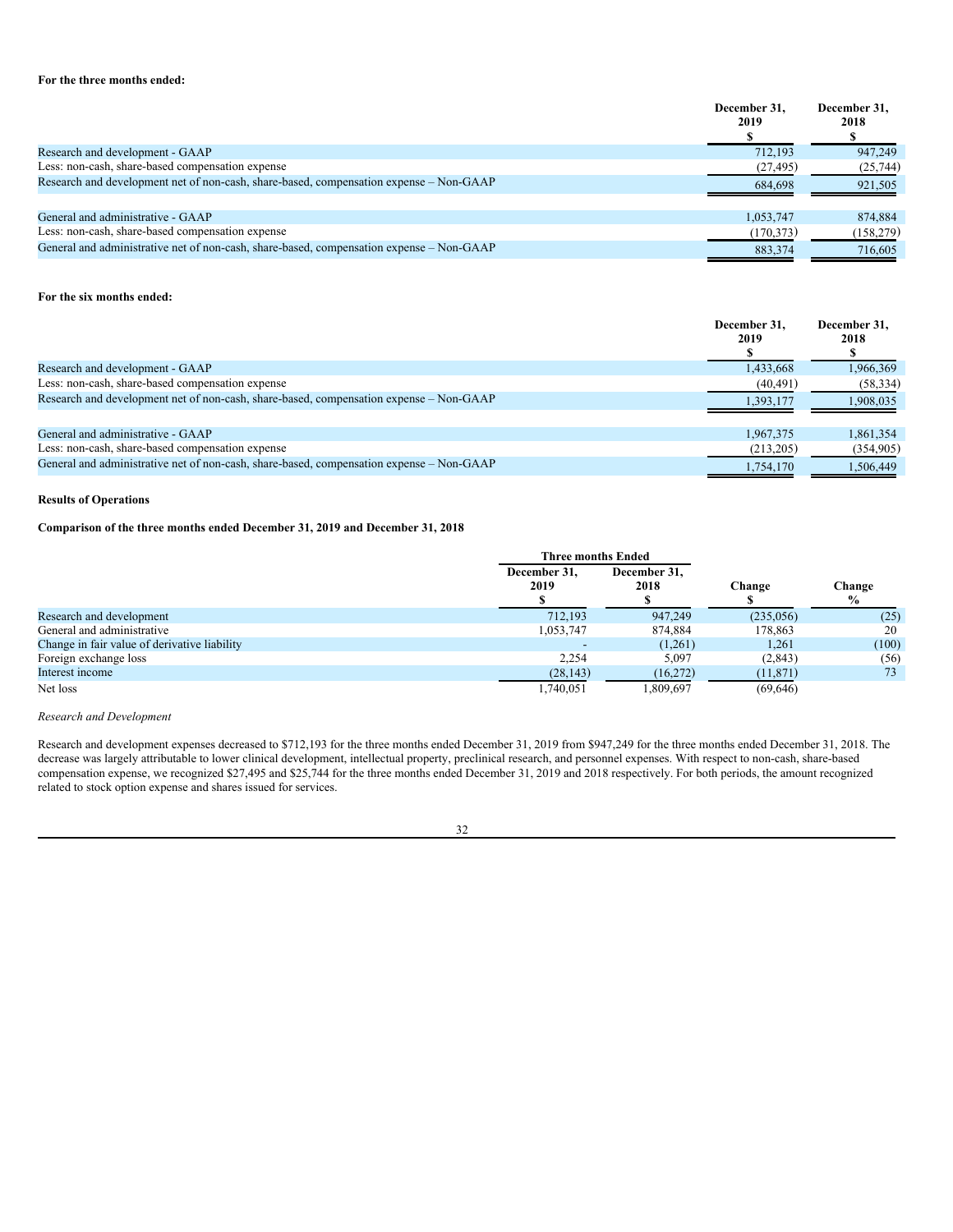**For the three months ended:**

| | December 31, 2019 $ | December 31, 2018 $ |
|---|---|---|
| Research and development - GAAP | 712,193 | 947,249 |
| Less: non-cash, share-based compensation expense | (27,495) | (25,744) |
| Research and development net of non-cash, share-based, compensation expense – Non-GAAP | 684,698 | 921,505 |
| | | |
| General and administrative - GAAP | 1,053,747 | 874,884 |
| Less: non-cash, share-based compensation expense | (170,373) | (158,279) |
| General and administrative net of non-cash, share-based, compensation expense – Non-GAAP | 883,374 | 716,605 |

**For the six months ended:**

| | December 31, 2019 $ | December 31, 2018 $ |
|---|---|---|
| Research and development - GAAP | 1,433,668 | 1,966,369 |
| Less: non-cash, share-based compensation expense | (40,491) | (58,334) |
| Research and development net of non-cash, share-based, compensation expense – Non-GAAP | 1,393,177 | 1,908,035 |
| | | |
| General and administrative - GAAP | 1,967,375 | 1,861,354 |
| Less: non-cash, share-based compensation expense | (213,205) | (354,905) |
| General and administrative net of non-cash, share-based, compensation expense – Non-GAAP | 1,754,170 | 1,506,449 |

**Results of Operations**

**Comparison of the three months ended December 31, 2019 and December 31, 2018**

| | Three months Ended | | | |
|---|---|---|---|---|
| | December 31, 2019 $ | December 31, 2018 $ | Change $ | Change % |
| Research and development | 712,193 | 947,249 | (235,056) | (25) |
| General and administrative | 1,053,747 | 874,884 | 178,863 | 20 |
| Change in fair value of derivative liability | - | (1,261) | 1,261 | (100) |
| Foreign exchange loss | 2,254 | 5,097 | (2,843) | (56) |
| Interest income | (28,143) | (16,272) | (11,871) | 73 |
| Net loss | 1,740,051 | 1,809,697 | (69,646) | |

*Research and Development*

Research and development expenses decreased to $712,193 for the three months ended December 31, 2019 from $947,249 for the three months ended December 31, 2018. The decrease was largely attributable to lower clinical development, intellectual property, preclinical research, and personnel expenses. With respect to non-cash, share-based compensation expense, we recognized $27,495 and $25,744 for the three months ended December 31, 2019 and 2018 respectively. For both periods, the amount recognized related to stock option expense and shares issued for services.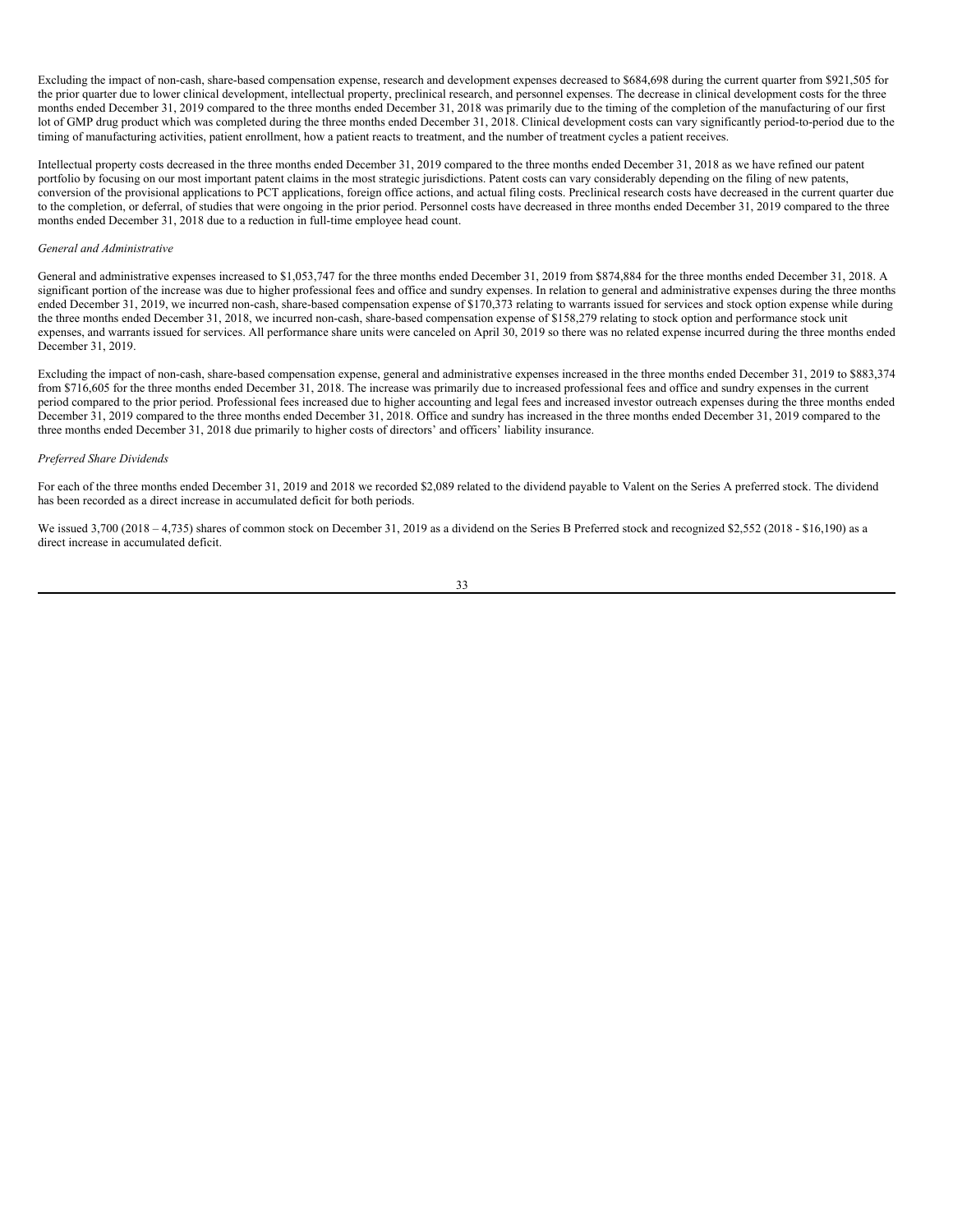Excluding the impact of non-cash, share-based compensation expense, research and development expenses decreased to $684,698 during the current quarter from $921,505 for the prior quarter due to lower clinical development, intellectual property, preclinical research, and personnel expenses. The decrease in clinical development costs for the three months ended December 31, 2019 compared to the three months ended December 31, 2018 was primarily due to the timing of the completion of the manufacturing of our first lot of GMP drug product which was completed during the three months ended December 31, 2018. Clinical development costs can vary significantly period-to-period due to the timing of manufacturing activities, patient enrollment, how a patient reacts to treatment, and the number of treatment cycles a patient receives.

Intellectual property costs decreased in the three months ended December 31, 2019 compared to the three months ended December 31, 2018 as we have refined our patent portfolio by focusing on our most important patent claims in the most strategic jurisdictions. Patent costs can vary considerably depending on the filing of new patents, conversion of the provisional applications to PCT applications, foreign office actions, and actual filing costs. Preclinical research costs have decreased in the current quarter due to the completion, or deferral, of studies that were ongoing in the prior period. Personnel costs have decreased in three months ended December 31, 2019 compared to the three months ended December 31, 2018 due to a reduction in full-time employee head count.

*General and Administrative*

General and administrative expenses increased to $1,053,747 for the three months ended December 31, 2019 from $874,884 for the three months ended December 31, 2018. A significant portion of the increase was due to higher professional fees and office and sundry expenses. In relation to general and administrative expenses during the three months ended December 31, 2019, we incurred non-cash, share-based compensation expense of $170,373 relating to warrants issued for services and stock option expense while during the three months ended December 31, 2018, we incurred non-cash, share-based compensation expense of $158,279 relating to stock option and performance stock unit expenses, and warrants issued for services. All performance share units were canceled on April 30, 2019 so there was no related expense incurred during the three months ended December 31, 2019.

Excluding the impact of non-cash, share-based compensation expense, general and administrative expenses increased in the three months ended December 31, 2019 to $883,374 from $716,605 for the three months ended December 31, 2018. The increase was primarily due to increased professional fees and office and sundry expenses in the current period compared to the prior period. Professional fees increased due to higher accounting and legal fees and increased investor outreach expenses during the three months ended December 31, 2019 compared to the three months ended December 31, 2018. Office and sundry has increased in the three months ended December 31, 2019 compared to the three months ended December 31, 2018 due primarily to higher costs of directors' and officers' liability insurance.

*Preferred Share Dividends*

For each of the three months ended December 31, 2019 and 2018 we recorded $2,089 related to the dividend payable to Valent on the Series A preferred stock. The dividend has been recorded as a direct increase in accumulated deficit for both periods.

We issued 3,700 (2018 – 4,735) shares of common stock on December 31, 2019 as a dividend on the Series B Preferred stock and recognized $2,552 (2018 - $16,190) as a direct increase in accumulated deficit.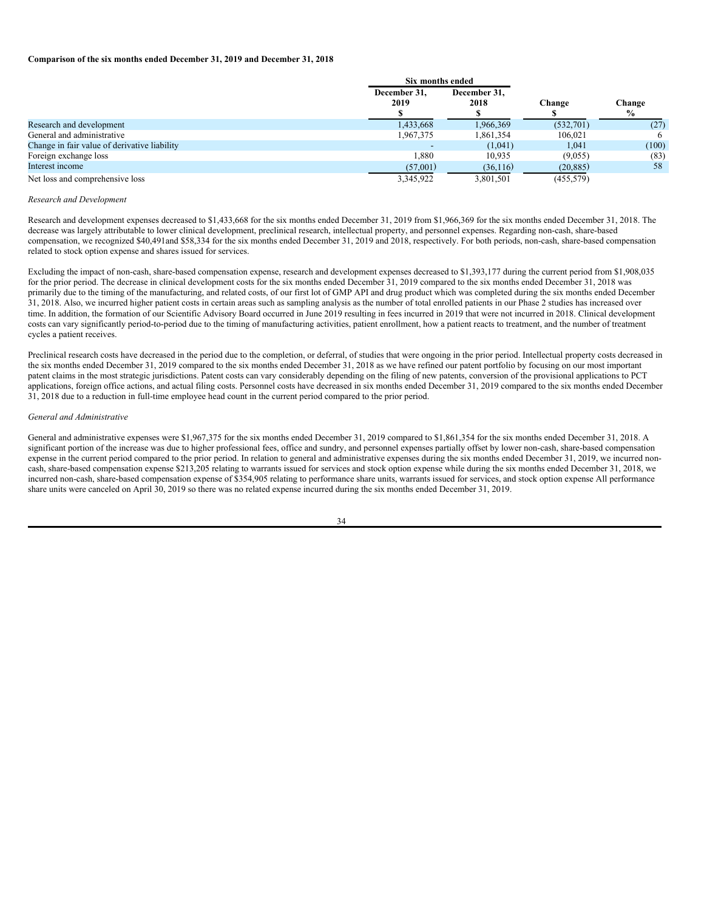**Comparison of the six months ended December 31, 2019 and December 31, 2018**

| | Six months ended | | | |
|---|---|---|---|---|
| | December 31, 2019 $ | December 31, 2018 $ | Change $ | Change % |
| Research and development | 1,433,668 | 1,966,369 | (532,701) | (27) |
| General and administrative | 1,967,375 | 1,861,354 | 106,021 | 6 |
| Change in fair value of derivative liability | - | (1,041) | 1,041 | (100) |
| Foreign exchange loss | 1,880 | 10,935 | (9,055) | (83) |
| Interest income | (57,001) | (36,116) | (20,885) | 58 |
| Net loss and comprehensive loss | 3,345,922 | 3,801,501 | (455,579) | |

*Research and Development*

Research and development expenses decreased to $1,433,668 for the six months ended December 31, 2019 from $1,966,369 for the six months ended December 31, 2018. The decrease was largely attributable to lower clinical development, preclinical research, intellectual property, and personnel expenses. Regarding non-cash, share-based compensation, we recognized $40,491and $58,334 for the six months ended December 31, 2019 and 2018, respectively. For both periods, non-cash, share-based compensation related to stock option expense and shares issued for services.

Excluding the impact of non-cash, share-based compensation expense, research and development expenses decreased to $1,393,177 during the current period from $1,908,035 for the prior period. The decrease in clinical development costs for the six months ended December 31, 2019 compared to the six months ended December 31, 2018 was primarily due to the timing of the manufacturing, and related costs, of our first lot of GMP API and drug product which was completed during the six months ended December 31, 2018. Also, we incurred higher patient costs in certain areas such as sampling analysis as the number of total enrolled patients in our Phase 2 studies has increased over time. In addition, the formation of our Scientific Advisory Board occurred in June 2019 resulting in fees incurred in 2019 that were not incurred in 2018. Clinical development costs can vary significantly period-to-period due to the timing of manufacturing activities, patient enrollment, how a patient reacts to treatment, and the number of treatment cycles a patient receives.

Preclinical research costs have decreased in the period due to the completion, or deferral, of studies that were ongoing in the prior period. Intellectual property costs decreased in the six months ended December 31, 2019 compared to the six months ended December 31, 2018 as we have refined our patent portfolio by focusing on our most important patent claims in the most strategic jurisdictions. Patent costs can vary considerably depending on the filing of new patents, conversion of the provisional applications to PCT applications, foreign office actions, and actual filing costs. Personnel costs have decreased in six months ended December 31, 2019 compared to the six months ended December 31, 2018 due to a reduction in full-time employee head count in the current period compared to the prior period.

*General and Administrative*

General and administrative expenses were $1,967,375 for the six months ended December 31, 2019 compared to $1,861,354 for the six months ended December 31, 2018. A significant portion of the increase was due to higher professional fees, office and sundry, and personnel expenses partially offset by lower non-cash, share-based compensation expense in the current period compared to the prior period. In relation to general and administrative expenses during the six months ended December 31, 2019, we incurred non-cash, share-based compensation expense $213,205 relating to warrants issued for services and stock option expense while during the six months ended December 31, 2018, we incurred non-cash, share-based compensation expense of $354,905 relating to performance share units, warrants issued for services, and stock option expense All performance share units were canceled on April 30, 2019 so there was no related expense incurred during the six months ended December 31, 2019.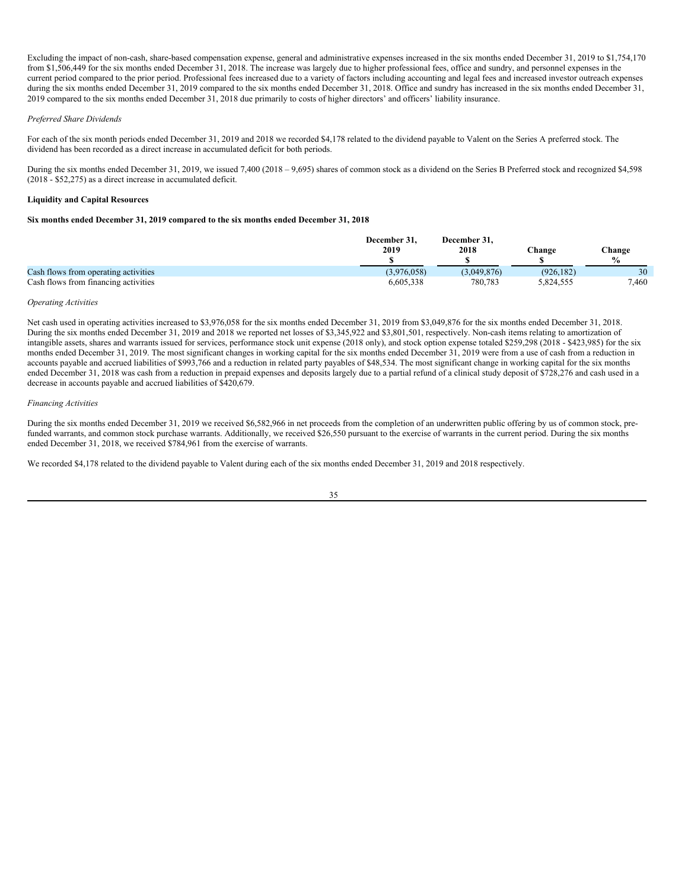Excluding the impact of non-cash, share-based compensation expense, general and administrative expenses increased in the six months ended December 31, 2019 to $1,754,170 from $1,506,449 for the six months ended December 31, 2018. The increase was largely due to higher professional fees, office and sundry, and personnel expenses in the current period compared to the prior period. Professional fees increased due to a variety of factors including accounting and legal fees and increased investor outreach expenses during the six months ended December 31, 2019 compared to the six months ended December 31, 2018. Office and sundry has increased in the six months ended December 31, 2019 compared to the six months ended December 31, 2018 due primarily to costs of higher directors' and officers' liability insurance.

*Preferred Share Dividends*

For each of the six month periods ended December 31, 2019 and 2018 we recorded $4,178 related to the dividend payable to Valent on the Series A preferred stock. The dividend has been recorded as a direct increase in accumulated deficit for both periods.

During the six months ended December 31, 2019, we issued 7,400 (2018 – 9,695) shares of common stock as a dividend on the Series B Preferred stock and recognized $4,598 (2018 - $52,275) as a direct increase in accumulated deficit.

**Liquidity and Capital Resources**

**Six months ended December 31, 2019 compared to the six months ended December 31, 2018**

| | December 31, 2019 $ | December 31, 2018 $ | Change $ | Change % |
|---|---|---|---|---|
| Cash flows from operating activities | (3,976,058) | (3,049,876) | (926,182) | 30 |
| Cash flows from financing activities | 6,605,338 | 780,783 | 5,824,555 | 7,460 |

*Operating Activities*

Net cash used in operating activities increased to $3,976,058 for the six months ended December 31, 2019 from $3,049,876 for the six months ended December 31, 2018. During the six months ended December 31, 2019 and 2018 we reported net losses of $3,345,922 and $3,801,501, respectively. Non-cash items relating to amortization of intangible assets, shares and warrants issued for services, performance stock unit expense (2018 only), and stock option expense totaled $259,298 (2018 - $423,985) for the six months ended December 31, 2019. The most significant changes in working capital for the six months ended December 31, 2019 were from a use of cash from a reduction in accounts payable and accrued liabilities of $993,766 and a reduction in related party payables of $48,534. The most significant change in working capital for the six months ended December 31, 2018 was cash from a reduction in prepaid expenses and deposits largely due to a partial refund of a clinical study deposit of $728,276 and cash used in a decrease in accounts payable and accrued liabilities of $420,679.

*Financing Activities*

During the six months ended December 31, 2019 we received $6,582,966 in net proceeds from the completion of an underwritten public offering by us of common stock, pre-funded warrants, and common stock purchase warrants. Additionally, we received $26,550 pursuant to the exercise of warrants in the current period. During the six months ended December 31, 2018, we received $784,961 from the exercise of warrants.

We recorded $4,178 related to the dividend payable to Valent during each of the six months ended December 31, 2019 and 2018 respectively.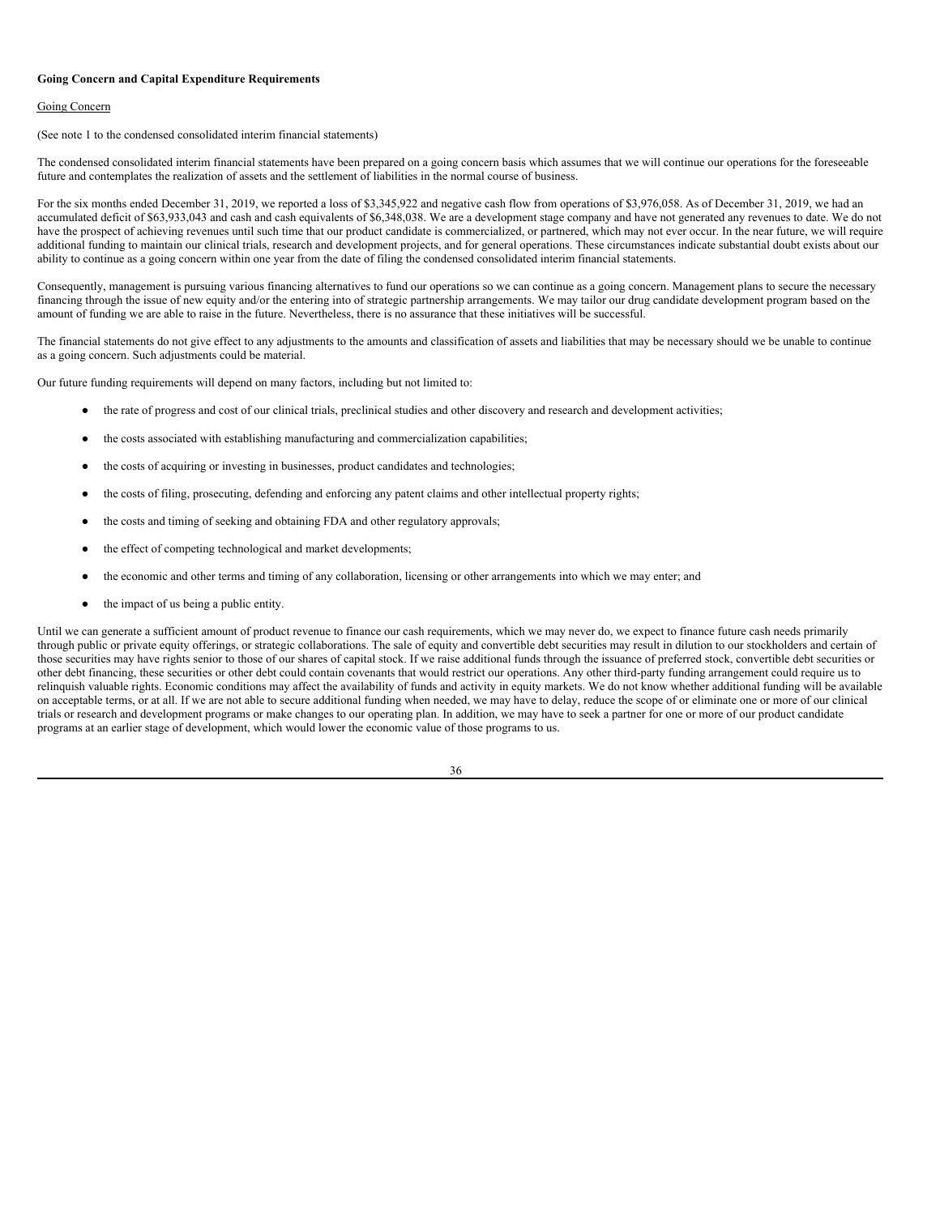**Going Concern and Capital Expenditure Requirements**

Going Concern

(See note 1 to the condensed consolidated interim financial statements)

The condensed consolidated interim financial statements have been prepared on a going concern basis which assumes that we will continue our operations for the foreseeable future and contemplates the realization of assets and the settlement of liabilities in the normal course of business.

For the six months ended December 31, 2019, we reported a loss of $3,345,922 and negative cash flow from operations of $3,976,058. As of December 31, 2019, we had an accumulated deficit of $63,933,043 and cash and cash equivalents of $6,348,038. We are a development stage company and have not generated any revenues to date. We do not have the prospect of achieving revenues until such time that our product candidate is commercialized, or partnered, which may not ever occur. In the near future, we will require additional funding to maintain our clinical trials, research and development projects, and for general operations. These circumstances indicate substantial doubt exists about our ability to continue as a going concern within one year from the date of filing the condensed consolidated interim financial statements.

Consequently, management is pursuing various financing alternatives to fund our operations so we can continue as a going concern. Management plans to secure the necessary financing through the issue of new equity and/or the entering into of strategic partnership arrangements. We may tailor our drug candidate development program based on the amount of funding we are able to raise in the future. Nevertheless, there is no assurance that these initiatives will be successful.

The financial statements do not give effect to any adjustments to the amounts and classification of assets and liabilities that may be necessary should we be unable to continue as a going concern. Such adjustments could be material.

Our future funding requirements will depend on many factors, including but not limited to:

- the rate of progress and cost of our clinical trials, preclinical studies and other discovery and research and development activities;
- the costs associated with establishing manufacturing and commercialization capabilities;
- the costs of acquiring or investing in businesses, product candidates and technologies;
- the costs of filing, prosecuting, defending and enforcing any patent claims and other intellectual property rights;
- the costs and timing of seeking and obtaining FDA and other regulatory approvals;
- the effect of competing technological and market developments;
- the economic and other terms and timing of any collaboration, licensing or other arrangements into which we may enter; and
- the impact of us being a public entity.

Until we can generate a sufficient amount of product revenue to finance our cash requirements, which we may never do, we expect to finance future cash needs primarily through public or private equity offerings, or strategic collaborations. The sale of equity and convertible debt securities may result in dilution to our stockholders and certain of those securities may have rights senior to those of our shares of capital stock. If we raise additional funds through the issuance of preferred stock, convertible debt securities or other debt financing, these securities or other debt could contain covenants that would restrict our operations. Any other third-party funding arrangement could require us to relinquish valuable rights. Economic conditions may affect the availability of funds and activity in equity markets. We do not know whether additional funding will be available on acceptable terms, or at all. If we are not able to secure additional funding when needed, we may have to delay, reduce the scope of or eliminate one or more of our clinical trials or research and development programs or make changes to our operating plan. In addition, we may have to seek a partner for one or more of our product candidate programs at an earlier stage of development, which would lower the economic value of those programs to us.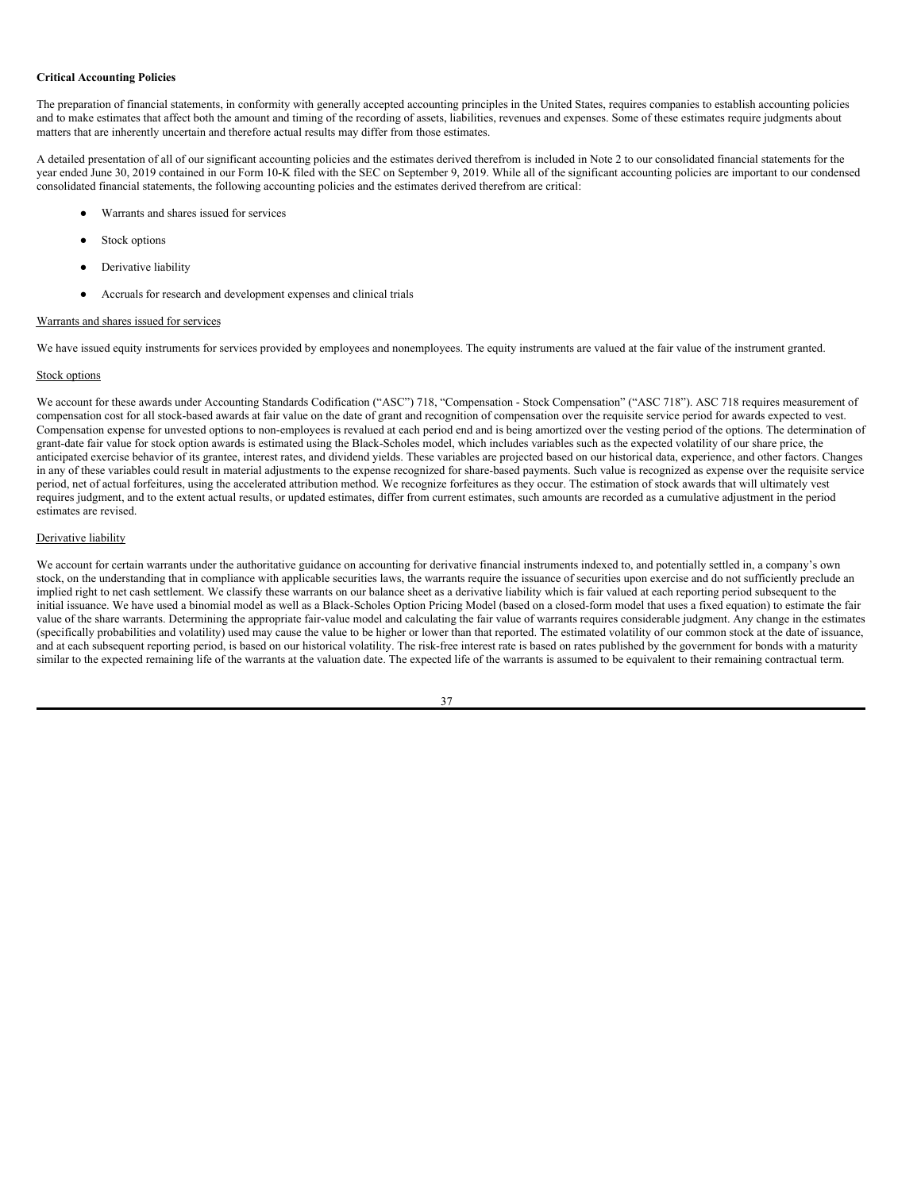**Critical Accounting Policies**

The preparation of financial statements, in conformity with generally accepted accounting principles in the United States, requires companies to establish accounting policies and to make estimates that affect both the amount and timing of the recording of assets, liabilities, revenues and expenses. Some of these estimates require judgments about matters that are inherently uncertain and therefore actual results may differ from those estimates.

A detailed presentation of all of our significant accounting policies and the estimates derived therefrom is included in Note 2 to our consolidated financial statements for the year ended June 30, 2019 contained in our Form 10-K filed with the SEC on September 9, 2019. While all of the significant accounting policies are important to our condensed consolidated financial statements, the following accounting policies and the estimates derived therefrom are critical:

- Warrants and shares issued for services
- Stock options
- Derivative liability
- Accruals for research and development expenses and clinical trials

Warrants and shares issued for services

We have issued equity instruments for services provided by employees and nonemployees. The equity instruments are valued at the fair value of the instrument granted.

Stock options

We account for these awards under Accounting Standards Codification ("ASC") 718, "Compensation - Stock Compensation" ("ASC 718"). ASC 718 requires measurement of compensation cost for all stock-based awards at fair value on the date of grant and recognition of compensation over the requisite service period for awards expected to vest. Compensation expense for unvested options to non-employees is revalued at each period end and is being amortized over the vesting period of the options. The determination of grant-date fair value for stock option awards is estimated using the Black-Scholes model, which includes variables such as the expected volatility of our share price, the anticipated exercise behavior of its grantee, interest rates, and dividend yields. These variables are projected based on our historical data, experience, and other factors. Changes in any of these variables could result in material adjustments to the expense recognized for share-based payments. Such value is recognized as expense over the requisite service period, net of actual forfeitures, using the accelerated attribution method. We recognize forfeitures as they occur. The estimation of stock awards that will ultimately vest requires judgment, and to the extent actual results, or updated estimates, differ from current estimates, such amounts are recorded as a cumulative adjustment in the period estimates are revised.

Derivative liability

We account for certain warrants under the authoritative guidance on accounting for derivative financial instruments indexed to, and potentially settled in, a company's own stock, on the understanding that in compliance with applicable securities laws, the warrants require the issuance of securities upon exercise and do not sufficiently preclude an implied right to net cash settlement. We classify these warrants on our balance sheet as a derivative liability which is fair valued at each reporting period subsequent to the initial issuance. We have used a binomial model as well as a Black-Scholes Option Pricing Model (based on a closed-form model that uses a fixed equation) to estimate the fair value of the share warrants. Determining the appropriate fair-value model and calculating the fair value of warrants requires considerable judgment. Any change in the estimates (specifically probabilities and volatility) used may cause the value to be higher or lower than that reported. The estimated volatility of our common stock at the date of issuance, and at each subsequent reporting period, is based on our historical volatility. The risk-free interest rate is based on rates published by the government for bonds with a maturity similar to the expected remaining life of the warrants at the valuation date. The expected life of the warrants is assumed to be equivalent to their remaining contractual term.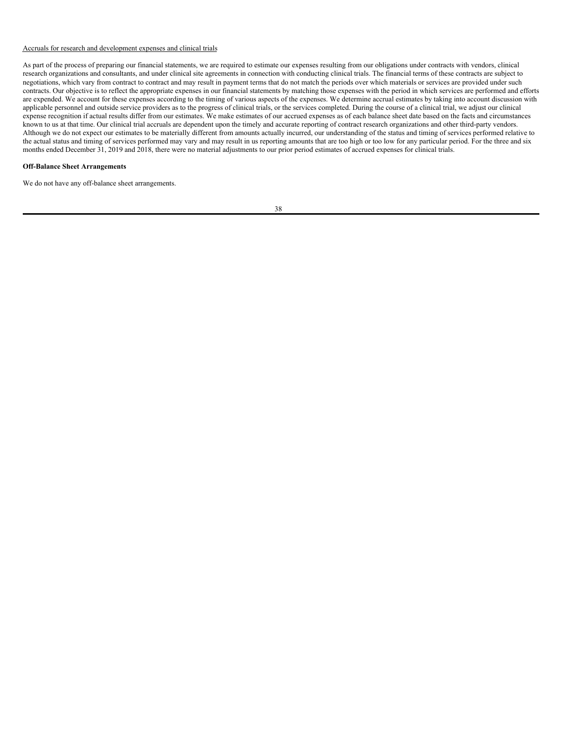Accruals for research and development expenses and clinical trials

As part of the process of preparing our financial statements, we are required to estimate our expenses resulting from our obligations under contracts with vendors, clinical research organizations and consultants, and under clinical site agreements in connection with conducting clinical trials. The financial terms of these contracts are subject to negotiations, which vary from contract to contract and may result in payment terms that do not match the periods over which materials or services are provided under such contracts. Our objective is to reflect the appropriate expenses in our financial statements by matching those expenses with the period in which services are performed and efforts are expended. We account for these expenses according to the timing of various aspects of the expenses. We determine accrual estimates by taking into account discussion with applicable personnel and outside service providers as to the progress of clinical trials, or the services completed. During the course of a clinical trial, we adjust our clinical expense recognition if actual results differ from our estimates. We make estimates of our accrued expenses as of each balance sheet date based on the facts and circumstances known to us at that time. Our clinical trial accruals are dependent upon the timely and accurate reporting of contract research organizations and other third-party vendors. Although we do not expect our estimates to be materially different from amounts actually incurred, our understanding of the status and timing of services performed relative to the actual status and timing of services performed may vary and may result in us reporting amounts that are too high or too low for any particular period. For the three and six months ended December 31, 2019 and 2018, there were no material adjustments to our prior period estimates of accrued expenses for clinical trials.

**Off-Balance Sheet Arrangements**

We do not have any off-balance sheet arrangements.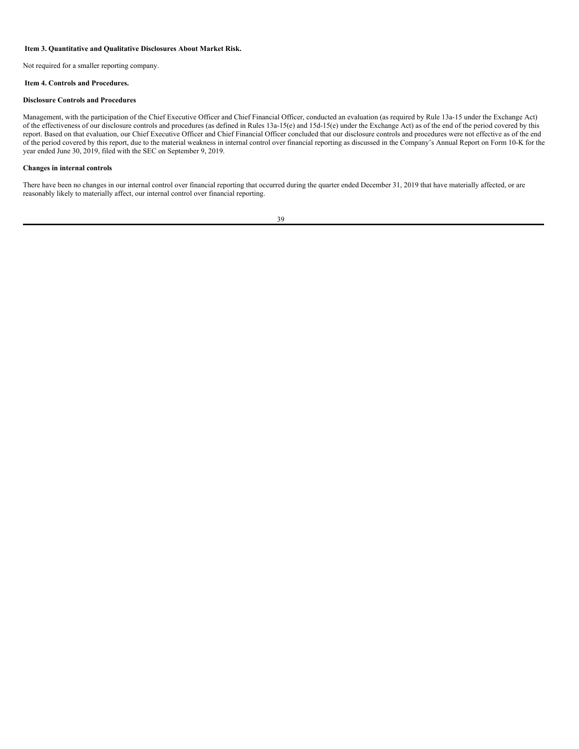## Item 3. Quantitative and Qualitative Disclosures About Market Risk.

Not required for a smaller reporting company.

## Item 4. Controls and Procedures.

### Disclosure Controls and Procedures

Management, with the participation of the Chief Executive Officer and Chief Financial Officer, conducted an evaluation (as required by Rule 13a-15 under the Exchange Act) of the effectiveness of our disclosure controls and procedures (as defined in Rules 13a-15(e) and 15d-15(e) under the Exchange Act) as of the end of the period covered by this report. Based on that evaluation, our Chief Executive Officer and Chief Financial Officer concluded that our disclosure controls and procedures were not effective as of the end of the period covered by this report, due to the material weakness in internal control over financial reporting as discussed in the Company's Annual Report on Form 10-K for the year ended June 30, 2019, filed with the SEC on September 9, 2019.

### Changes in internal controls

There have been no changes in our internal control over financial reporting that occurred during the quarter ended December 31, 2019 that have materially affected, or are reasonably likely to materially affect, our internal control over financial reporting.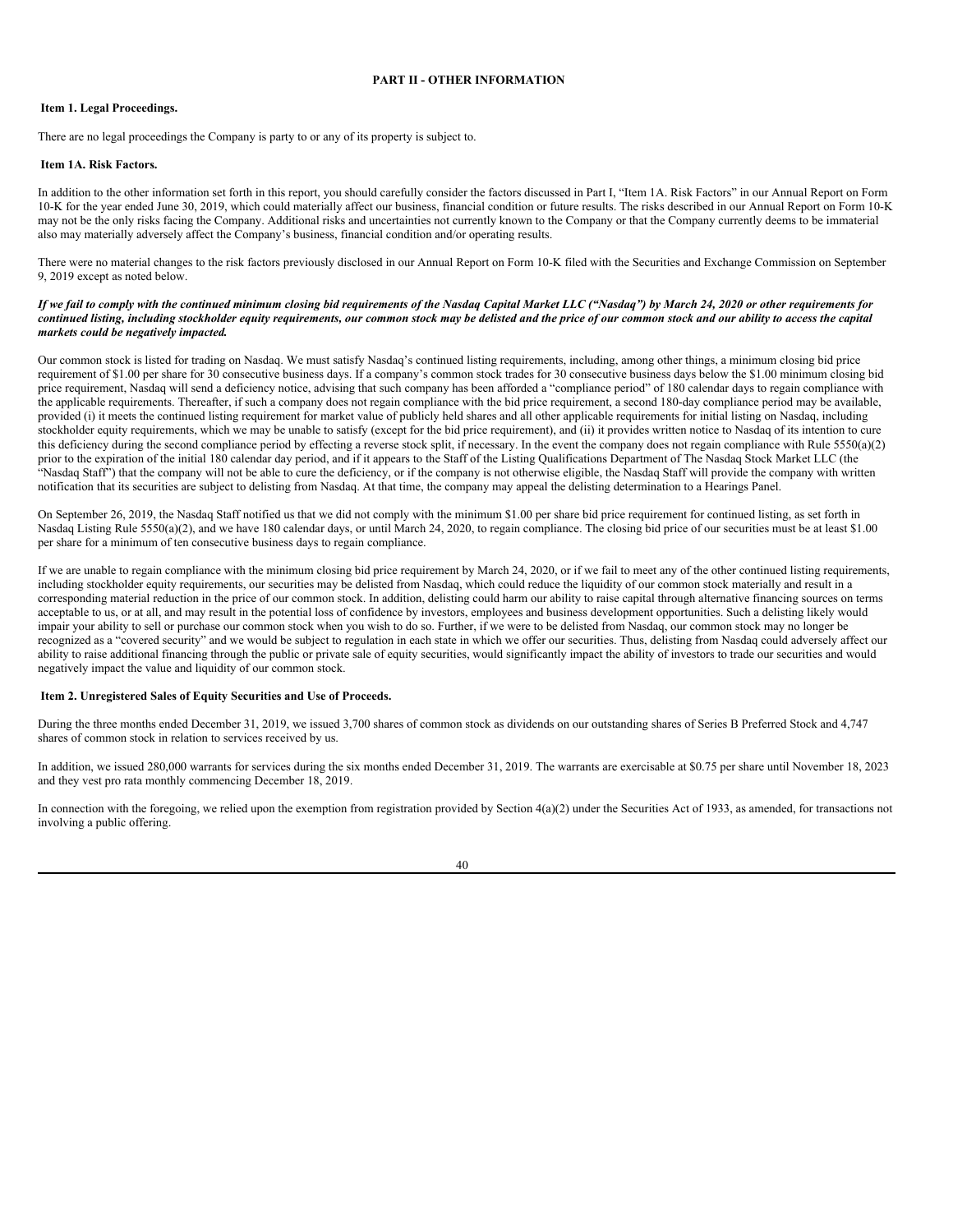## PART II - OTHER INFORMATION

### Item 1. Legal Proceedings.

There are no legal proceedings the Company is party to or any of its property is subject to.

### Item 1A. Risk Factors.

In addition to the other information set forth in this report, you should carefully consider the factors discussed in Part I, "Item 1A. Risk Factors" in our Annual Report on Form 10-K for the year ended June 30, 2019, which could materially affect our business, financial condition or future results. The risks described in our Annual Report on Form 10-K may not be the only risks facing the Company. Additional risks and uncertainties not currently known to the Company or that the Company currently deems to be immaterial also may materially adversely affect the Company's business, financial condition and/or operating results.

There were no material changes to the risk factors previously disclosed in our Annual Report on Form 10-K filed with the Securities and Exchange Commission on September 9, 2019 except as noted below.

***If we fail to comply with the continued minimum closing bid requirements of the Nasdaq Capital Market LLC ("Nasdaq") by March 24, 2020 or other requirements for continued listing, including stockholder equity requirements, our common stock may be delisted and the price of our common stock and our ability to access the capital markets could be negatively impacted.***

Our common stock is listed for trading on Nasdaq. We must satisfy Nasdaq's continued listing requirements, including, among other things, a minimum closing bid price requirement of $1.00 per share for 30 consecutive business days. If a company's common stock trades for 30 consecutive business days below the $1.00 minimum closing bid price requirement, Nasdaq will send a deficiency notice, advising that such company has been afforded a "compliance period" of 180 calendar days to regain compliance with the applicable requirements. Thereafter, if such a company does not regain compliance with the bid price requirement, a second 180-day compliance period may be available, provided (i) it meets the continued listing requirement for market value of publicly held shares and all other applicable requirements for initial listing on Nasdaq, including stockholder equity requirements, which we may be unable to satisfy (except for the bid price requirement), and (ii) it provides written notice to Nasdaq of its intention to cure this deficiency during the second compliance period by effecting a reverse stock split, if necessary. In the event the company does not regain compliance with Rule 5550(a)(2) prior to the expiration of the initial 180 calendar day period, and if it appears to the Staff of the Listing Qualifications Department of The Nasdaq Stock Market LLC (the "Nasdaq Staff") that the company will not be able to cure the deficiency, or if the company is not otherwise eligible, the Nasdaq Staff will provide the company with written notification that its securities are subject to delisting from Nasdaq. At that time, the company may appeal the delisting determination to a Hearings Panel.

On September 26, 2019, the Nasdaq Staff notified us that we did not comply with the minimum $1.00 per share bid price requirement for continued listing, as set forth in Nasdaq Listing Rule 5550(a)(2), and we have 180 calendar days, or until March 24, 2020, to regain compliance. The closing bid price of our securities must be at least $1.00 per share for a minimum of ten consecutive business days to regain compliance.

If we are unable to regain compliance with the minimum closing bid price requirement by March 24, 2020, or if we fail to meet any of the other continued listing requirements, including stockholder equity requirements, our securities may be delisted from Nasdaq, which could reduce the liquidity of our common stock materially and result in a corresponding material reduction in the price of our common stock. In addition, delisting could harm our ability to raise capital through alternative financing sources on terms acceptable to us, or at all, and may result in the potential loss of confidence by investors, employees and business development opportunities. Such a delisting likely would impair your ability to sell or purchase our common stock when you wish to do so. Further, if we were to be delisted from Nasdaq, our common stock may no longer be recognized as a "covered security" and we would be subject to regulation in each state in which we offer our securities. Thus, delisting from Nasdaq could adversely affect our ability to raise additional financing through the public or private sale of equity securities, would significantly impact the ability of investors to trade our securities and would negatively impact the value and liquidity of our common stock.

### Item 2. Unregistered Sales of Equity Securities and Use of Proceeds.

During the three months ended December 31, 2019, we issued 3,700 shares of common stock as dividends on our outstanding shares of Series B Preferred Stock and 4,747 shares of common stock in relation to services received by us.

In addition, we issued 280,000 warrants for services during the six months ended December 31, 2019. The warrants are exercisable at $0.75 per share until November 18, 2023 and they vest pro rata monthly commencing December 18, 2019.

In connection with the foregoing, we relied upon the exemption from registration provided by Section 4(a)(2) under the Securities Act of 1933, as amended, for transactions not involving a public offering.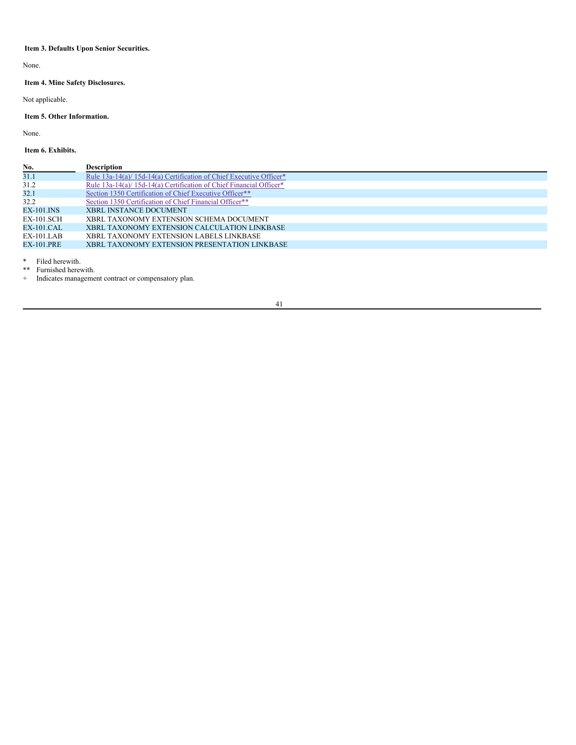**Item 3. Defaults Upon Senior Securities.**

None.

**Item 4. Mine Safety Disclosures.**

Not applicable.

**Item 5. Other Information.**

None.

**Item 6. Exhibits.**

| No. | Description |
|---|---|
| 31.1 | Rule 13a-14(a)/ 15d-14(a) Certification of Chief Executive Officer* |
| 31.2 | Rule 13a-14(a)/ 15d-14(a) Certification of Chief Financial Officer* |
| 32.1 | Section 1350 Certification of Chief Executive Officer** |
| 32.2 | Section 1350 Certification of Chief Financial Officer** |
| EX-101.INS | XBRL INSTANCE DOCUMENT |
| EX-101.SCH | XBRL TAXONOMY EXTENSION SCHEMA DOCUMENT |
| EX-101.CAL | XBRL TAXONOMY EXTENSION CALCULATION LINKBASE |
| EX-101.LAB | XBRL TAXONOMY EXTENSION LABELS LINKBASE |
| EX-101.PRE | XBRL TAXONOMY EXTENSION PRESENTATION LINKBASE |

\* Filed herewith.

\** Furnished herewith.

\+ Indicates management contract or compensatory plan.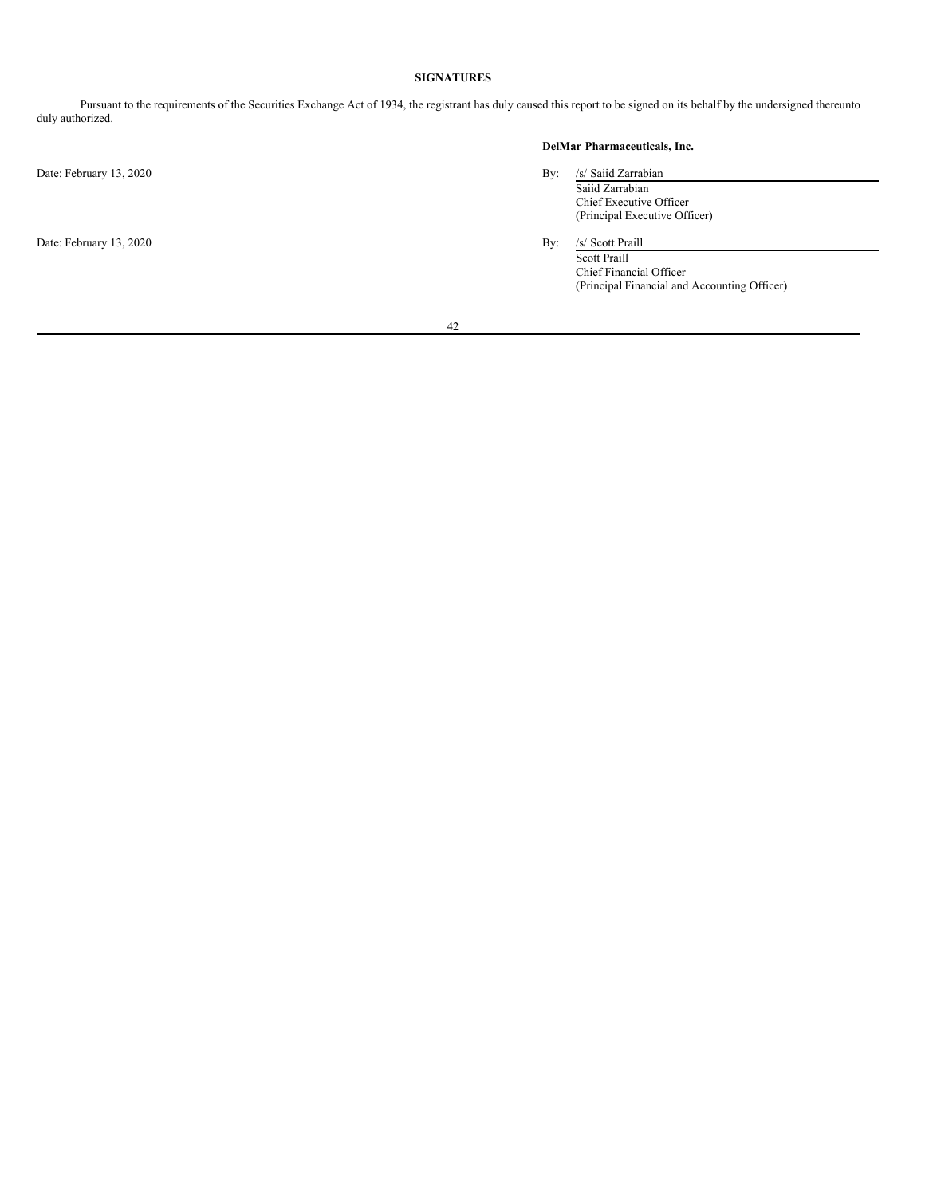## SIGNATURES

Pursuant to the requirements of the Securities Exchange Act of 1934, the registrant has duly caused this report to be signed on its behalf by the undersigned thereunto duly authorized.

**DelMar Pharmaceuticals, Inc.**

Date: February 13, 2020

By: /s/ Saiid Zarrabian
Saiid Zarrabian
Chief Executive Officer
(Principal Executive Officer)

Date: February 13, 2020

By: /s/ Scott Praill
Scott Praill
Chief Financial Officer
(Principal Financial and Accounting Officer)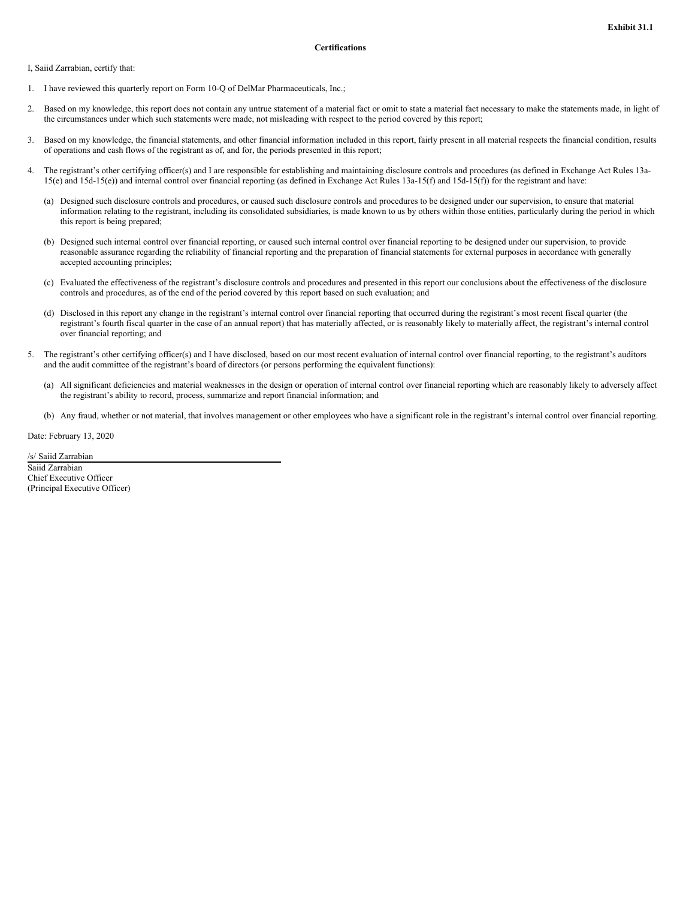**Exhibit 31.1**

**Certifications**

I, Saiid Zarrabian, certify that:

1. I have reviewed this quarterly report on Form 10-Q of DelMar Pharmaceuticals, Inc.;

2. Based on my knowledge, this report does not contain any untrue statement of a material fact or omit to state a material fact necessary to make the statements made, in light of the circumstances under which such statements were made, not misleading with respect to the period covered by this report;

3. Based on my knowledge, the financial statements, and other financial information included in this report, fairly present in all material respects the financial condition, results of operations and cash flows of the registrant as of, and for, the periods presented in this report;

4. The registrant's other certifying officer(s) and I are responsible for establishing and maintaining disclosure controls and procedures (as defined in Exchange Act Rules 13a-15(e) and 15d-15(e)) and internal control over financial reporting (as defined in Exchange Act Rules 13a-15(f) and 15d-15(f)) for the registrant and have:

   (a) Designed such disclosure controls and procedures, or caused such disclosure controls and procedures to be designed under our supervision, to ensure that material information relating to the registrant, including its consolidated subsidiaries, is made known to us by others within those entities, particularly during the period in which this report is being prepared;

   (b) Designed such internal control over financial reporting, or caused such internal control over financial reporting to be designed under our supervision, to provide reasonable assurance regarding the reliability of financial reporting and the preparation of financial statements for external purposes in accordance with generally accepted accounting principles;

   (c) Evaluated the effectiveness of the registrant's disclosure controls and procedures and presented in this report our conclusions about the effectiveness of the disclosure controls and procedures, as of the end of the period covered by this report based on such evaluation; and

   (d) Disclosed in this report any change in the registrant's internal control over financial reporting that occurred during the registrant's most recent fiscal quarter (the registrant's fourth fiscal quarter in the case of an annual report) that has materially affected, or is reasonably likely to materially affect, the registrant's internal control over financial reporting; and

5. The registrant's other certifying officer(s) and I have disclosed, based on our most recent evaluation of internal control over financial reporting, to the registrant's auditors and the audit committee of the registrant's board of directors (or persons performing the equivalent functions):

   (a) All significant deficiencies and material weaknesses in the design or operation of internal control over financial reporting which are reasonably likely to adversely affect the registrant's ability to record, process, summarize and report financial information; and

   (b) Any fraud, whether or not material, that involves management or other employees who have a significant role in the registrant's internal control over financial reporting.

Date: February 13, 2020

/s/ Saiid Zarrabian

Saiid Zarrabian
Chief Executive Officer
(Principal Executive Officer)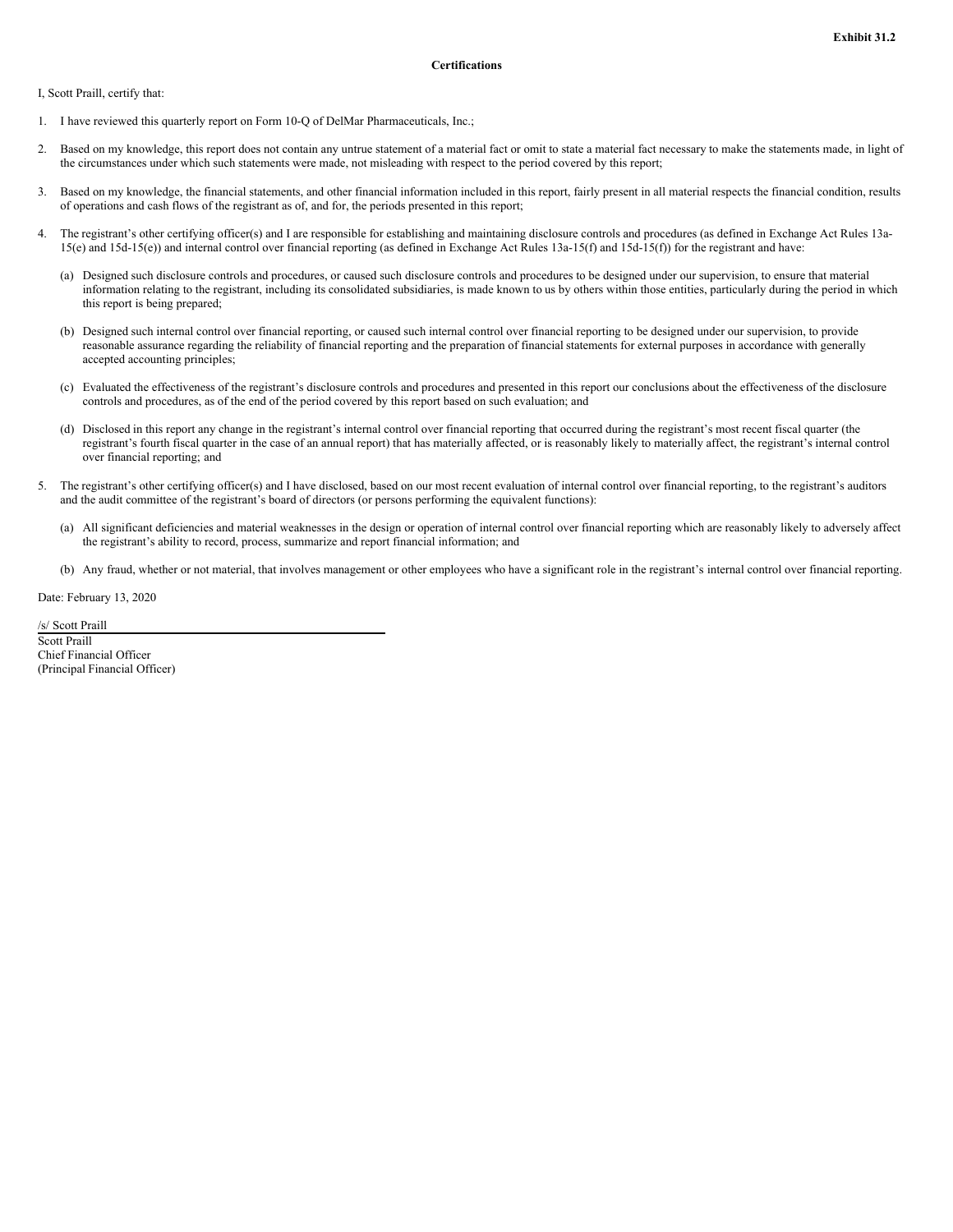**Exhibit 31.2**

**Certifications**

I, Scott Praill, certify that:

1. I have reviewed this quarterly report on Form 10-Q of DelMar Pharmaceuticals, Inc.;

2. Based on my knowledge, this report does not contain any untrue statement of a material fact or omit to state a material fact necessary to make the statements made, in light of the circumstances under which such statements were made, not misleading with respect to the period covered by this report;

3. Based on my knowledge, the financial statements, and other financial information included in this report, fairly present in all material respects the financial condition, results of operations and cash flows of the registrant as of, and for, the periods presented in this report;

4. The registrant's other certifying officer(s) and I are responsible for establishing and maintaining disclosure controls and procedures (as defined in Exchange Act Rules 13a-15(e) and 15d-15(e)) and internal control over financial reporting (as defined in Exchange Act Rules 13a-15(f) and 15d-15(f)) for the registrant and have:

   (a) Designed such disclosure controls and procedures, or caused such disclosure controls and procedures to be designed under our supervision, to ensure that material information relating to the registrant, including its consolidated subsidiaries, is made known to us by others within those entities, particularly during the period in which this report is being prepared;

   (b) Designed such internal control over financial reporting, or caused such internal control over financial reporting to be designed under our supervision, to provide reasonable assurance regarding the reliability of financial reporting and the preparation of financial statements for external purposes in accordance with generally accepted accounting principles;

   (c) Evaluated the effectiveness of the registrant's disclosure controls and procedures and presented in this report our conclusions about the effectiveness of the disclosure controls and procedures, as of the end of the period covered by this report based on such evaluation; and

   (d) Disclosed in this report any change in the registrant's internal control over financial reporting that occurred during the registrant's most recent fiscal quarter (the registrant's fourth fiscal quarter in the case of an annual report) that has materially affected, or is reasonably likely to materially affect, the registrant's internal control over financial reporting; and

5. The registrant's other certifying officer(s) and I have disclosed, based on our most recent evaluation of internal control over financial reporting, to the registrant's auditors and the audit committee of the registrant's board of directors (or persons performing the equivalent functions):

   (a) All significant deficiencies and material weaknesses in the design or operation of internal control over financial reporting which are reasonably likely to adversely affect the registrant's ability to record, process, summarize and report financial information; and

   (b) Any fraud, whether or not material, that involves management or other employees who have a significant role in the registrant's internal control over financial reporting.

Date: February 13, 2020

/s/ Scott Praill

Scott Praill
Chief Financial Officer
(Principal Financial Officer)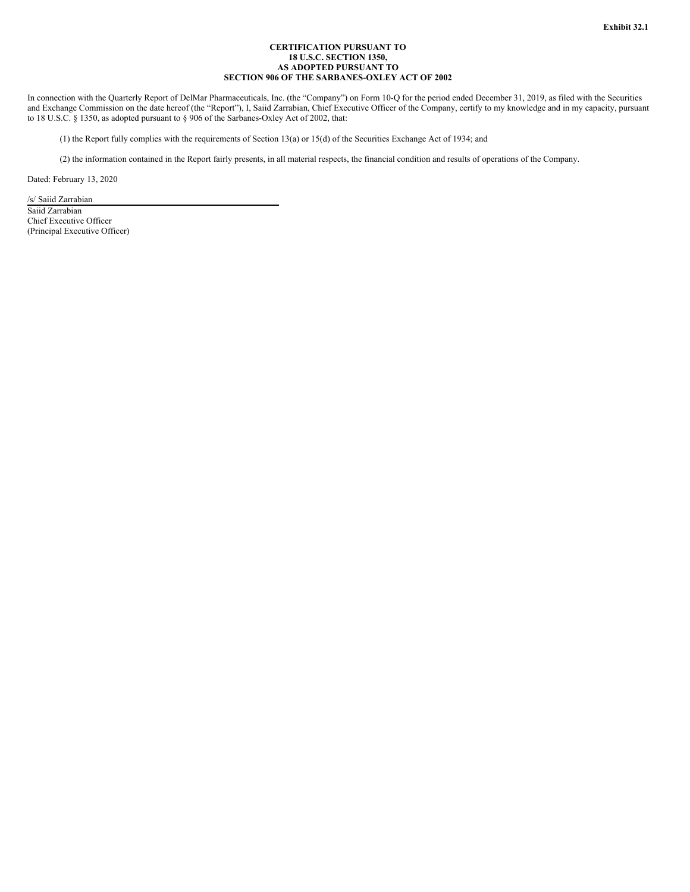Exhibit 32.1

**CERTIFICATION PURSUANT TO**
**18 U.S.C. SECTION 1350,**
**AS ADOPTED PURSUANT TO**
**SECTION 906 OF THE SARBANES-OXLEY ACT OF 2002**

In connection with the Quarterly Report of DelMar Pharmaceuticals, Inc. (the "Company") on Form 10-Q for the period ended December 31, 2019, as filed with the Securities and Exchange Commission on the date hereof (the "Report"), I, Saiid Zarrabian, Chief Executive Officer of the Company, certify to my knowledge and in my capacity, pursuant to 18 U.S.C. § 1350, as adopted pursuant to § 906 of the Sarbanes-Oxley Act of 2002, that:

(1) the Report fully complies with the requirements of Section 13(a) or 15(d) of the Securities Exchange Act of 1934; and

(2) the information contained in the Report fairly presents, in all material respects, the financial condition and results of operations of the Company.

Dated: February 13, 2020

/s/ Saiid Zarrabian

Saiid Zarrabian
Chief Executive Officer
(Principal Executive Officer)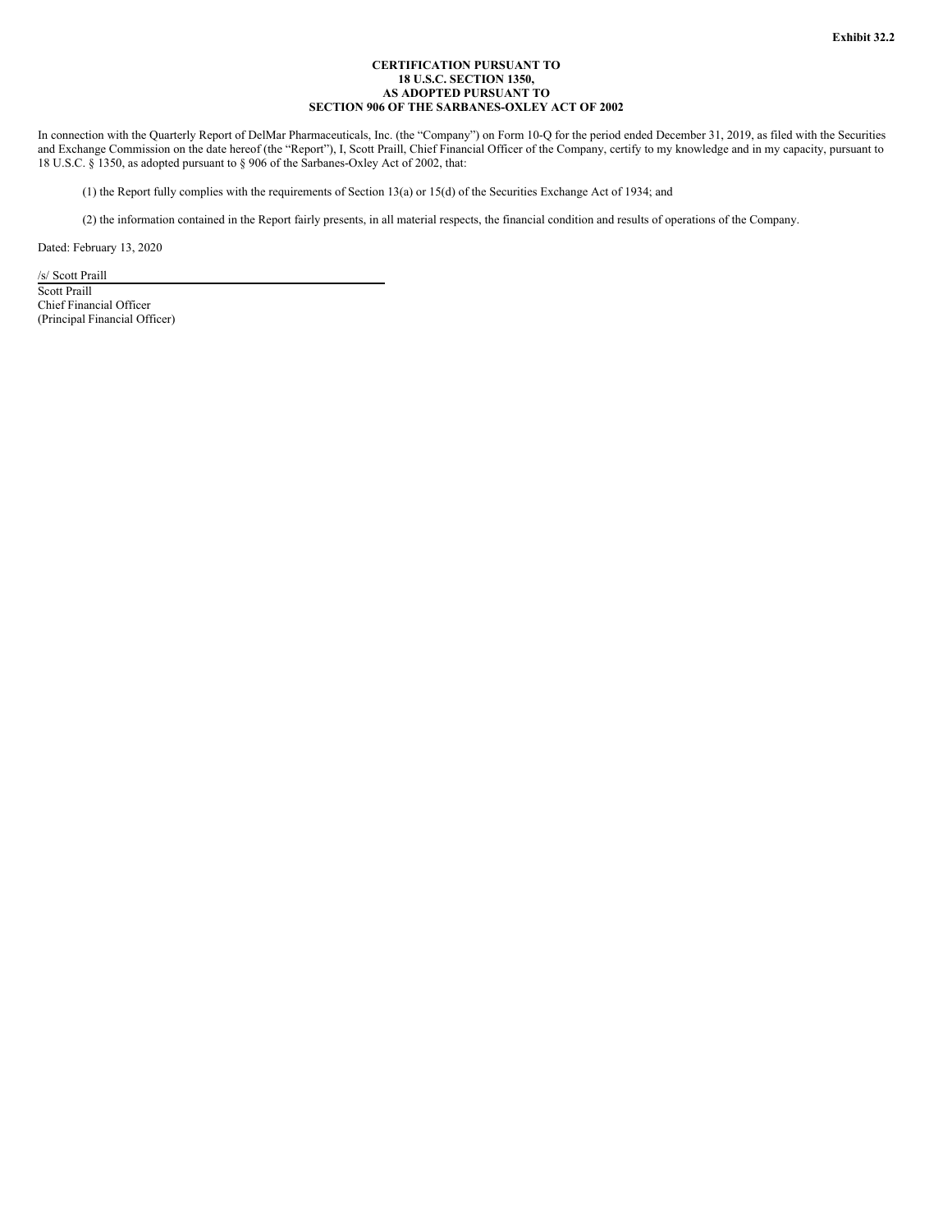**Exhibit 32.2**

**CERTIFICATION PURSUANT TO**
**18 U.S.C. SECTION 1350,**
**AS ADOPTED PURSUANT TO**
**SECTION 906 OF THE SARBANES-OXLEY ACT OF 2002**

In connection with the Quarterly Report of DelMar Pharmaceuticals, Inc. (the "Company") on Form 10-Q for the period ended December 31, 2019, as filed with the Securities and Exchange Commission on the date hereof (the "Report"), I, Scott Praill, Chief Financial Officer of the Company, certify to my knowledge and in my capacity, pursuant to 18 U.S.C. § 1350, as adopted pursuant to § 906 of the Sarbanes-Oxley Act of 2002, that:

(1) the Report fully complies with the requirements of Section 13(a) or 15(d) of the Securities Exchange Act of 1934; and

(2) the information contained in the Report fairly presents, in all material respects, the financial condition and results of operations of the Company.

Dated: February 13, 2020

/s/ Scott Praill

Scott Praill
Chief Financial Officer
(Principal Financial Officer)